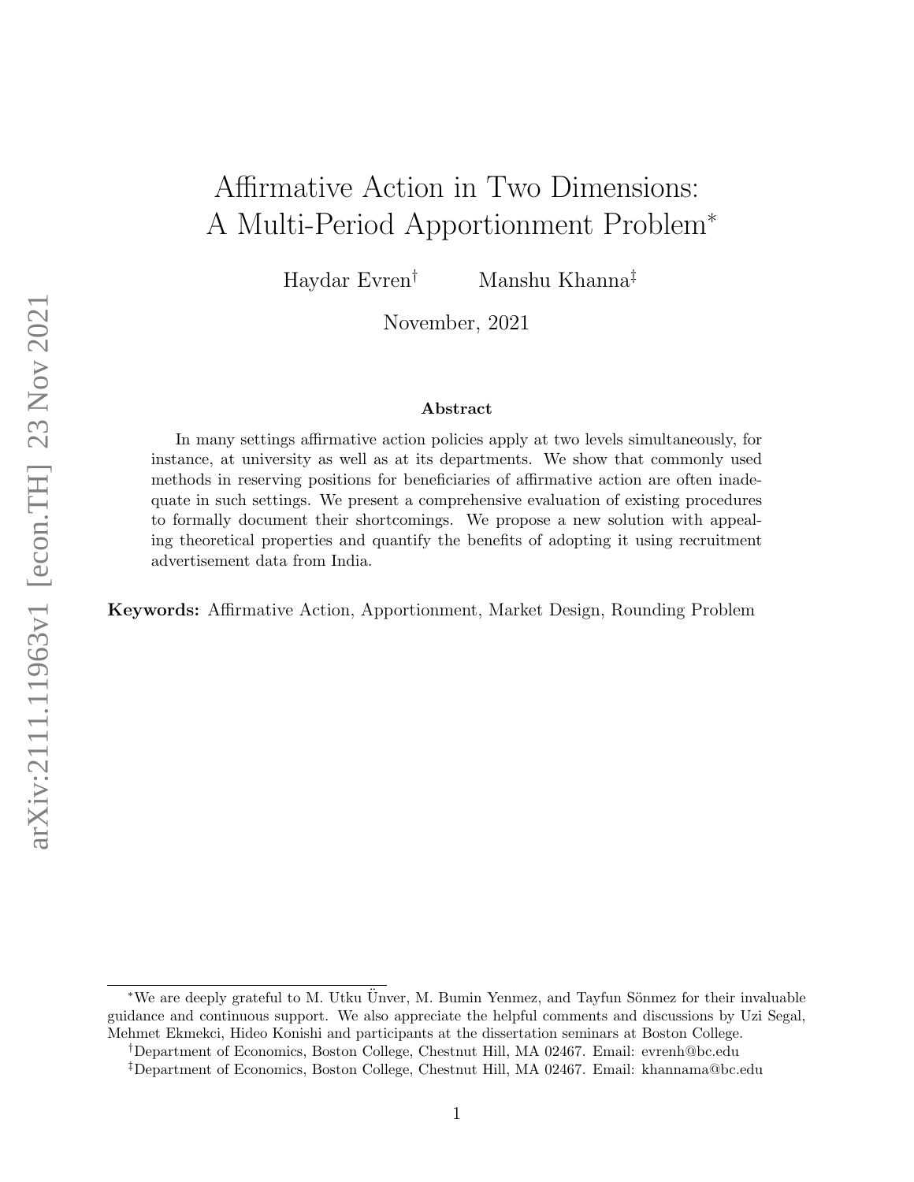# Affirmative Action in Two Dimensions: A Multi-Period Apportionment Problem*

Haydar Evren[†] Manshu Khanna[‡]

November, 2021

### Abstract

In many settings affirmative action policies apply at two levels simultaneously, for instance, at university as well as at its departments. We show that commonly used methods in reserving positions for beneficiaries of affirmative action are often inadequate in such settings. We present a comprehensive evaluation of existing procedures to formally document their shortcomings. We propose a new solution with appealing theoretical properties and quantify the benefits of adopting it using recruitment advertisement data from India.

**Keywords:** Affirmative Action, Apportionment, Market Design, Rounding Problem

---

*We are deeply grateful to M. Utku Ünver, M. Bumin Yenmez, and Tayfun Sönmez for their invaluable guidance and continuous support. We also appreciate the helpful comments and discussions by Uzi Segal, Mehmet Ekmekci, Hideo Konishi and participants at the dissertation seminars at Boston College.

[†]Department of Economics, Boston College, Chestnut Hill, MA 02467. Email: evrenh@bc.edu

[‡]Department of Economics, Boston College, Chestnut Hill, MA 02467. Email: khannama@bc.edu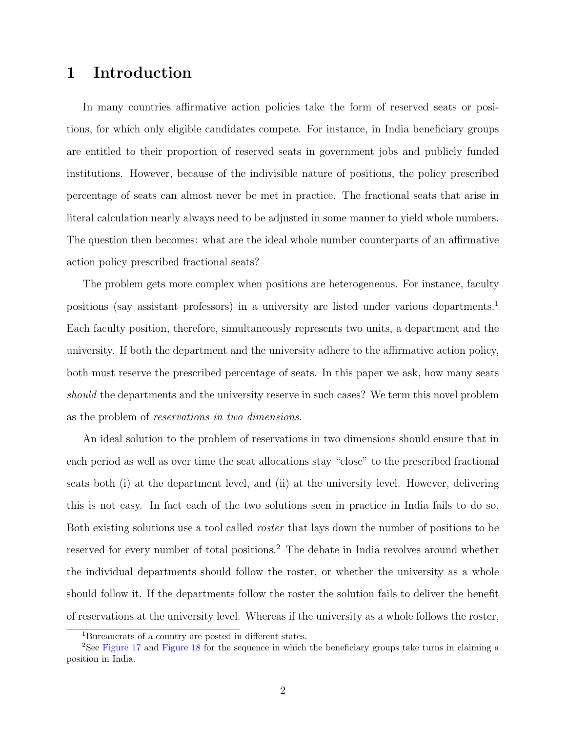# 1 Introduction

In many countries affirmative action policies take the form of reserved seats or positions, for which only eligible candidates compete. For instance, in India beneficiary groups are entitled to their proportion of reserved seats in government jobs and publicly funded institutions. However, because of the indivisible nature of positions, the policy prescribed percentage of seats can almost never be met in practice. The fractional seats that arise in literal calculation nearly always need to be adjusted in some manner to yield whole numbers. The question then becomes: what are the ideal whole number counterparts of an affirmative action policy prescribed fractional seats?

The problem gets more complex when positions are heterogeneous. For instance, faculty positions (say assistant professors) in a university are listed under various departments.[1] Each faculty position, therefore, simultaneously represents two units, a department and the university. If both the department and the university adhere to the affirmative action policy, both must reserve the prescribed percentage of seats. In this paper we ask, how many seats *should* the departments and the university reserve in such cases? We term this novel problem as the problem of *reservations in two dimensions*.

An ideal solution to the problem of reservations in two dimensions should ensure that in each period as well as over time the seat allocations stay "close" to the prescribed fractional seats both (i) at the department level, and (ii) at the university level. However, delivering this is not easy. In fact each of the two solutions seen in practice in India fails to do so. Both existing solutions use a tool called *roster* that lays down the number of positions to be reserved for every number of total positions.[2] The debate in India revolves around whether the individual departments should follow the roster, or whether the university as a whole should follow it. If the departments follow the roster the solution fails to deliver the benefit of reservations at the university level. Whereas if the university as a whole follows the roster,

[1] Bureaucrats of a country are posted in different states.

[2] See Figure 17 and Figure 18 for the sequence in which the beneficiary groups take turns in claiming a position in India.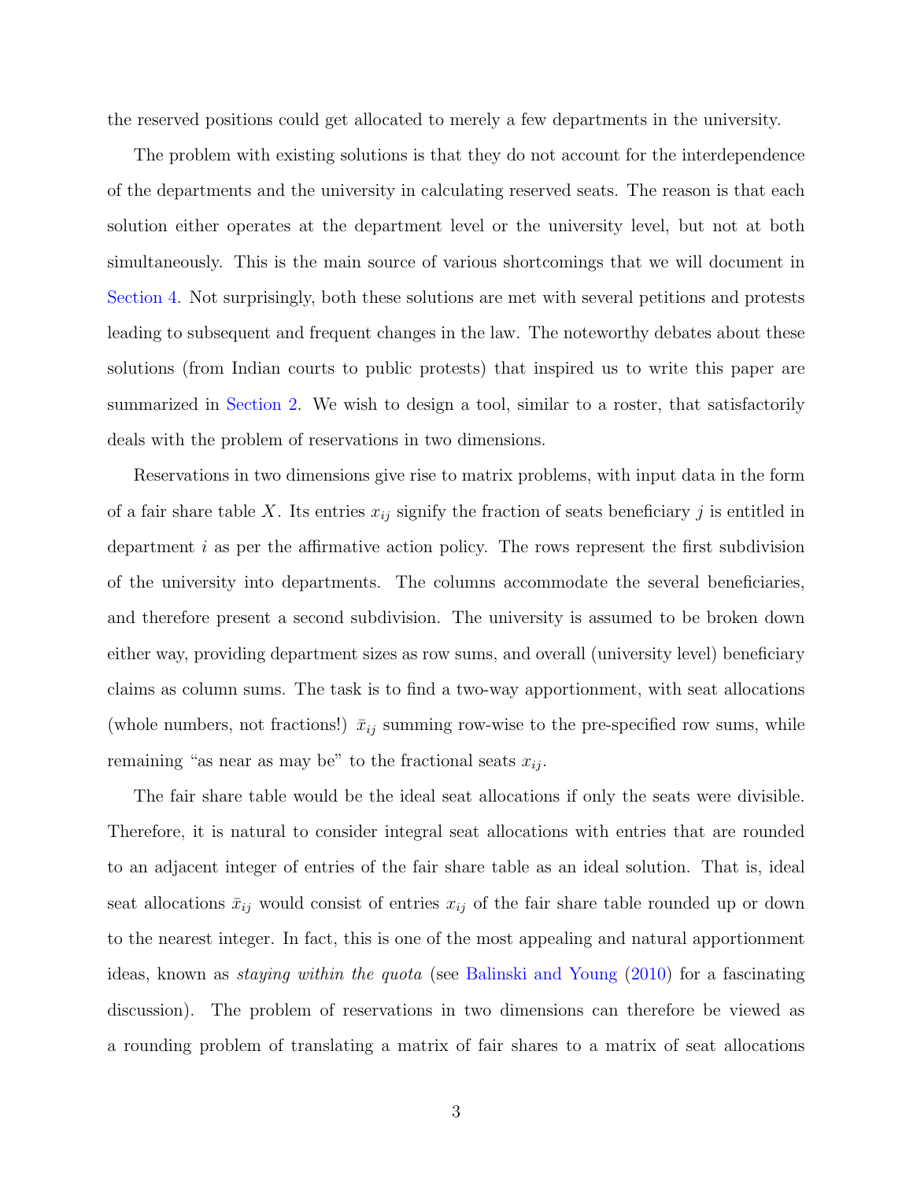the reserved positions could get allocated to merely a few departments in the university.

The problem with existing solutions is that they do not account for the interdependence of the departments and the university in calculating reserved seats. The reason is that each solution either operates at the department level or the university level, but not at both simultaneously. This is the main source of various shortcomings that we will document in Section 4. Not surprisingly, both these solutions are met with several petitions and protests leading to subsequent and frequent changes in the law. The noteworthy debates about these solutions (from Indian courts to public protests) that inspired us to write this paper are summarized in Section 2. We wish to design a tool, similar to a roster, that satisfactorily deals with the problem of reservations in two dimensions.

Reservations in two dimensions give rise to matrix problems, with input data in the form of a fair share table $X$. Its entries $x_{ij}$ signify the fraction of seats beneficiary $j$ is entitled in department $i$ as per the affirmative action policy. The rows represent the first subdivision of the university into departments. The columns accommodate the several beneficiaries, and therefore present a second subdivision. The university is assumed to be broken down either way, providing department sizes as row sums, and overall (university level) beneficiary claims as column sums. The task is to find a two-way apportionment, with seat allocations (whole numbers, not fractions!) $\bar{x}_{ij}$ summing row-wise to the pre-specified row sums, while remaining "as near as may be" to the fractional seats $x_{ij}$.

The fair share table would be the ideal seat allocations if only the seats were divisible. Therefore, it is natural to consider integral seat allocations with entries that are rounded to an adjacent integer of entries of the fair share table as an ideal solution. That is, ideal seat allocations $\bar{x}_{ij}$ would consist of entries $x_{ij}$ of the fair share table rounded up or down to the nearest integer. In fact, this is one of the most appealing and natural apportionment ideas, known as *staying within the quota* (see Balinski and Young (2010) for a fascinating discussion). The problem of reservations in two dimensions can therefore be viewed as a rounding problem of translating a matrix of fair shares to a matrix of seat allocations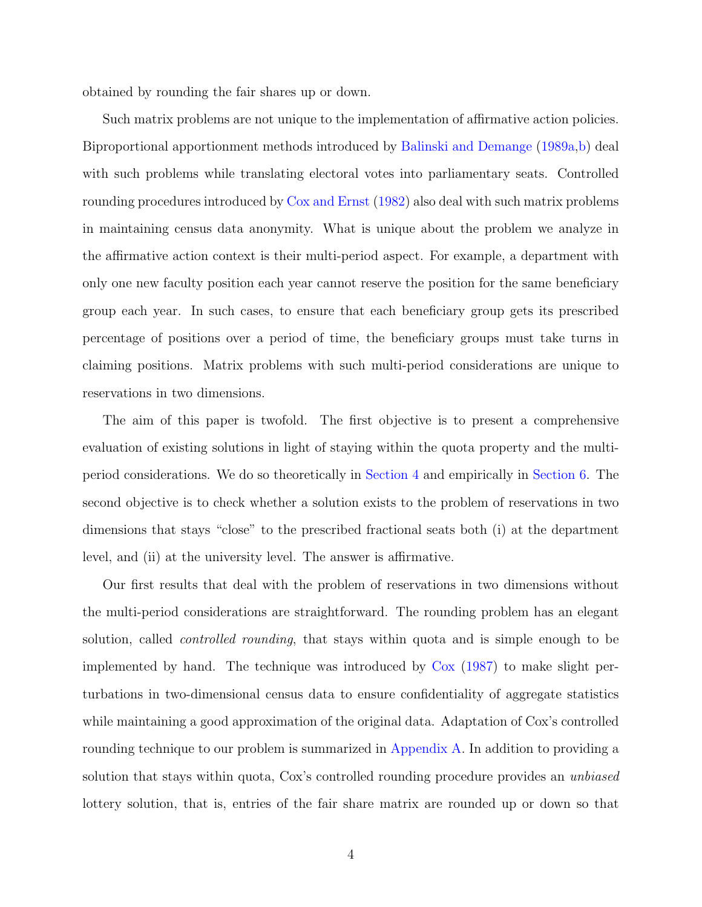obtained by rounding the fair shares up or down.

Such matrix problems are not unique to the implementation of affirmative action policies. Biproportional apportionment methods introduced by Balinski and Demange (1989a,b) deal with such problems while translating electoral votes into parliamentary seats. Controlled rounding procedures introduced by Cox and Ernst (1982) also deal with such matrix problems in maintaining census data anonymity. What is unique about the problem we analyze in the affirmative action context is their multi-period aspect. For example, a department with only one new faculty position each year cannot reserve the position for the same beneficiary group each year. In such cases, to ensure that each beneficiary group gets its prescribed percentage of positions over a period of time, the beneficiary groups must take turns in claiming positions. Matrix problems with such multi-period considerations are unique to reservations in two dimensions.

The aim of this paper is twofold. The first objective is to present a comprehensive evaluation of existing solutions in light of staying within the quota property and the multi-period considerations. We do so theoretically in Section 4 and empirically in Section 6. The second objective is to check whether a solution exists to the problem of reservations in two dimensions that stays "close" to the prescribed fractional seats both (i) at the department level, and (ii) at the university level. The answer is affirmative.

Our first results that deal with the problem of reservations in two dimensions without the multi-period considerations are straightforward. The rounding problem has an elegant solution, called *controlled rounding*, that stays within quota and is simple enough to be implemented by hand. The technique was introduced by Cox (1987) to make slight perturbations in two-dimensional census data to ensure confidentiality of aggregate statistics while maintaining a good approximation of the original data. Adaptation of Cox's controlled rounding technique to our problem is summarized in Appendix A. In addition to providing a solution that stays within quota, Cox's controlled rounding procedure provides an *unbiased* lottery solution, that is, entries of the fair share matrix are rounded up or down so that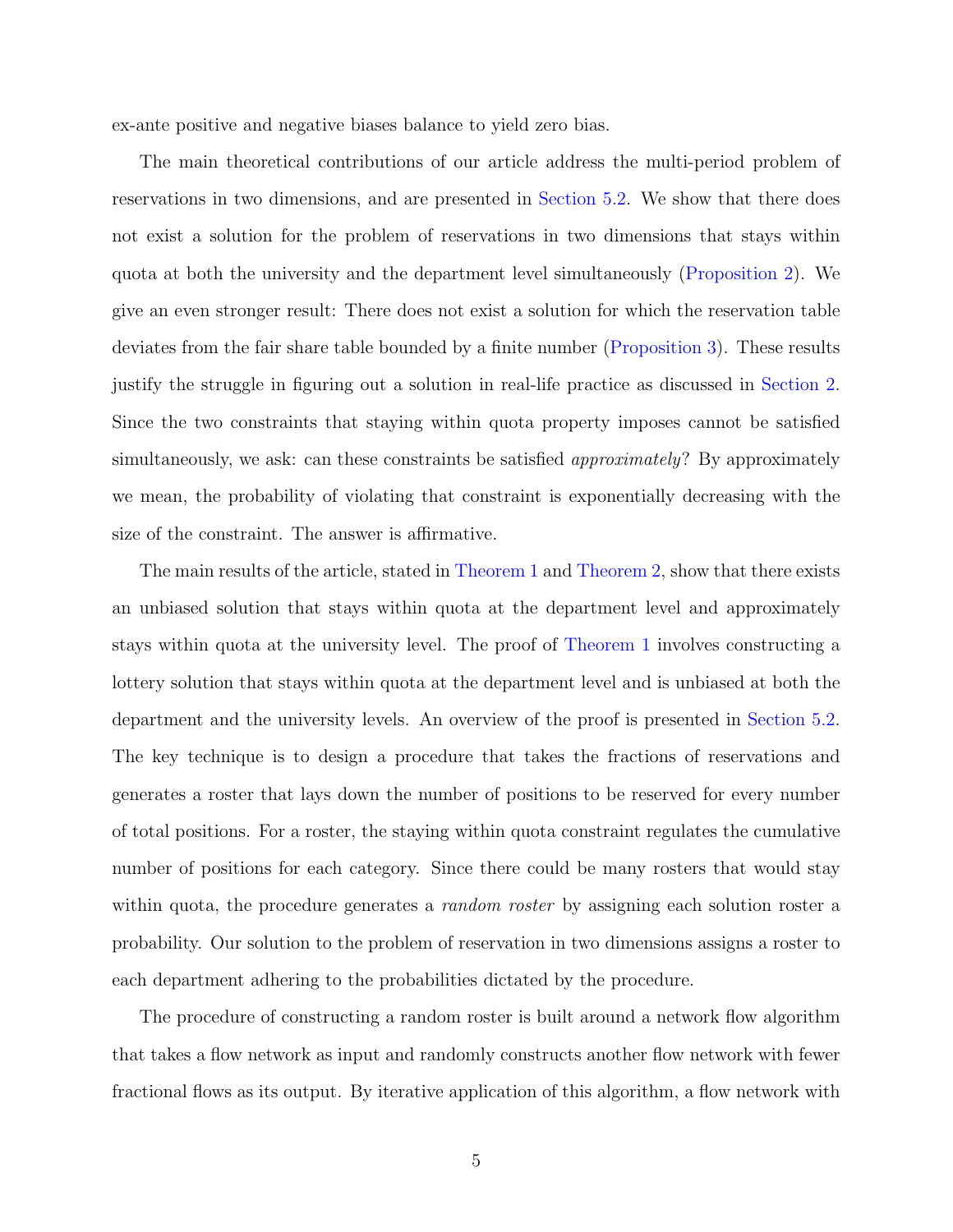ex-ante positive and negative biases balance to yield zero bias.

The main theoretical contributions of our article address the multi-period problem of reservations in two dimensions, and are presented in Section 5.2. We show that there does not exist a solution for the problem of reservations in two dimensions that stays within quota at both the university and the department level simultaneously (Proposition 2). We give an even stronger result: There does not exist a solution for which the reservation table deviates from the fair share table bounded by a finite number (Proposition 3). These results justify the struggle in figuring out a solution in real-life practice as discussed in Section 2. Since the two constraints that staying within quota property imposes cannot be satisfied simultaneously, we ask: can these constraints be satisfied *approximately*? By approximately we mean, the probability of violating that constraint is exponentially decreasing with the size of the constraint. The answer is affirmative.

The main results of the article, stated in Theorem 1 and Theorem 2, show that there exists an unbiased solution that stays within quota at the department level and approximately stays within quota at the university level. The proof of Theorem 1 involves constructing a lottery solution that stays within quota at the department level and is unbiased at both the department and the university levels. An overview of the proof is presented in Section 5.2. The key technique is to design a procedure that takes the fractions of reservations and generates a roster that lays down the number of positions to be reserved for every number of total positions. For a roster, the staying within quota constraint regulates the cumulative number of positions for each category. Since there could be many rosters that would stay within quota, the procedure generates a *random roster* by assigning each solution roster a probability. Our solution to the problem of reservation in two dimensions assigns a roster to each department adhering to the probabilities dictated by the procedure.

The procedure of constructing a random roster is built around a network flow algorithm that takes a flow network as input and randomly constructs another flow network with fewer fractional flows as its output. By iterative application of this algorithm, a flow network with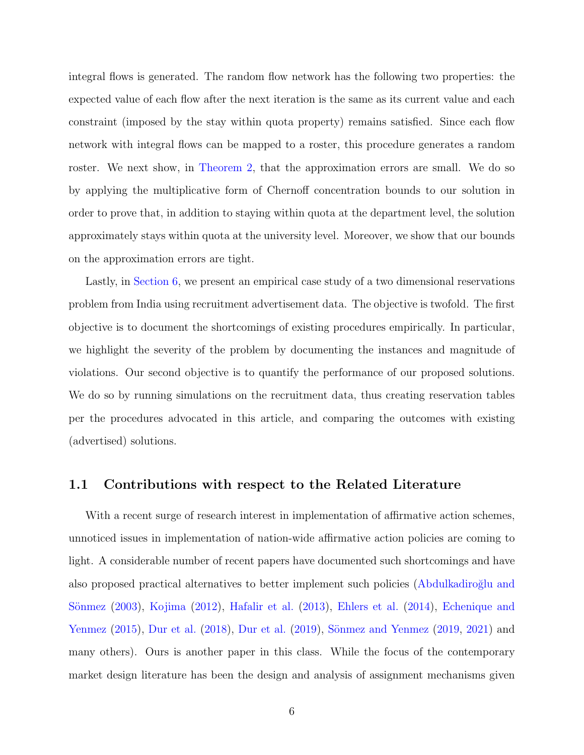integral flows is generated. The random flow network has the following two properties: the expected value of each flow after the next iteration is the same as its current value and each constraint (imposed by the stay within quota property) remains satisfied. Since each flow network with integral flows can be mapped to a roster, this procedure generates a random roster. We next show, in Theorem 2, that the approximation errors are small. We do so by applying the multiplicative form of Chernoff concentration bounds to our solution in order to prove that, in addition to staying within quota at the department level, the solution approximately stays within quota at the university level. Moreover, we show that our bounds on the approximation errors are tight.

Lastly, in Section 6, we present an empirical case study of a two dimensional reservations problem from India using recruitment advertisement data. The objective is twofold. The first objective is to document the shortcomings of existing procedures empirically. In particular, we highlight the severity of the problem by documenting the instances and magnitude of violations. Our second objective is to quantify the performance of our proposed solutions. We do so by running simulations on the recruitment data, thus creating reservation tables per the procedures advocated in this article, and comparing the outcomes with existing (advertised) solutions.

## 1.1 Contributions with respect to the Related Literature

With a recent surge of research interest in implementation of affirmative action schemes, unnoticed issues in implementation of nation-wide affirmative action policies are coming to light. A considerable number of recent papers have documented such shortcomings and have also proposed practical alternatives to better implement such policies (Abdulkadiroğlu and Sönmez (2003), Kojima (2012), Hafalir et al. (2013), Ehlers et al. (2014), Echenique and Yenmez (2015), Dur et al. (2018), Dur et al. (2019), Sönmez and Yenmez (2019, 2021) and many others). Ours is another paper in this class. While the focus of the contemporary market design literature has been the design and analysis of assignment mechanisms given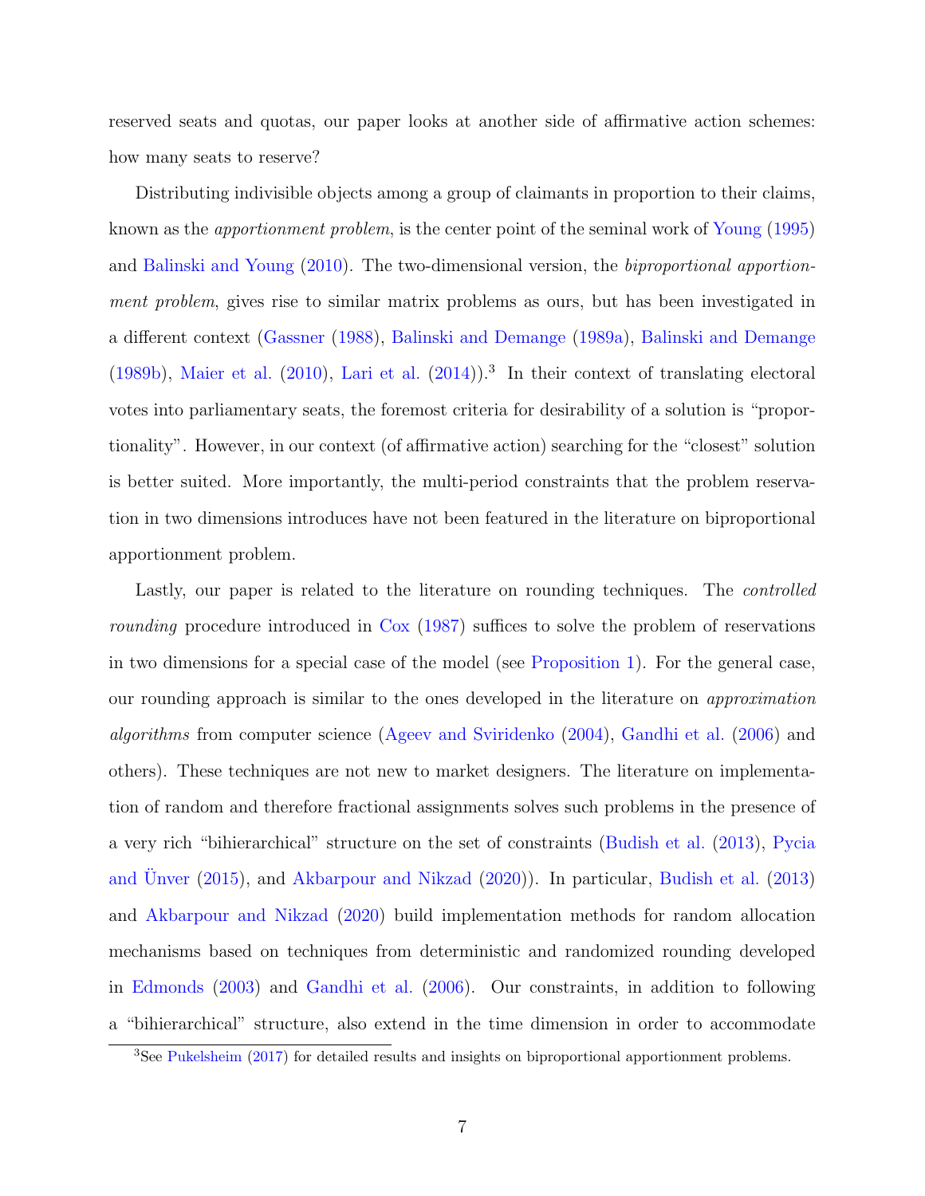reserved seats and quotas, our paper looks at another side of affirmative action schemes: how many seats to reserve?

Distributing indivisible objects among a group of claimants in proportion to their claims, known as the *apportionment problem*, is the center point of the seminal work of Young (1995) and Balinski and Young (2010). The two-dimensional version, the *biproportional apportionment problem*, gives rise to similar matrix problems as ours, but has been investigated in a different context (Gassner (1988), Balinski and Demange (1989a), Balinski and Demange (1989b), Maier et al. (2010), Lari et al. (2014)).[3] In their context of translating electoral votes into parliamentary seats, the foremost criteria for desirability of a solution is "proportionality". However, in our context (of affirmative action) searching for the "closest" solution is better suited. More importantly, the multi-period constraints that the problem reservation in two dimensions introduces have not been featured in the literature on biproportional apportionment problem.

Lastly, our paper is related to the literature on rounding techniques. The *controlled rounding* procedure introduced in Cox (1987) suffices to solve the problem of reservations in two dimensions for a special case of the model (see Proposition 1). For the general case, our rounding approach is similar to the ones developed in the literature on *approximation algorithms* from computer science (Ageev and Sviridenko (2004), Gandhi et al. (2006) and others). These techniques are not new to market designers. The literature on implementation of random and therefore fractional assignments solves such problems in the presence of a very rich "bihierarchical" structure on the set of constraints (Budish et al. (2013), Pycia and Ünver (2015), and Akbarpour and Nikzad (2020)). In particular, Budish et al. (2013) and Akbarpour and Nikzad (2020) build implementation methods for random allocation mechanisms based on techniques from deterministic and randomized rounding developed in Edmonds (2003) and Gandhi et al. (2006). Our constraints, in addition to following a "bihierarchical" structure, also extend in the time dimension in order to accommodate

[3]See Pukelsheim (2017) for detailed results and insights on biproportional apportionment problems.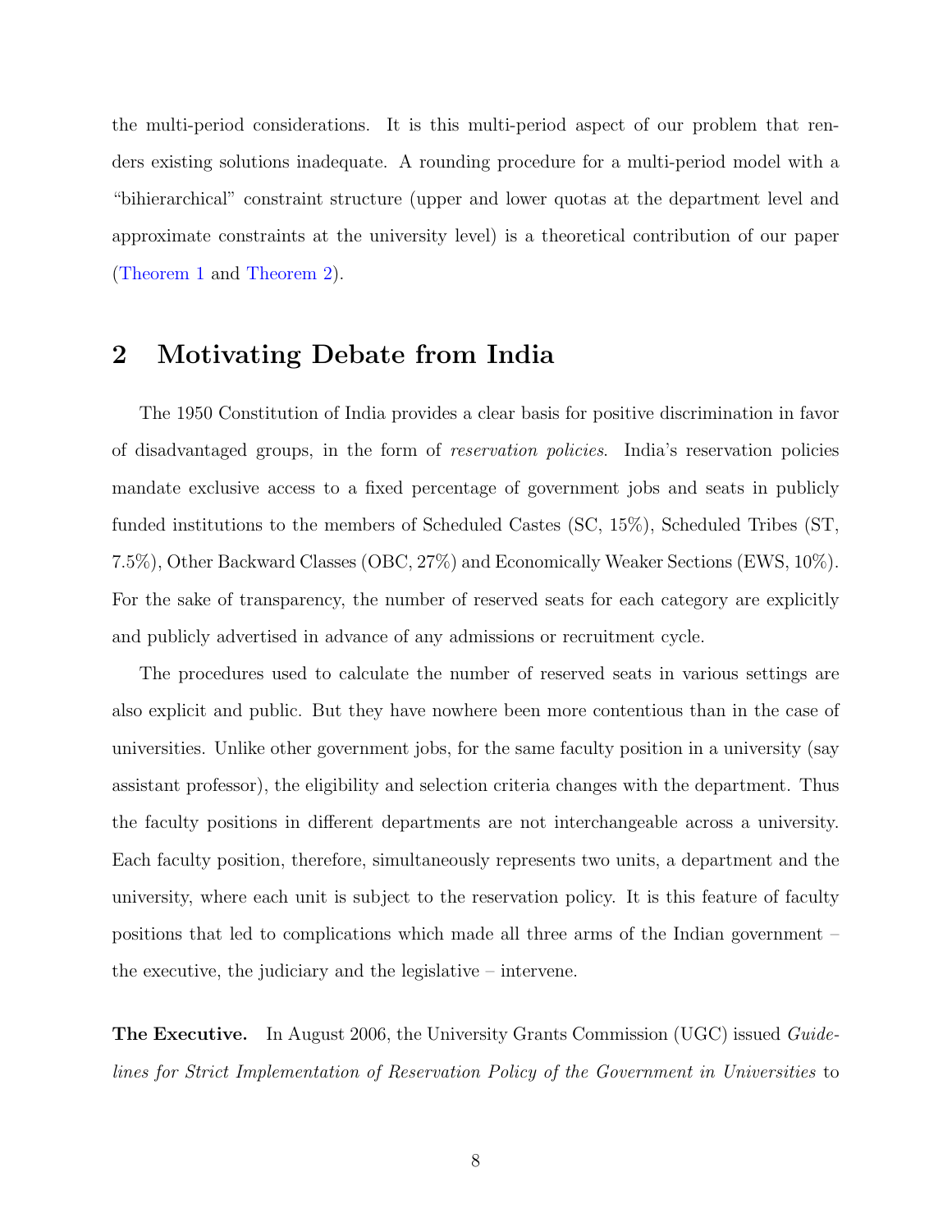the multi-period considerations. It is this multi-period aspect of our problem that renders existing solutions inadequate. A rounding procedure for a multi-period model with a "bihierarchical" constraint structure (upper and lower quotas at the department level and approximate constraints at the university level) is a theoretical contribution of our paper (Theorem 1 and Theorem 2).

## 2 Motivating Debate from India

The 1950 Constitution of India provides a clear basis for positive discrimination in favor of disadvantaged groups, in the form of *reservation policies*. India's reservation policies mandate exclusive access to a fixed percentage of government jobs and seats in publicly funded institutions to the members of Scheduled Castes (SC, 15%), Scheduled Tribes (ST, 7.5%), Other Backward Classes (OBC, 27%) and Economically Weaker Sections (EWS, 10%). For the sake of transparency, the number of reserved seats for each category are explicitly and publicly advertised in advance of any admissions or recruitment cycle.

The procedures used to calculate the number of reserved seats in various settings are also explicit and public. But they have nowhere been more contentious than in the case of universities. Unlike other government jobs, for the same faculty position in a university (say assistant professor), the eligibility and selection criteria changes with the department. Thus the faculty positions in different departments are not interchangeable across a university. Each faculty position, therefore, simultaneously represents two units, a department and the university, where each unit is subject to the reservation policy. It is this feature of faculty positions that led to complications which made all three arms of the Indian government – the executive, the judiciary and the legislative – intervene.

**The Executive.** In August 2006, the University Grants Commission (UGC) issued *Guidelines for Strict Implementation of Reservation Policy of the Government in Universities* to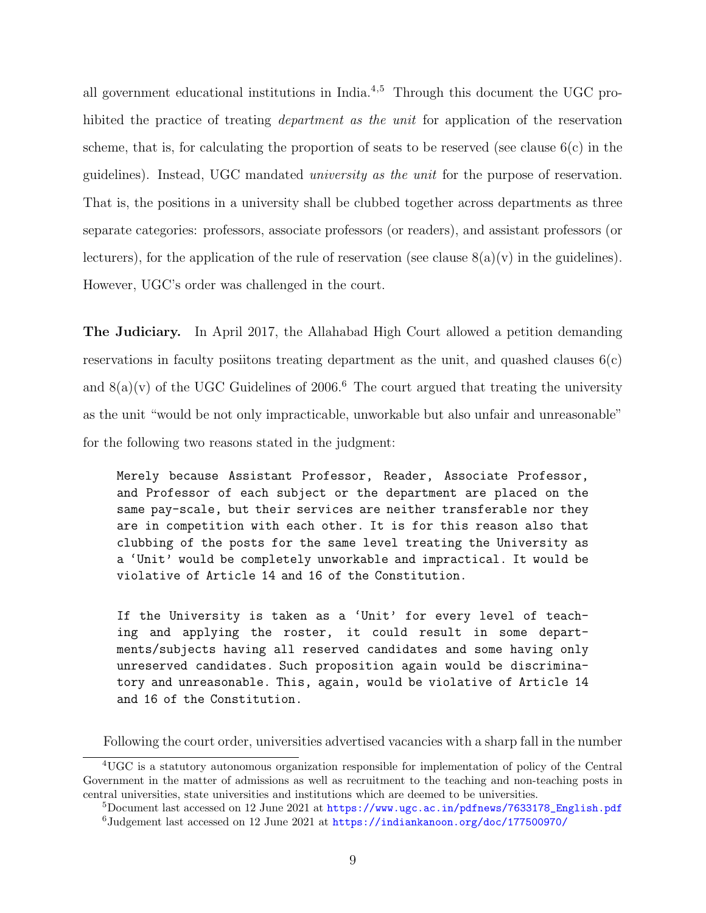all government educational institutions in India.[4,5] Through this document the UGC prohibited the practice of treating *department as the unit* for application of the reservation scheme, that is, for calculating the proportion of seats to be reserved (see clause 6(c) in the guidelines). Instead, UGC mandated *university as the unit* for the purpose of reservation. That is, the positions in a university shall be clubbed together across departments as three separate categories: professors, associate professors (or readers), and assistant professors (or lecturers), for the application of the rule of reservation (see clause 8(a)(v) in the guidelines). However, UGC's order was challenged in the court.

**The Judiciary.** In April 2017, the Allahabad High Court allowed a petition demanding reservations in faculty posiitons treating department as the unit, and quashed clauses 6(c) and 8(a)(v) of the UGC Guidelines of 2006.[6] The court argued that treating the university as the unit "would be not only impracticable, unworkable but also unfair and unreasonable" for the following two reasons stated in the judgment:

> Merely because Assistant Professor, Reader, Associate Professor, and Professor of each subject or the department are placed on the same pay-scale, but their services are neither transferable nor they are in competition with each other. It is for this reason also that clubbing of the posts for the same level treating the University as a 'Unit' would be completely unworkable and impractical. It would be violative of Article 14 and 16 of the Constitution.
>
> If the University is taken as a 'Unit' for every level of teaching and applying the roster, it could result in some departments/subjects having all reserved candidates and some having only unreserved candidates. Such proposition again would be discriminatory and unreasonable. This, again, would be violative of Article 14 and 16 of the Constitution.

Following the court order, universities advertised vacancies with a sharp fall in the number

---

[4] UGC is a statutory autonomous organization responsible for implementation of policy of the Central Government in the matter of admissions as well as recruitment to the teaching and non-teaching posts in central universities, state universities and institutions which are deemed to be universities.

[5] Document last accessed on 12 June 2021 at https://www.ugc.ac.in/pdfnews/7633178_English.pdf

[6] Judgement last accessed on 12 June 2021 at https://indiankanoon.org/doc/177500970/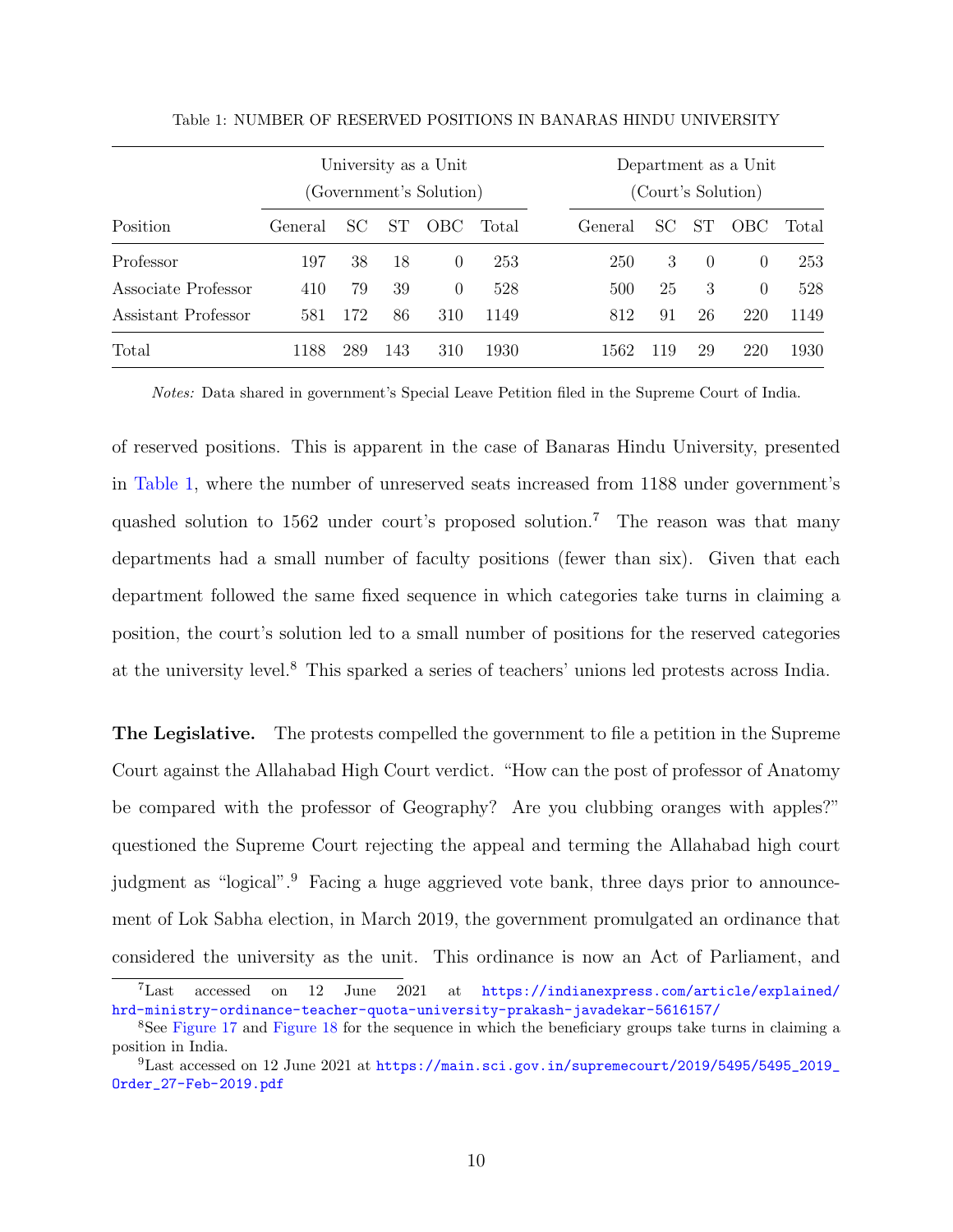Table 1: NUMBER OF RESERVED POSITIONS IN BANARAS HINDU UNIVERSITY

| Position | University as a Unit (Government's Solution) | | | | | Department as a Unit (Court's Solution) | | | | |
|---|---|---|---|---|---|---|---|---|---|---|
| | General | SC | ST | OBC | Total | General | SC | ST | OBC | Total |
| Professor | 197 | 38 | 18 | 0 | 253 | 250 | 3 | 0 | 0 | 253 |
| Associate Professor | 410 | 79 | 39 | 0 | 528 | 500 | 25 | 3 | 0 | 528 |
| Assistant Professor | 581 | 172 | 86 | 310 | 1149 | 812 | 91 | 26 | 220 | 1149 |
| Total | 1188 | 289 | 143 | 310 | 1930 | 1562 | 119 | 29 | 220 | 1930 |

*Notes:* Data shared in government's Special Leave Petition filed in the Supreme Court of India.

of reserved positions. This is apparent in the case of Banaras Hindu University, presented in Table 1, where the number of unreserved seats increased from 1188 under government's quashed solution to 1562 under court's proposed solution.[7] The reason was that many departments had a small number of faculty positions (fewer than six). Given that each department followed the same fixed sequence in which categories take turns in claiming a position, the court's solution led to a small number of positions for the reserved categories at the university level.[8] This sparked a series of teachers' unions led protests across India.

**The Legislative.** The protests compelled the government to file a petition in the Supreme Court against the Allahabad High Court verdict. "How can the post of professor of Anatomy be compared with the professor of Geography? Are you clubbing oranges with apples?" questioned the Supreme Court rejecting the appeal and terming the Allahabad high court judgment as "logical".[9] Facing a huge aggrieved vote bank, three days prior to announcement of Lok Sabha election, in March 2019, the government promulgated an ordinance that considered the university as the unit. This ordinance is now an Act of Parliament, and

[7] Last accessed on 12 June 2021 at https://indianexpress.com/article/explained/hrd-ministry-ordinance-teacher-quota-university-prakash-javadekar-5616157/

[8] See Figure 17 and Figure 18 for the sequence in which the beneficiary groups take turns in claiming a position in India.

[9] Last accessed on 12 June 2021 at https://main.sci.gov.in/supremecourt/2019/5495/5495_2019_Order_27-Feb-2019.pdf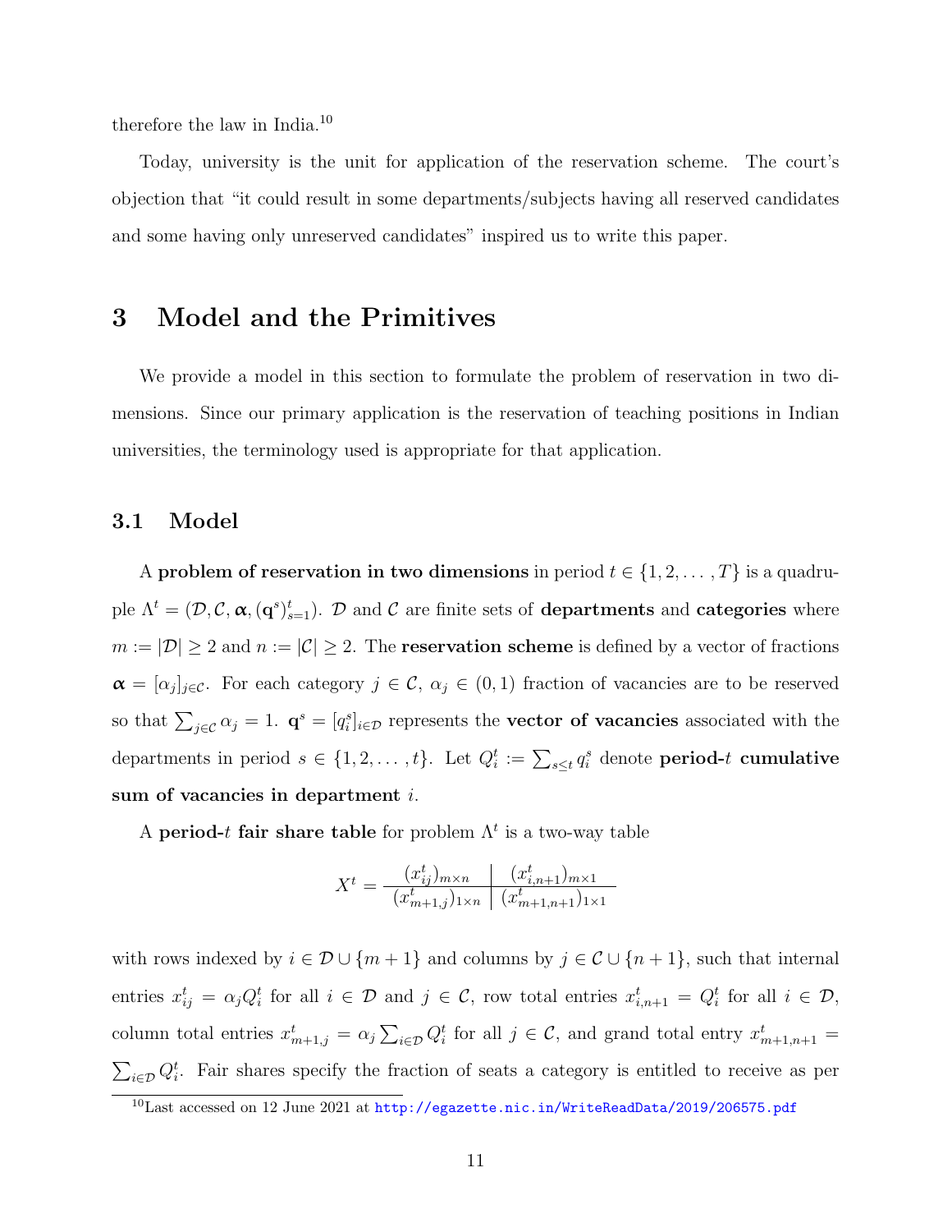therefore the law in India.[10]

Today, university is the unit for application of the reservation scheme. The court's objection that "it could result in some departments/subjects having all reserved candidates and some having only unreserved candidates" inspired us to write this paper.

# 3 Model and the Primitives

We provide a model in this section to formulate the problem of reservation in two dimensions. Since our primary application is the reservation of teaching positions in Indian universities, the terminology used is appropriate for that application.

## 3.1 Model

A **problem of reservation in two dimensions** in period $t \in \{1, 2, \ldots, T\}$ is a quadruple $\Lambda^t = (\mathcal{D}, \mathcal{C}, \boldsymbol{\alpha}, (\mathbf{q}^s)_{s=1}^t)$. $\mathcal{D}$ and $\mathcal{C}$ are finite sets of **departments** and **categories** where $m := |\mathcal{D}| \geq 2$ and $n := |\mathcal{C}| \geq 2$. The **reservation scheme** is defined by a vector of fractions $\boldsymbol{\alpha} = [\alpha_j]_{j \in \mathcal{C}}$. For each category $j \in \mathcal{C}$, $\alpha_j \in (0, 1)$ fraction of vacancies are to be reserved so that $\sum_{j \in \mathcal{C}} \alpha_j = 1$. $\mathbf{q}^s = [q_i^s]_{i \in \mathcal{D}}$ represents the **vector of vacancies** associated with the departments in period $s \in \{1, 2, \ldots, t\}$. Let $Q_i^t := \sum_{s \leq t} q_i^s$ denote **period-$t$ cumulative sum of vacancies in department** $i$.

A **period-$t$ fair share table** for problem $\Lambda^t$ is a two-way table

$$X^t = \begin{array}{c|c} (x_{ij}^t)_{m \times n} & (x_{i,n+1}^t)_{m \times 1} \\ \hline (x_{m+1,j}^t)_{1 \times n} & (x_{m+1,n+1}^t)_{1 \times 1} \end{array}$$

with rows indexed by $i \in \mathcal{D} \cup \{m+1\}$ and columns by $j \in \mathcal{C} \cup \{n+1\}$, such that internal entries $x_{ij}^t = \alpha_j Q_i^t$ for all $i \in \mathcal{D}$ and $j \in \mathcal{C}$, row total entries $x_{i,n+1}^t = Q_i^t$ for all $i \in \mathcal{D}$, column total entries $x_{m+1,j}^t = \alpha_j \sum_{i \in \mathcal{D}} Q_i^t$ for all $j \in \mathcal{C}$, and grand total entry $x_{m+1,n+1}^t = \sum_{i \in \mathcal{D}} Q_i^t$. Fair shares specify the fraction of seats a category is entitled to receive as per

[10] Last accessed on 12 June 2021 at http://egazette.nic.in/WriteReadData/2019/206575.pdf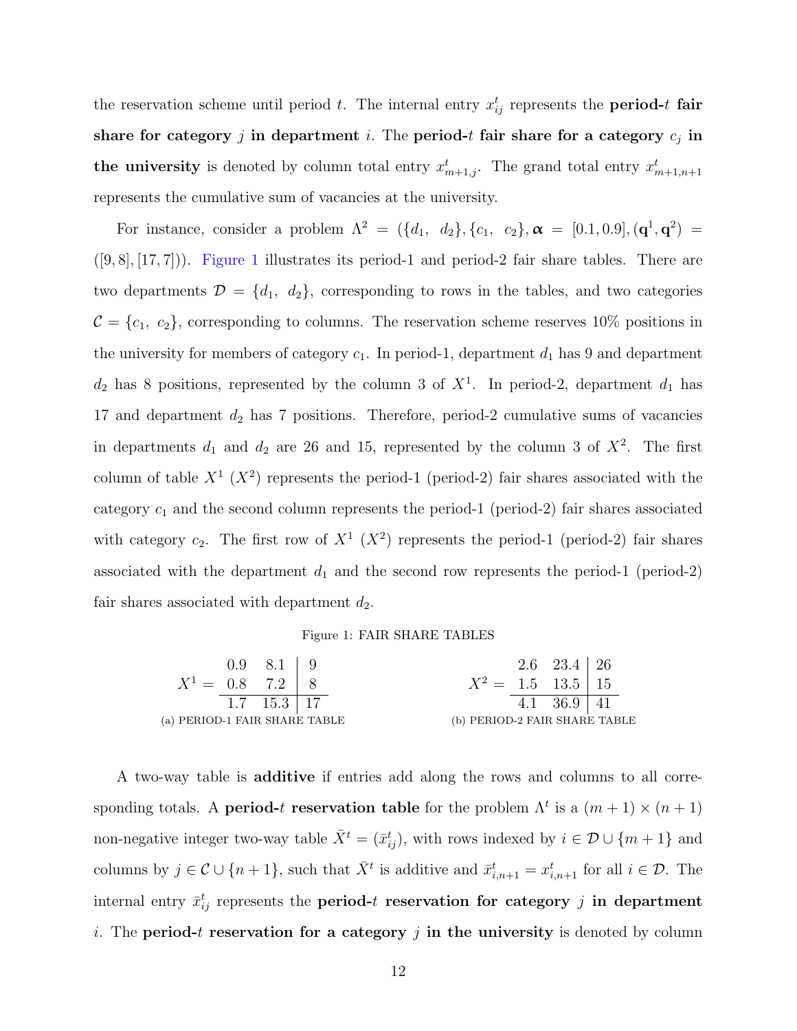the reservation scheme until period $t$. The internal entry $x^t_{ij}$ represents the **period-$t$ fair share for category $j$ in department $i$**. The **period-$t$ fair share for a category $c_j$ in the university** is denoted by column total entry $x^t_{m+1,j}$. The grand total entry $x^t_{m+1,n+1}$ represents the cumulative sum of vacancies at the university.

For instance, consider a problem $\Lambda^2 = (\{d_1,\ d_2\}, \{c_1,\ c_2\}, \boldsymbol{\alpha} = [0.1, 0.9], (\mathbf{q}^1, \mathbf{q}^2) = ([9, 8], [17, 7]))$. Figure 1 illustrates its period-1 and period-2 fair share tables. There are two departments $\mathcal{D} = \{d_1,\ d_2\}$, corresponding to rows in the tables, and two categories $\mathcal{C} = \{c_1,\ c_2\}$, corresponding to columns. The reservation scheme reserves 10% positions in the university for members of category $c_1$. In period-1, department $d_1$ has 9 and department $d_2$ has 8 positions, represented by the column 3 of $X^1$. In period-2, department $d_1$ has 17 and department $d_2$ has 7 positions. Therefore, period-2 cumulative sums of vacancies in departments $d_1$ and $d_2$ are 26 and 15, represented by the column 3 of $X^2$. The first column of table $X^1$ ($X^2$) represents the period-1 (period-2) fair shares associated with the category $c_1$ and the second column represents the period-1 (period-2) fair shares associated with category $c_2$. The first row of $X^1$ ($X^2$) represents the period-1 (period-2) fair shares associated with the department $d_1$ and the second row represents the period-1 (period-2) fair shares associated with department $d_2$.

Figure 1: FAIR SHARE TABLES

$$X^1 = \begin{array}{cc|c} 0.9 & 8.1 & 9 \\ 0.8 & 7.2 & 8 \\ \hline 1.7 & 15.3 & 17 \end{array}$$

(a) PERIOD-1 FAIR SHARE TABLE

$$X^2 = \begin{array}{cc|c} 2.6 & 23.4 & 26 \\ 1.5 & 13.5 & 15 \\ \hline 4.1 & 36.9 & 41 \end{array}$$

(b) PERIOD-2 FAIR SHARE TABLE

A two-way table is **additive** if entries add along the rows and columns to all corresponding totals. A **period-$t$ reservation table** for the problem $\Lambda^t$ is a $(m+1) \times (n+1)$ non-negative integer two-way table $\bar{X}^t = (\bar{x}^t_{ij})$, with rows indexed by $i \in \mathcal{D} \cup \{m+1\}$ and columns by $j \in \mathcal{C} \cup \{n+1\}$, such that $\bar{X}^t$ is additive and $\bar{x}^t_{i,n+1} = x^t_{i,n+1}$ for all $i \in \mathcal{D}$. The internal entry $\bar{x}^t_{ij}$ represents the **period-$t$ reservation for category $j$ in department $i$**. The **period-$t$ reservation for a category $j$ in the university** is denoted by column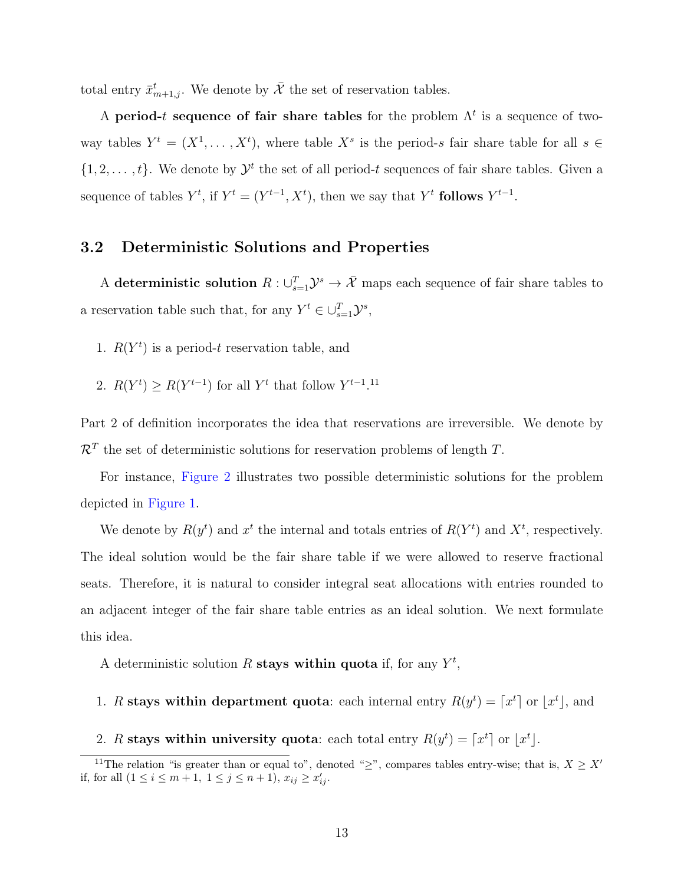total entry $\bar{x}^t_{m+1,j}$. We denote by $\bar{\mathcal{X}}$ the set of reservation tables.

A **period-$t$ sequence of fair share tables** for the problem $\Lambda^t$ is a sequence of two-way tables $Y^t = (X^1, \ldots, X^t)$, where table $X^s$ is the period-$s$ fair share table for all $s \in \{1, 2, \ldots, t\}$. We denote by $\mathcal{Y}^t$ the set of all period-$t$ sequences of fair share tables. Given a sequence of tables $Y^t$, if $Y^t = (Y^{t-1}, X^t)$, then we say that $Y^t$ **follows** $Y^{t-1}$.

### 3.2 Deterministic Solutions and Properties

A **deterministic solution** $R : \cup_{s=1}^T \mathcal{Y}^s \to \bar{\mathcal{X}}$ maps each sequence of fair share tables to a reservation table such that, for any $Y^t \in \cup_{s=1}^T \mathcal{Y}^s$,

1. $R(Y^t)$ is a period-$t$ reservation table, and
2. $R(Y^t) \geq R(Y^{t-1})$ for all $Y^t$ that follow $Y^{t-1}$.[11]

Part 2 of definition incorporates the idea that reservations are irreversible. We denote by $\mathcal{R}^T$ the set of deterministic solutions for reservation problems of length $T$.

For instance, Figure 2 illustrates two possible deterministic solutions for the problem depicted in Figure 1.

We denote by $R(y^t)$ and $x^t$ the internal and totals entries of $R(Y^t)$ and $X^t$, respectively. The ideal solution would be the fair share table if we were allowed to reserve fractional seats. Therefore, it is natural to consider integral seat allocations with entries rounded to an adjacent integer of the fair share table entries as an ideal solution. We next formulate this idea.

A deterministic solution $R$ **stays within quota** if, for any $Y^t$,

1. $R$ **stays within department quota**: each internal entry $R(y^t) = \lceil x^t \rceil$ or $\lfloor x^t \rfloor$, and
2. $R$ **stays within university quota**: each total entry $R(y^t) = \lceil x^t \rceil$ or $\lfloor x^t \rfloor$.

[11] The relation "is greater than or equal to", denoted "$\geq$", compares tables entry-wise; that is, $X \geq X'$ if, for all $(1 \leq i \leq m+1,\ 1 \leq j \leq n+1)$, $x_{ij} \geq x'_{ij}$.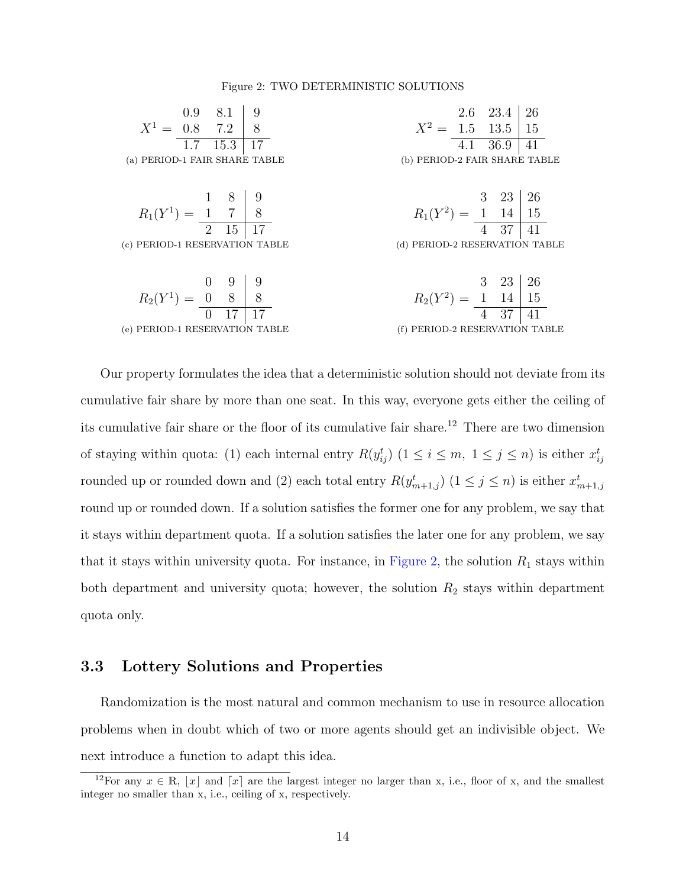Figure 2: TWO DETERMINISTIC SOLUTIONS

$$X^1 = \begin{array}{cc|c} 0.9 & 8.1 & 9 \\ 0.8 & 7.2 & 8 \\ \hline 1.7 & 15.3 & 17 \end{array}$$

(a) PERIOD-1 FAIR SHARE TABLE

$$X^2 = \begin{array}{cc|c} 2.6 & 23.4 & 26 \\ 1.5 & 13.5 & 15 \\ \hline 4.1 & 36.9 & 41 \end{array}$$

(b) PERIOD-2 FAIR SHARE TABLE

$$R_1(Y^1) = \begin{array}{cc|c} 1 & 8 & 9 \\ 1 & 7 & 8 \\ \hline 2 & 15 & 17 \end{array}$$

(c) PERIOD-1 RESERVATION TABLE

$$R_1(Y^2) = \begin{array}{cc|c} 3 & 23 & 26 \\ 1 & 14 & 15 \\ \hline 4 & 37 & 41 \end{array}$$

(d) PERIOD-2 RESERVATION TABLE

$$R_2(Y^1) = \begin{array}{cc|c} 0 & 9 & 9 \\ 0 & 8 & 8 \\ \hline 0 & 17 & 17 \end{array}$$

(e) PERIOD-1 RESERVATION TABLE

$$R_2(Y^2) = \begin{array}{cc|c} 3 & 23 & 26 \\ 1 & 14 & 15 \\ \hline 4 & 37 & 41 \end{array}$$

(f) PERIOD-2 RESERVATION TABLE

Our property formulates the idea that a deterministic solution should not deviate from its cumulative fair share by more than one seat. In this way, everyone gets either the ceiling of its cumulative fair share or the floor of its cumulative fair share.[12] There are two dimension of staying within quota: (1) each internal entry $R(y^t_{ij})$ $(1 \leq i \leq m,\ 1 \leq j \leq n)$ is either $x^t_{ij}$ rounded up or rounded down and (2) each total entry $R(y^t_{m+1,j})$ $(1 \leq j \leq n)$ is either $x^t_{m+1,j}$ round up or rounded down. If a solution satisfies the former one for any problem, we say that it stays within department quota. If a solution satisfies the later one for any problem, we say that it stays within university quota. For instance, in Figure 2, the solution $R_1$ stays within both department and university quota; however, the solution $R_2$ stays within department quota only.

### 3.3 Lottery Solutions and Properties

Randomization is the most natural and common mechanism to use in resource allocation problems when in doubt which of two or more agents should get an indivisible object. We next introduce a function to adapt this idea.

[12] For any $x \in \mathbb{R}$, $\lfloor x \rfloor$ and $\lceil x \rceil$ are the largest integer no larger than x, i.e., floor of x, and the smallest integer no smaller than x, i.e., ceiling of x, respectively.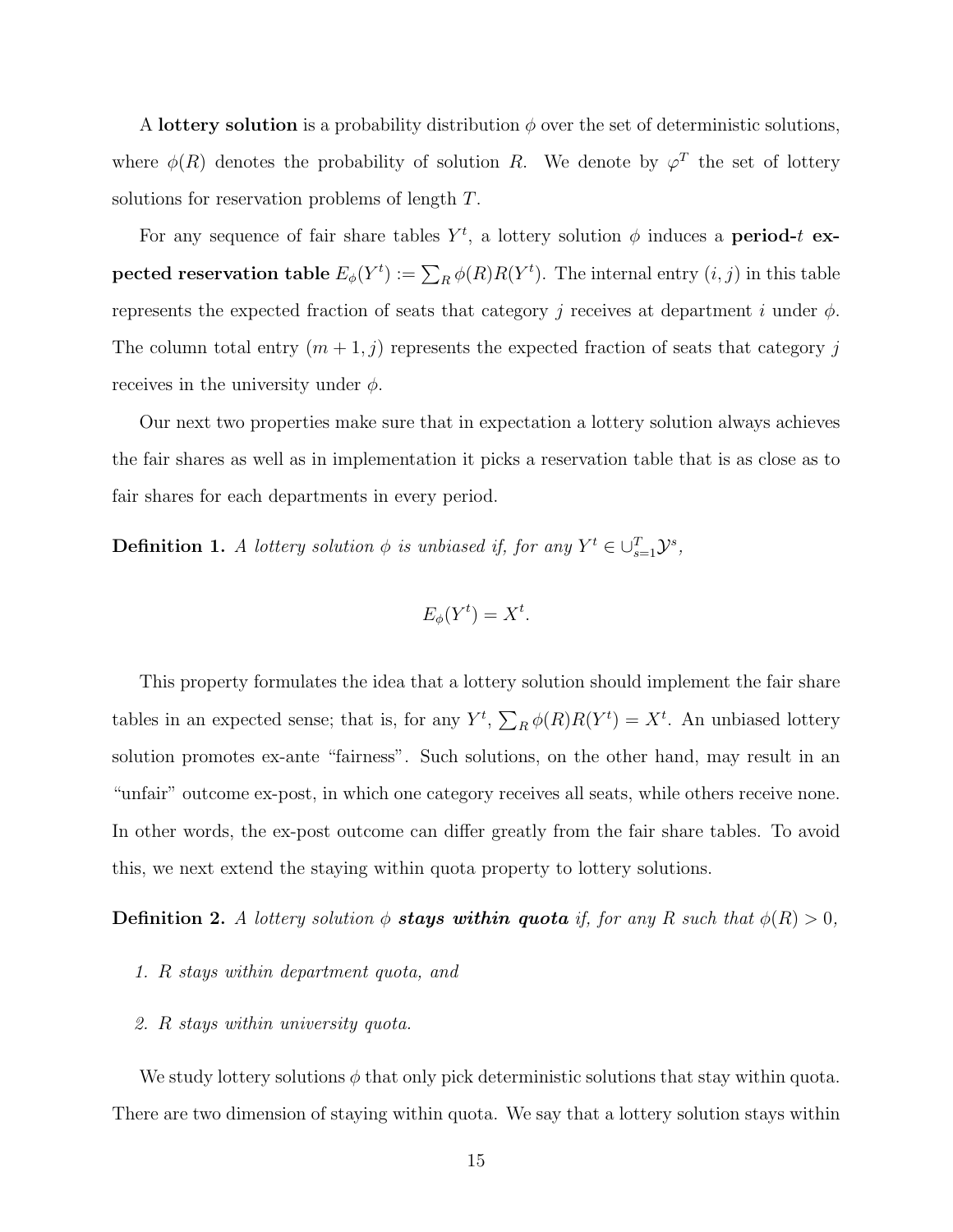A **lottery solution** is a probability distribution $\phi$ over the set of deterministic solutions, where $\phi(R)$ denotes the probability of solution $R$. We denote by $\varphi^T$ the set of lottery solutions for reservation problems of length $T$.

For any sequence of fair share tables $Y^t$, a lottery solution $\phi$ induces a **period-$t$ expected reservation table** $E_\phi(Y^t) := \sum_R \phi(R)R(Y^t)$. The internal entry $(i,j)$ in this table represents the expected fraction of seats that category $j$ receives at department $i$ under $\phi$. The column total entry $(m+1,j)$ represents the expected fraction of seats that category $j$ receives in the university under $\phi$.

Our next two properties make sure that in expectation a lottery solution always achieves the fair shares as well as in implementation it picks a reservation table that is as close as to fair shares for each departments in every period.

**Definition 1.** *A lottery solution $\phi$ is unbiased if, for any $Y^t \in \cup_{s=1}^{T} \mathcal{Y}^s$,*

$$E_\phi(Y^t) = X^t.$$

This property formulates the idea that a lottery solution should implement the fair share tables in an expected sense; that is, for any $Y^t$, $\sum_R \phi(R)R(Y^t) = X^t$. An unbiased lottery solution promotes ex-ante "fairness". Such solutions, on the other hand, may result in an "unfair" outcome ex-post, in which one category receives all seats, while others receive none. In other words, the ex-post outcome can differ greatly from the fair share tables. To avoid this, we next extend the staying within quota property to lottery solutions.

**Definition 2.** *A lottery solution $\phi$ **stays within quota** if, for any $R$ such that $\phi(R) > 0$,*

1. *$R$ stays within department quota, and*
2. *$R$ stays within university quota.*

We study lottery solutions $\phi$ that only pick deterministic solutions that stay within quota. There are two dimension of staying within quota. We say that a lottery solution stays within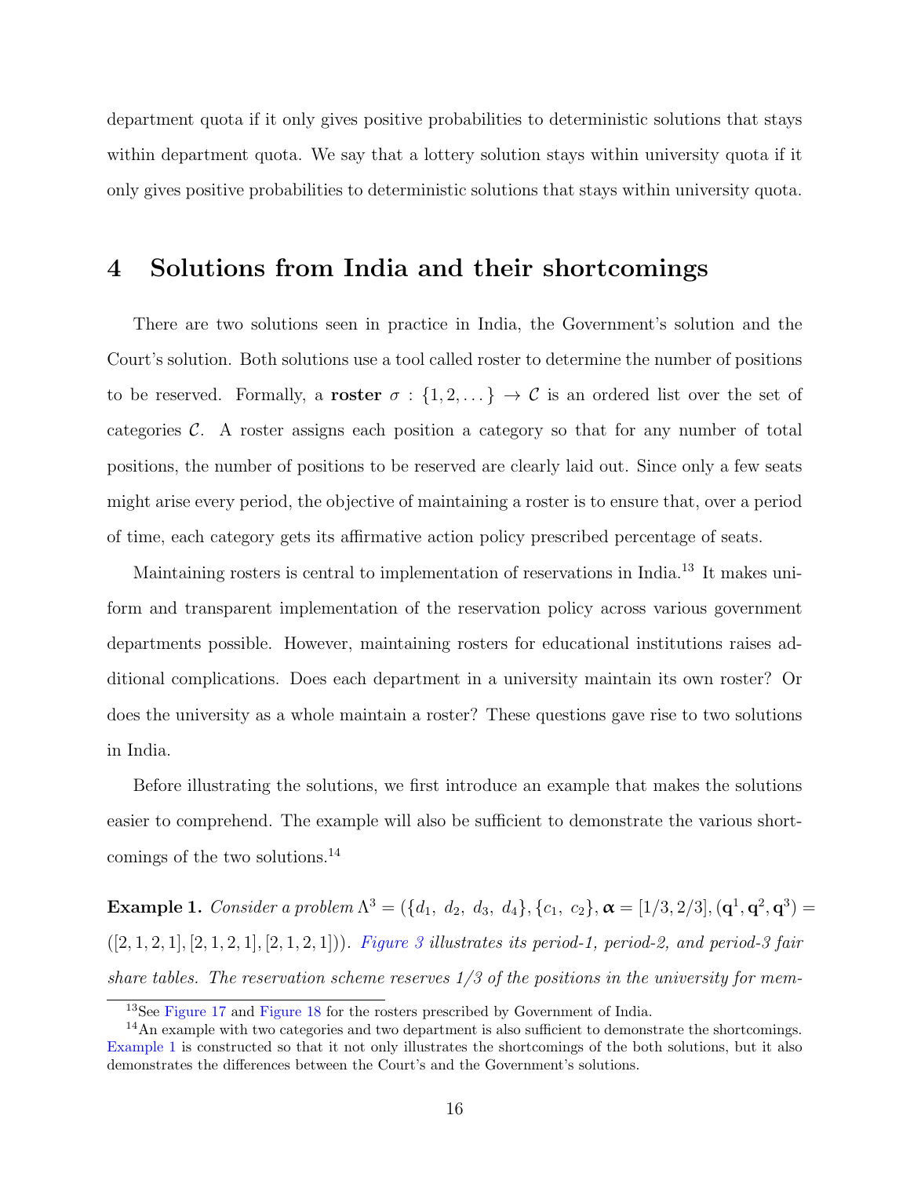department quota if it only gives positive probabilities to deterministic solutions that stays within department quota. We say that a lottery solution stays within university quota if it only gives positive probabilities to deterministic solutions that stays within university quota.

# 4 Solutions from India and their shortcomings

There are two solutions seen in practice in India, the Government's solution and the Court's solution. Both solutions use a tool called roster to determine the number of positions to be reserved. Formally, a **roster** $\sigma : \{1, 2, \dots\} \to \mathcal{C}$ is an ordered list over the set of categories $\mathcal{C}$. A roster assigns each position a category so that for any number of total positions, the number of positions to be reserved are clearly laid out. Since only a few seats might arise every period, the objective of maintaining a roster is to ensure that, over a period of time, each category gets its affirmative action policy prescribed percentage of seats.

Maintaining rosters is central to implementation of reservations in India.[13] It makes uniform and transparent implementation of the reservation policy across various government departments possible. However, maintaining rosters for educational institutions raises additional complications. Does each department in a university maintain its own roster? Or does the university as a whole maintain a roster? These questions gave rise to two solutions in India.

Before illustrating the solutions, we first introduce an example that makes the solutions easier to comprehend. The example will also be sufficient to demonstrate the various shortcomings of the two solutions.[14]

**Example 1.** *Consider a problem* $\Lambda^3 = (\{d_1,\ d_2,\ d_3,\ d_4\}, \{c_1,\ c_2\}, \boldsymbol{\alpha} = [1/3, 2/3], (\mathbf{q}^1, \mathbf{q}^2, \mathbf{q}^3) = ([2,1,2,1],[2,1,2,1],[2,1,2,1]))$. *Figure 3 illustrates its period-1, period-2, and period-3 fair share tables. The reservation scheme reserves 1/3 of the positions in the university for mem-*

[13] See Figure 17 and Figure 18 for the rosters prescribed by Government of India.

[14] An example with two categories and two department is also sufficient to demonstrate the shortcomings. Example 1 is constructed so that it not only illustrates the shortcomings of the both solutions, but it also demonstrates the differences between the Court's and the Government's solutions.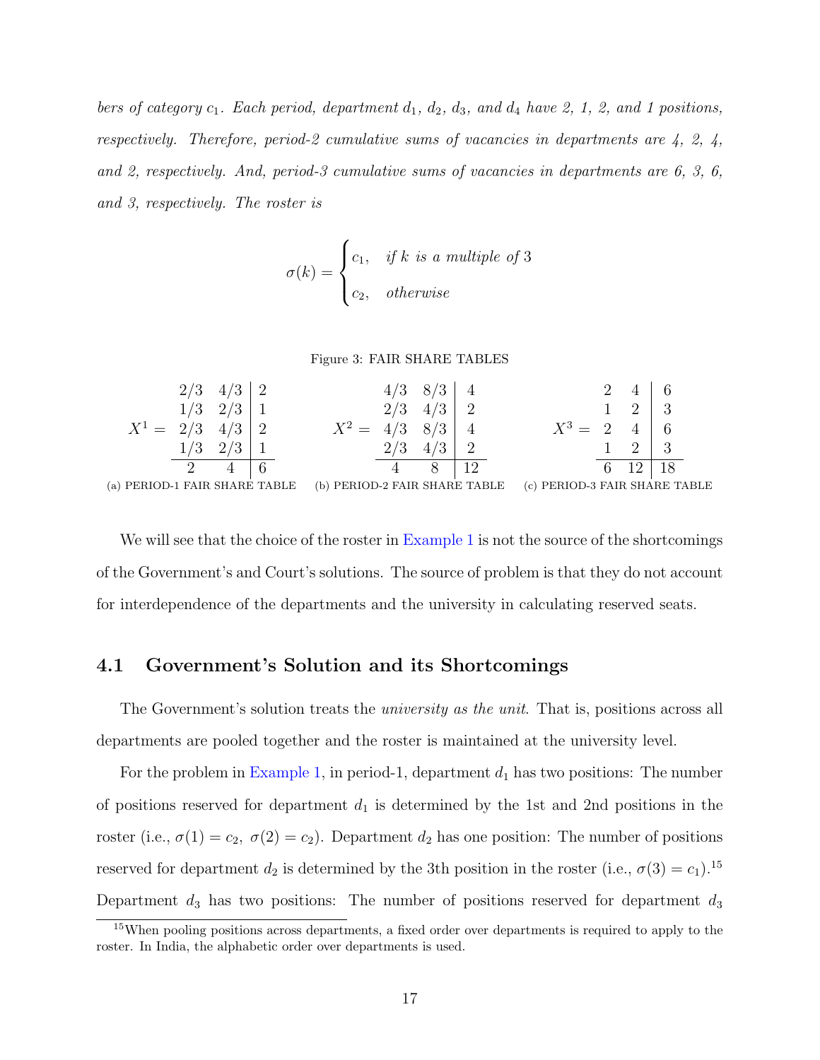*bers of category $c_1$. Each period, department $d_1$, $d_2$, $d_3$, and $d_4$ have 2, 1, 2, and 1 positions, respectively. Therefore, period-2 cumulative sums of vacancies in departments are 4, 2, 4, and 2, respectively. And, period-3 cumulative sums of vacancies in departments are 6, 3, 6, and 3, respectively. The roster is*

$$\sigma(k) = \begin{cases} c_1, & \text{if } k \text{ is a multiple of } 3 \\ c_2, & \text{otherwise} \end{cases}$$

Figure 3: FAIR SHARE TABLES

$$X^1 = \begin{array}{cc|c} 2/3 & 4/3 & 2 \\ 1/3 & 2/3 & 1 \\ 2/3 & 4/3 & 2 \\ 1/3 & 2/3 & 1 \\ \hline 2 & 4 & 6 \end{array} \qquad X^2 = \begin{array}{cc|c} 4/3 & 8/3 & 4 \\ 2/3 & 4/3 & 2 \\ 4/3 & 8/3 & 4 \\ 2/3 & 4/3 & 2 \\ \hline 4 & 8 & 12 \end{array} \qquad X^3 = \begin{array}{cc|c} 2 & 4 & 6 \\ 1 & 2 & 3 \\ 2 & 4 & 6 \\ 1 & 2 & 3 \\ \hline 6 & 12 & 18 \end{array}$$

(a) PERIOD-1 FAIR SHARE TABLE (b) PERIOD-2 FAIR SHARE TABLE (c) PERIOD-3 FAIR SHARE TABLE

We will see that the choice of the roster in Example 1 is not the source of the shortcomings of the Government's and Court's solutions. The source of problem is that they do not account for interdependence of the departments and the university in calculating reserved seats.

## 4.1 Government's Solution and its Shortcomings

The Government's solution treats the *university as the unit*. That is, positions across all departments are pooled together and the roster is maintained at the university level.

For the problem in Example 1, in period-1, department $d_1$ has two positions: The number of positions reserved for department $d_1$ is determined by the 1st and 2nd positions in the roster (i.e., $\sigma(1) = c_2$, $\sigma(2) = c_2$). Department $d_2$ has one position: The number of positions reserved for department $d_2$ is determined by the 3th position in the roster (i.e., $\sigma(3) = c_1$).[15] Department $d_3$ has two positions: The number of positions reserved for department $d_3$

[15] When pooling positions across departments, a fixed order over departments is required to apply to the roster. In India, the alphabetic order over departments is used.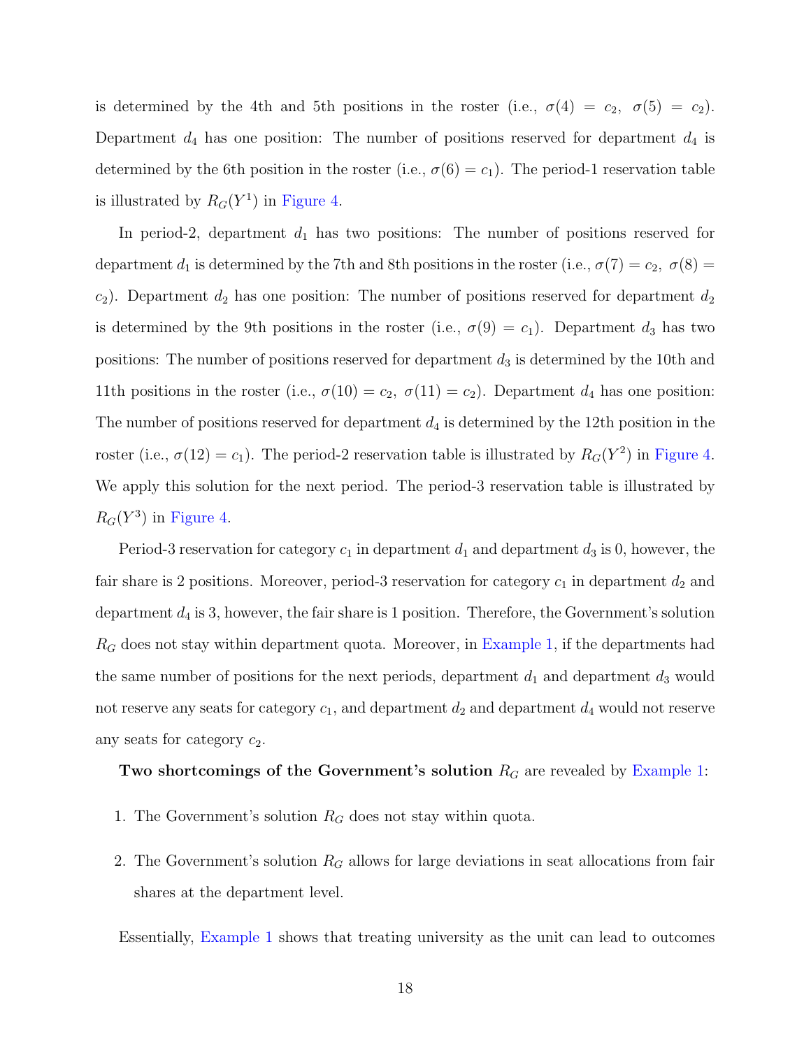is determined by the 4th and 5th positions in the roster (i.e., $\sigma(4) = c_2,\ \sigma(5) = c_2$). Department $d_4$ has one position: The number of positions reserved for department $d_4$ is determined by the 6th position in the roster (i.e., $\sigma(6) = c_1$). The period-1 reservation table is illustrated by $R_G(Y^1)$ in Figure 4.

In period-2, department $d_1$ has two positions: The number of positions reserved for department $d_1$ is determined by the 7th and 8th positions in the roster (i.e., $\sigma(7) = c_2,\ \sigma(8) = c_2$). Department $d_2$ has one position: The number of positions reserved for department $d_2$ is determined by the 9th positions in the roster (i.e., $\sigma(9) = c_1$). Department $d_3$ has two positions: The number of positions reserved for department $d_3$ is determined by the 10th and 11th positions in the roster (i.e., $\sigma(10) = c_2,\ \sigma(11) = c_2$). Department $d_4$ has one position: The number of positions reserved for department $d_4$ is determined by the 12th position in the roster (i.e., $\sigma(12) = c_1$). The period-2 reservation table is illustrated by $R_G(Y^2)$ in Figure 4. We apply this solution for the next period. The period-3 reservation table is illustrated by $R_G(Y^3)$ in Figure 4.

Period-3 reservation for category $c_1$ in department $d_1$ and department $d_3$ is 0, however, the fair share is 2 positions. Moreover, period-3 reservation for category $c_1$ in department $d_2$ and department $d_4$ is 3, however, the fair share is 1 position. Therefore, the Government's solution $R_G$ does not stay within department quota. Moreover, in Example 1, if the departments had the same number of positions for the next periods, department $d_1$ and department $d_3$ would not reserve any seats for category $c_1$, and department $d_2$ and department $d_4$ would not reserve any seats for category $c_2$.

**Two shortcomings of the Government's solution** $R_G$ are revealed by Example 1:

1. The Government's solution $R_G$ does not stay within quota.

2. The Government's solution $R_G$ allows for large deviations in seat allocations from fair shares at the department level.

Essentially, Example 1 shows that treating university as the unit can lead to outcomes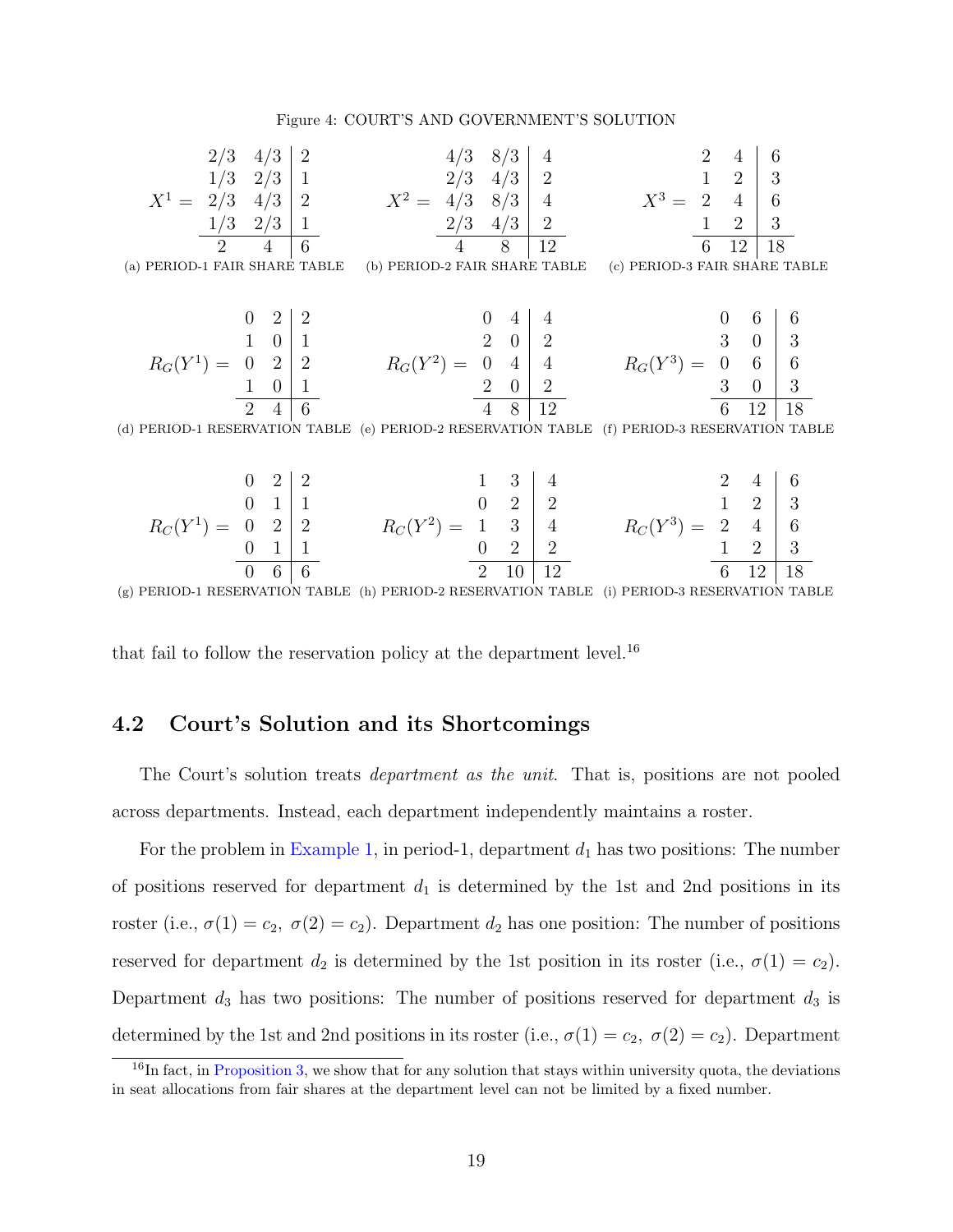Figure 4: COURT'S AND GOVERNMENT'S SOLUTION

$$X^1 = \begin{array}{cc|c} 2/3 & 4/3 & 2 \\ 1/3 & 2/3 & 1 \\ 2/3 & 4/3 & 2 \\ 1/3 & 2/3 & 1 \\ \hline 2 & 4 & 6 \end{array}$$

(a) PERIOD-1 FAIR SHARE TABLE

$$X^2 = \begin{array}{cc|c} 4/3 & 8/3 & 4 \\ 2/3 & 4/3 & 2 \\ 4/3 & 8/3 & 4 \\ 2/3 & 4/3 & 2 \\ \hline 4 & 8 & 12 \end{array}$$

(b) PERIOD-2 FAIR SHARE TABLE

$$X^3 = \begin{array}{cc|c} 2 & 4 & 6 \\ 1 & 2 & 3 \\ 2 & 4 & 6 \\ 1 & 2 & 3 \\ \hline 6 & 12 & 18 \end{array}$$

(c) PERIOD-3 FAIR SHARE TABLE

$$R_G(Y^1) = \begin{array}{cc|c} 0 & 2 & 2 \\ 1 & 0 & 1 \\ 0 & 2 & 2 \\ 1 & 0 & 1 \\ \hline 2 & 4 & 6 \end{array}$$

(d) PERIOD-1 RESERVATION TABLE

$$R_G(Y^2) = \begin{array}{cc|c} 0 & 4 & 4 \\ 2 & 0 & 2 \\ 0 & 4 & 4 \\ 2 & 0 & 2 \\ \hline 4 & 8 & 12 \end{array}$$

(e) PERIOD-2 RESERVATION TABLE

$$R_G(Y^3) = \begin{array}{cc|c} 0 & 6 & 6 \\ 3 & 0 & 3 \\ 0 & 6 & 6 \\ 3 & 0 & 3 \\ \hline 6 & 12 & 18 \end{array}$$

(f) PERIOD-3 RESERVATION TABLE

$$R_C(Y^1) = \begin{array}{cc|c} 0 & 2 & 2 \\ 0 & 1 & 1 \\ 0 & 2 & 2 \\ 0 & 1 & 1 \\ \hline 0 & 6 & 6 \end{array}$$

(g) PERIOD-1 RESERVATION TABLE

$$R_C(Y^2) = \begin{array}{cc|c} 1 & 3 & 4 \\ 0 & 2 & 2 \\ 1 & 3 & 4 \\ 0 & 2 & 2 \\ \hline 2 & 10 & 12 \end{array}$$

(h) PERIOD-2 RESERVATION TABLE

$$R_C(Y^3) = \begin{array}{cc|c} 2 & 4 & 6 \\ 1 & 2 & 3 \\ 2 & 4 & 6 \\ 1 & 2 & 3 \\ \hline 6 & 12 & 18 \end{array}$$

(i) PERIOD-3 RESERVATION TABLE

that fail to follow the reservation policy at the department level.[16]

## 4.2 Court's Solution and its Shortcomings

The Court's solution treats *department as the unit*. That is, positions are not pooled across departments. Instead, each department independently maintains a roster.

For the problem in Example 1, in period-1, department $d_1$ has two positions: The number of positions reserved for department $d_1$ is determined by the 1st and 2nd positions in its roster (i.e., $\sigma(1) = c_2,\ \sigma(2) = c_2$). Department $d_2$ has one position: The number of positions reserved for department $d_2$ is determined by the 1st position in its roster (i.e., $\sigma(1) = c_2$). Department $d_3$ has two positions: The number of positions reserved for department $d_3$ is determined by the 1st and 2nd positions in its roster (i.e., $\sigma(1) = c_2,\ \sigma(2) = c_2$). Department

[16] In fact, in Proposition 3, we show that for any solution that stays within university quota, the deviations in seat allocations from fair shares at the department level can not be limited by a fixed number.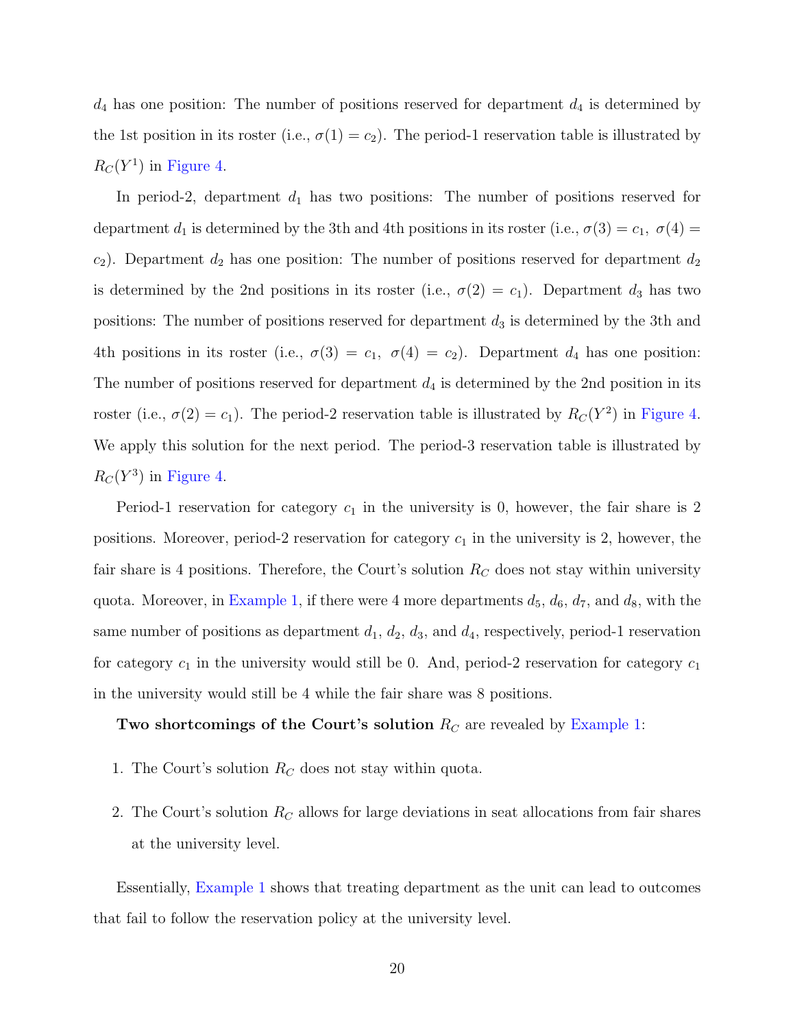$d_4$ has one position: The number of positions reserved for department $d_4$ is determined by the 1st position in its roster (i.e., $\sigma(1) = c_2$). The period-1 reservation table is illustrated by $R_C(Y^1)$ in Figure 4.

In period-2, department $d_1$ has two positions: The number of positions reserved for department $d_1$ is determined by the 3th and 4th positions in its roster (i.e., $\sigma(3) = c_1,\ \sigma(4) = c_2$). Department $d_2$ has one position: The number of positions reserved for department $d_2$ is determined by the 2nd positions in its roster (i.e., $\sigma(2) = c_1$). Department $d_3$ has two positions: The number of positions reserved for department $d_3$ is determined by the 3th and 4th positions in its roster (i.e., $\sigma(3) = c_1,\ \sigma(4) = c_2$). Department $d_4$ has one position: The number of positions reserved for department $d_4$ is determined by the 2nd position in its roster (i.e., $\sigma(2) = c_1$). The period-2 reservation table is illustrated by $R_C(Y^2)$ in Figure 4. We apply this solution for the next period. The period-3 reservation table is illustrated by $R_C(Y^3)$ in Figure 4.

Period-1 reservation for category $c_1$ in the university is 0, however, the fair share is 2 positions. Moreover, period-2 reservation for category $c_1$ in the university is 2, however, the fair share is 4 positions. Therefore, the Court's solution $R_C$ does not stay within university quota. Moreover, in Example 1, if there were 4 more departments $d_5$, $d_6$, $d_7$, and $d_8$, with the same number of positions as department $d_1$, $d_2$, $d_3$, and $d_4$, respectively, period-1 reservation for category $c_1$ in the university would still be 0. And, period-2 reservation for category $c_1$ in the university would still be 4 while the fair share was 8 positions.

**Two shortcomings of the Court's solution** $R_C$ are revealed by Example 1:

1. The Court's solution $R_C$ does not stay within quota.
2. The Court's solution $R_C$ allows for large deviations in seat allocations from fair shares at the university level.

Essentially, Example 1 shows that treating department as the unit can lead to outcomes that fail to follow the reservation policy at the university level.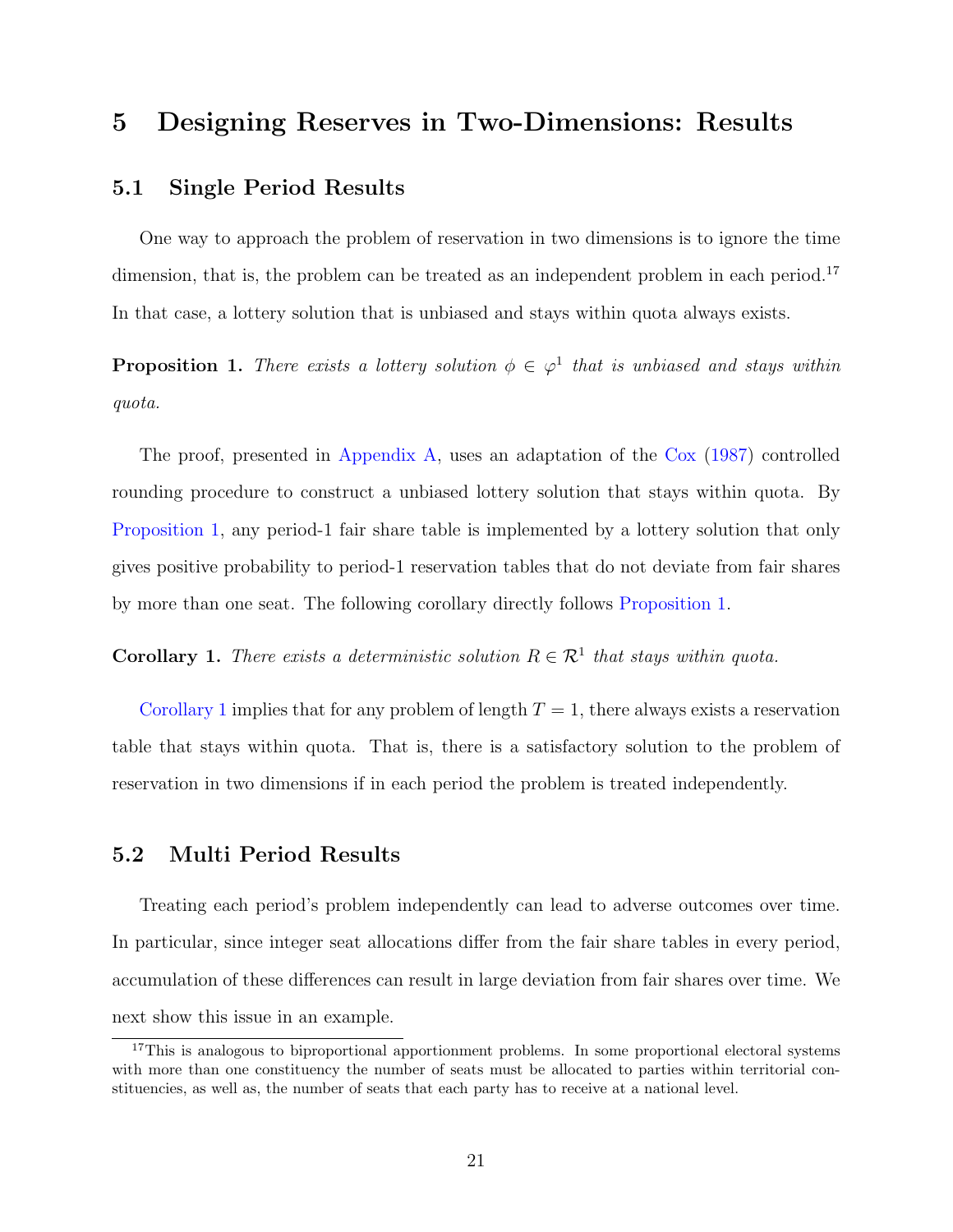# 5 Designing Reserves in Two-Dimensions: Results

## 5.1 Single Period Results

One way to approach the problem of reservation in two dimensions is to ignore the time dimension, that is, the problem can be treated as an independent problem in each period.[17] In that case, a lottery solution that is unbiased and stays within quota always exists.

**Proposition 1.** *There exists a lottery solution $\phi \in \varphi^1$ that is unbiased and stays within quota.*

The proof, presented in Appendix A, uses an adaptation of the Cox (1987) controlled rounding procedure to construct a unbiased lottery solution that stays within quota. By Proposition 1, any period-1 fair share table is implemented by a lottery solution that only gives positive probability to period-1 reservation tables that do not deviate from fair shares by more than one seat. The following corollary directly follows Proposition 1.

**Corollary 1.** *There exists a deterministic solution $R \in \mathcal{R}^1$ that stays within quota.*

Corollary 1 implies that for any problem of length $T = 1$, there always exists a reservation table that stays within quota. That is, there is a satisfactory solution to the problem of reservation in two dimensions if in each period the problem is treated independently.

## 5.2 Multi Period Results

Treating each period's problem independently can lead to adverse outcomes over time. In particular, since integer seat allocations differ from the fair share tables in every period, accumulation of these differences can result in large deviation from fair shares over time. We next show this issue in an example.

[17] This is analogous to biproportional apportionment problems. In some proportional electoral systems with more than one constituency the number of seats must be allocated to parties within territorial constituencies, as well as, the number of seats that each party has to receive at a national level.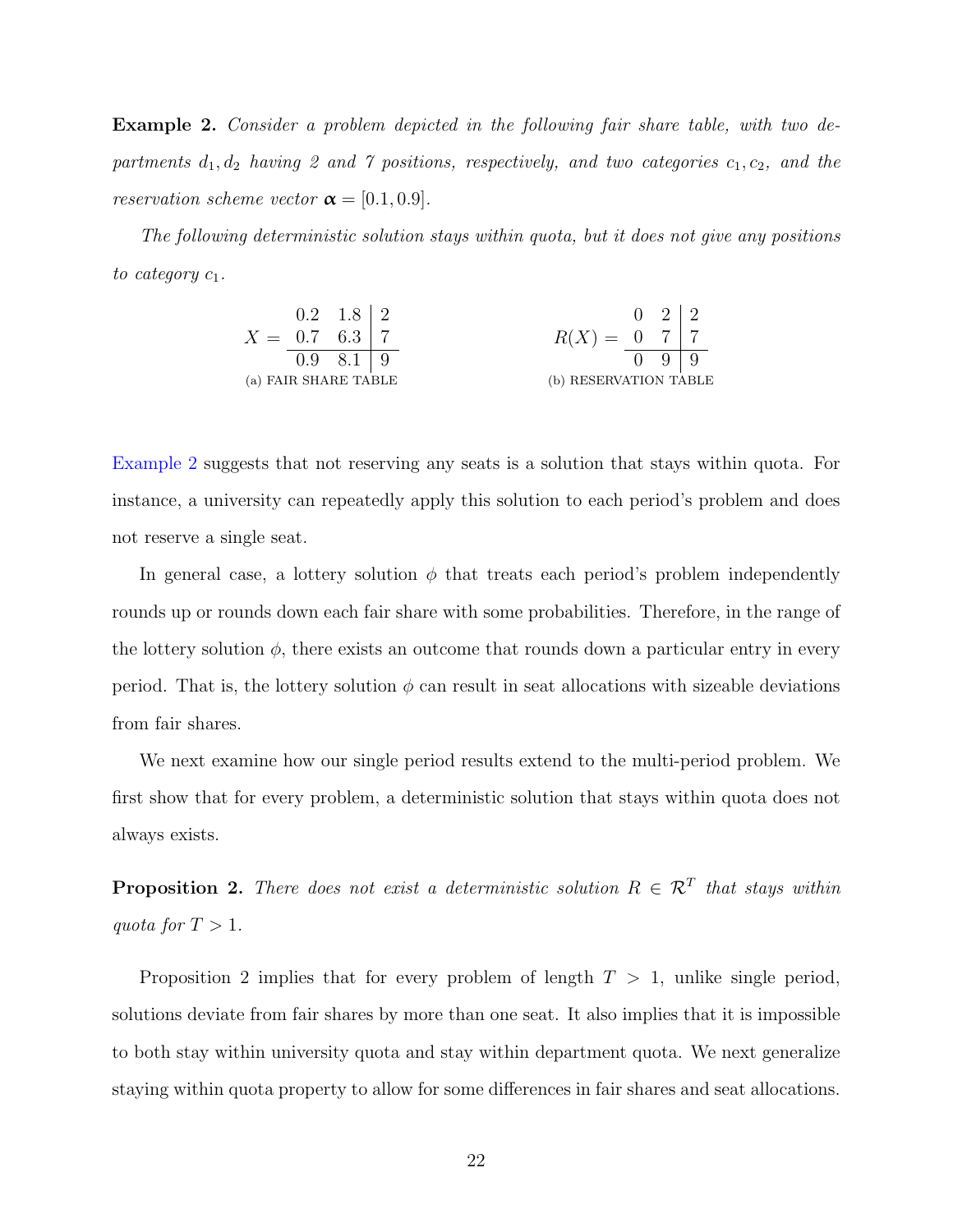**Example 2.** *Consider a problem depicted in the following fair share table, with two departments $d_1, d_2$ having 2 and 7 positions, respectively, and two categories $c_1, c_2$, and the reservation scheme vector $\boldsymbol{\alpha} = [0.1, 0.9]$.*

*The following deterministic solution stays within quota, but it does not give any positions to category $c_1$.*

$$X = \begin{array}{cc|c} 0.2 & 1.8 & 2 \\ 0.7 & 6.3 & 7 \\ \hline 0.9 & 8.1 & 9 \end{array} \qquad\qquad R(X) = \begin{array}{cc|c} 0 & 2 & 2 \\ 0 & 7 & 7 \\ \hline 0 & 9 & 9 \end{array}$$

(a) FAIR SHARE TABLE (b) RESERVATION TABLE

Example 2 suggests that not reserving any seats is a solution that stays within quota. For instance, a university can repeatedly apply this solution to each period's problem and does not reserve a single seat.

In general case, a lottery solution $\phi$ that treats each period's problem independently rounds up or rounds down each fair share with some probabilities. Therefore, in the range of the lottery solution $\phi$, there exists an outcome that rounds down a particular entry in every period. That is, the lottery solution $\phi$ can result in seat allocations with sizeable deviations from fair shares.

We next examine how our single period results extend to the multi-period problem. We first show that for every problem, a deterministic solution that stays within quota does not always exists.

**Proposition 2.** *There does not exist a deterministic solution $R \in \mathcal{R}^T$ that stays within quota for $T > 1$.*

Proposition 2 implies that for every problem of length $T > 1$, unlike single period, solutions deviate from fair shares by more than one seat. It also implies that it is impossible to both stay within university quota and stay within department quota. We next generalize staying within quota property to allow for some differences in fair shares and seat allocations.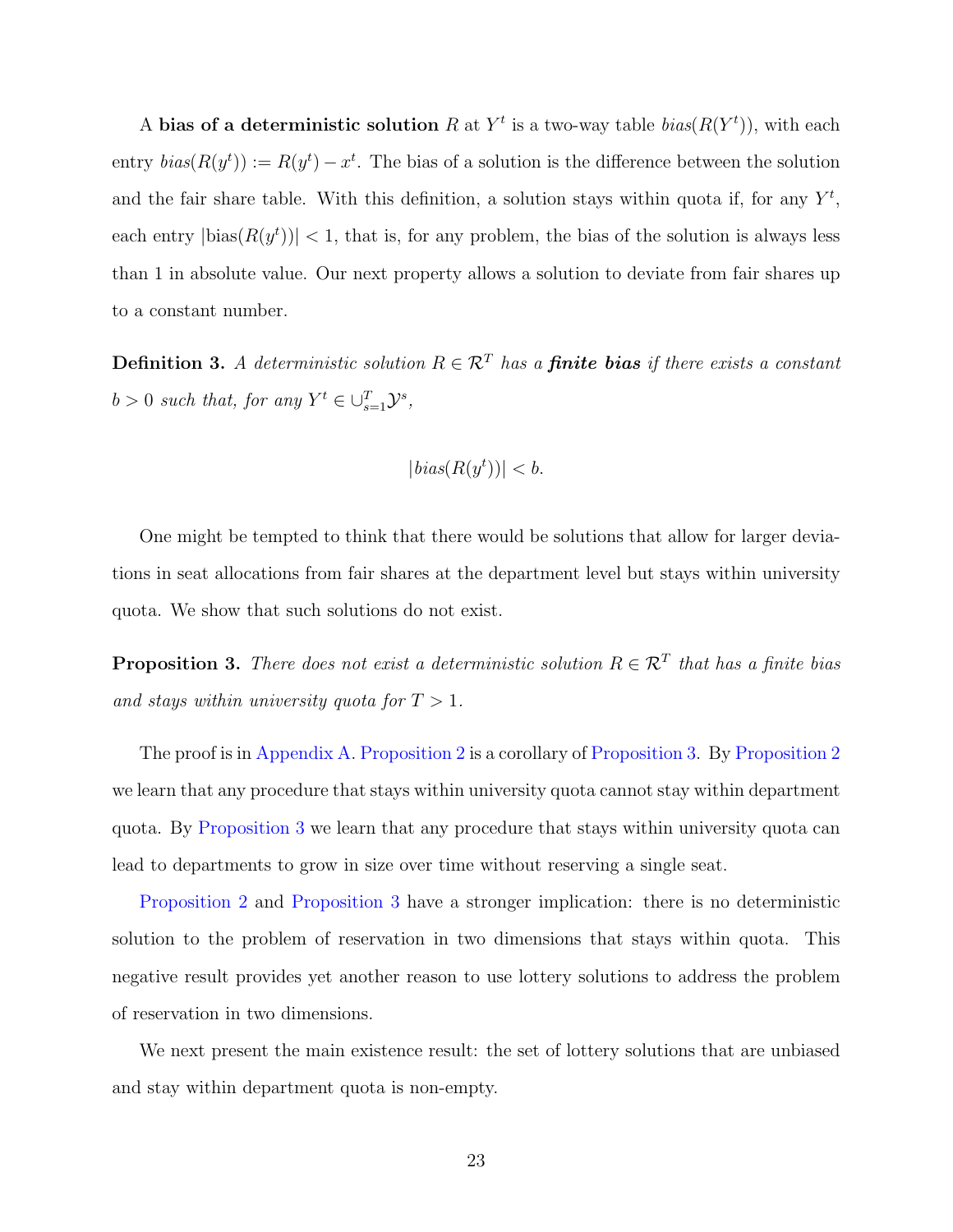A **bias of a deterministic solution** $R$ at $Y^t$ is a two-way table $bias(R(Y^t))$, with each entry $bias(R(y^t)) := R(y^t) - x^t$. The bias of a solution is the difference between the solution and the fair share table. With this definition, a solution stays within quota if, for any $Y^t$, each entry $|\text{bias}(R(y^t))| < 1$, that is, for any problem, the bias of the solution is always less than 1 in absolute value. Our next property allows a solution to deviate from fair shares up to a constant number.

**Definition 3.** *A deterministic solution $R \in \mathcal{R}^T$ has a* ***finite bias*** *if there exists a constant $b > 0$ such that, for any $Y^t \in \cup_{s=1}^{T} \mathcal{Y}^s$,*

$$|bias(R(y^t))| < b.$$

One might be tempted to think that there would be solutions that allow for larger deviations in seat allocations from fair shares at the department level but stays within university quota. We show that such solutions do not exist.

**Proposition 3.** *There does not exist a deterministic solution $R \in \mathcal{R}^T$ that has a finite bias and stays within university quota for $T > 1$.*

The proof is in Appendix A. Proposition 2 is a corollary of Proposition 3. By Proposition 2 we learn that any procedure that stays within university quota cannot stay within department quota. By Proposition 3 we learn that any procedure that stays within university quota can lead to departments to grow in size over time without reserving a single seat.

Proposition 2 and Proposition 3 have a stronger implication: there is no deterministic solution to the problem of reservation in two dimensions that stays within quota. This negative result provides yet another reason to use lottery solutions to address the problem of reservation in two dimensions.

We next present the main existence result: the set of lottery solutions that are unbiased and stay within department quota is non-empty.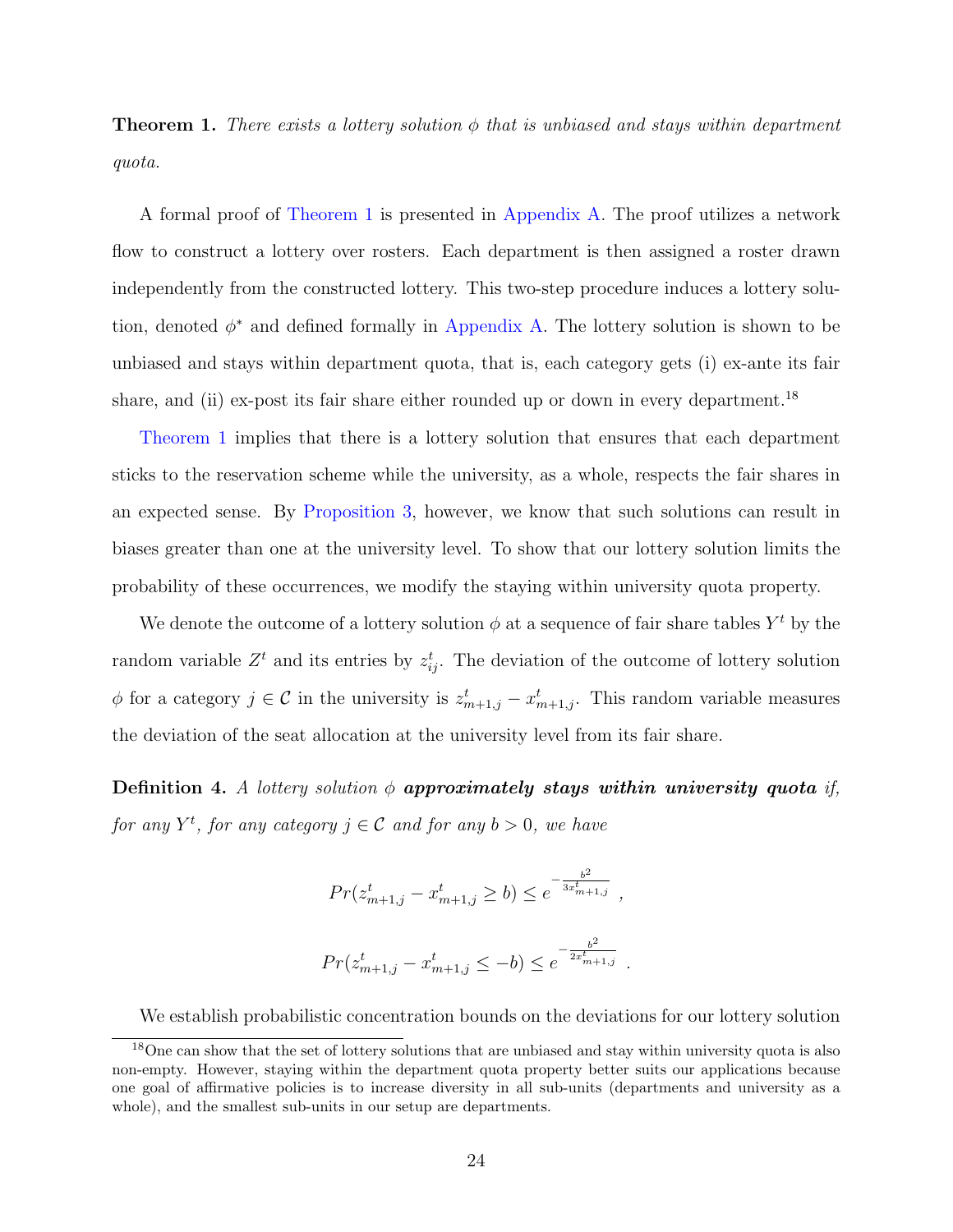**Theorem 1.** *There exists a lottery solution $\phi$ that is unbiased and stays within department quota.*

A formal proof of Theorem 1 is presented in Appendix A. The proof utilizes a network flow to construct a lottery over rosters. Each department is then assigned a roster drawn independently from the constructed lottery. This two-step procedure induces a lottery solution, denoted $\phi^*$ and defined formally in Appendix A. The lottery solution is shown to be unbiased and stays within department quota, that is, each category gets (i) ex-ante its fair share, and (ii) ex-post its fair share either rounded up or down in every department.[18]

Theorem 1 implies that there is a lottery solution that ensures that each department sticks to the reservation scheme while the university, as a whole, respects the fair shares in an expected sense. By Proposition 3, however, we know that such solutions can result in biases greater than one at the university level. To show that our lottery solution limits the probability of these occurrences, we modify the staying within university quota property.

We denote the outcome of a lottery solution $\phi$ at a sequence of fair share tables $Y^t$ by the random variable $Z^t$ and its entries by $z^t_{ij}$. The deviation of the outcome of lottery solution $\phi$ for a category $j \in \mathcal{C}$ in the university is $z^t_{m+1,j} - x^t_{m+1,j}$. This random variable measures the deviation of the seat allocation at the university level from its fair share.

**Definition 4.** *A lottery solution $\phi$* ***approximately stays within university quota*** *if, for any $Y^t$, for any category $j \in \mathcal{C}$ and for any $b > 0$, we have*

$$Pr(z^t_{m+1,j} - x^t_{m+1,j} \geq b) \leq e^{-\frac{b^2}{3x^t_{m+1,j}}} \ ,$$

$$Pr(z^t_{m+1,j} - x^t_{m+1,j} \leq -b) \leq e^{-\frac{b^2}{2x^t_{m+1,j}}} \ .$$

We establish probabilistic concentration bounds on the deviations for our lottery solution

[18] One can show that the set of lottery solutions that are unbiased and stay within university quota is also non-empty. However, staying within the department quota property better suits our applications because one goal of affirmative policies is to increase diversity in all sub-units (departments and university as a whole), and the smallest sub-units in our setup are departments.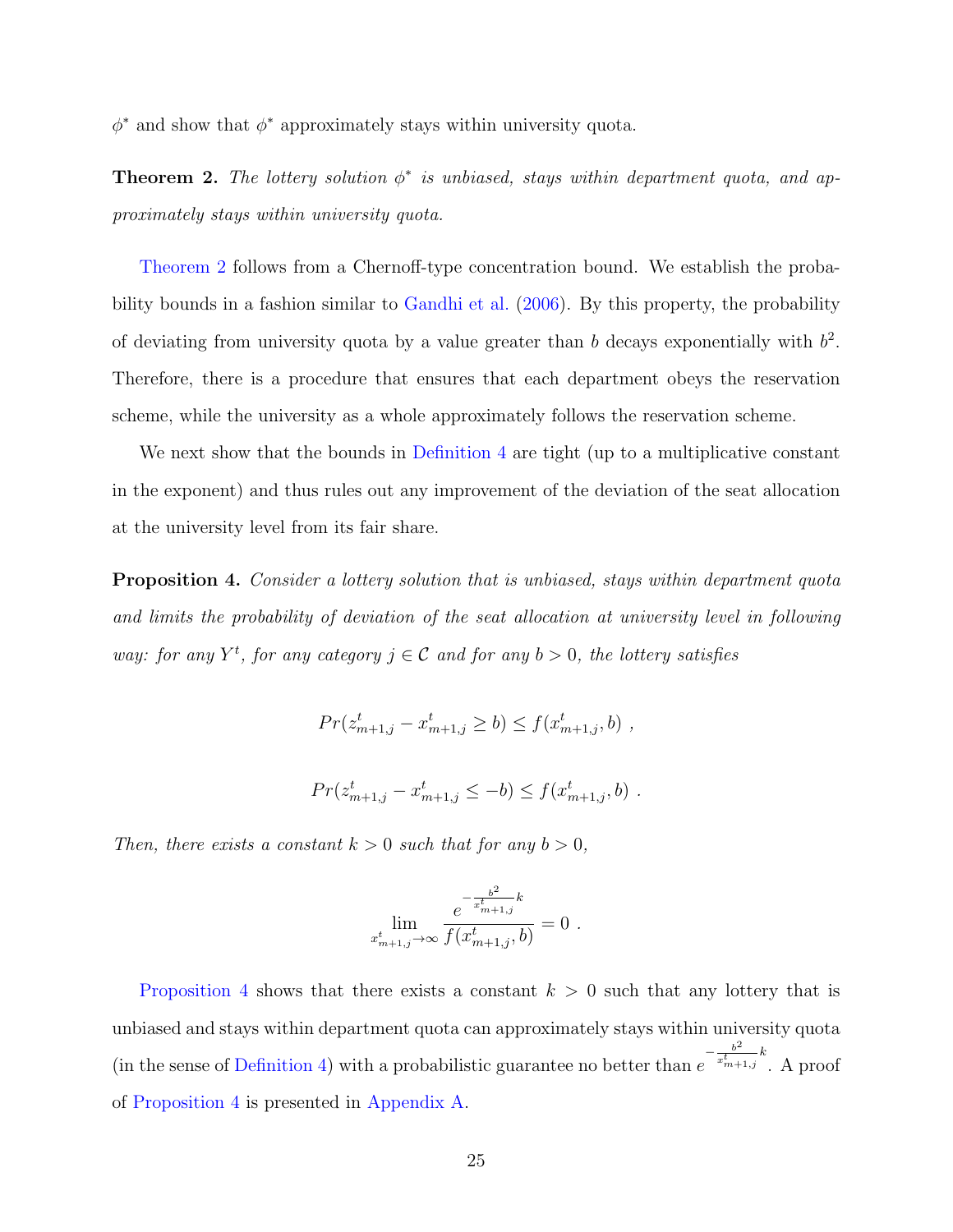$\phi^*$ and show that $\phi^*$ approximately stays within university quota.

**Theorem 2.** *The lottery solution $\phi^*$ is unbiased, stays within department quota, and approximately stays within university quota.*

Theorem 2 follows from a Chernoff-type concentration bound. We establish the probability bounds in a fashion similar to Gandhi et al. (2006). By this property, the probability of deviating from university quota by a value greater than $b$ decays exponentially with $b^2$. Therefore, there is a procedure that ensures that each department obeys the reservation scheme, while the university as a whole approximately follows the reservation scheme.

We next show that the bounds in Definition 4 are tight (up to a multiplicative constant in the exponent) and thus rules out any improvement of the deviation of the seat allocation at the university level from its fair share.

**Proposition 4.** *Consider a lottery solution that is unbiased, stays within department quota and limits the probability of deviation of the seat allocation at university level in following way: for any $Y^t$, for any category $j \in \mathcal{C}$ and for any $b > 0$, the lottery satisfies*

$$Pr(z^t_{m+1,j} - x^t_{m+1,j} \geq b) \leq f(x^t_{m+1,j}, b) \ ,$$

$$Pr(z^t_{m+1,j} - x^t_{m+1,j} \leq -b) \leq f(x^t_{m+1,j}, b) \ .$$

*Then, there exists a constant $k > 0$ such that for any $b > 0$,*

$$\lim_{x^t_{m+1,j} \to \infty} \frac{e^{-\frac{b^2}{x^t_{m+1,j}}k}}{f(x^t_{m+1,j}, b)} = 0 \ .$$

Proposition 4 shows that there exists a constant $k > 0$ such that any lottery that is unbiased and stays within department quota can approximately stays within university quota (in the sense of Definition 4) with a probabilistic guarantee no better than $e^{-\frac{b^2}{x^t_{m+1,j}}k}$. A proof of Proposition 4 is presented in Appendix A.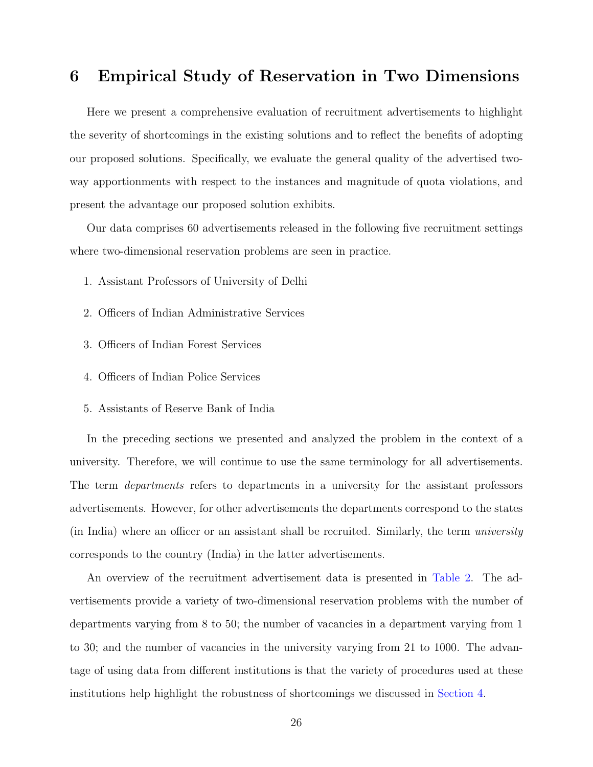# 6 Empirical Study of Reservation in Two Dimensions

Here we present a comprehensive evaluation of recruitment advertisements to highlight the severity of shortcomings in the existing solutions and to reflect the benefits of adopting our proposed solutions. Specifically, we evaluate the general quality of the advertised two-way apportionments with respect to the instances and magnitude of quota violations, and present the advantage our proposed solution exhibits.

Our data comprises 60 advertisements released in the following five recruitment settings where two-dimensional reservation problems are seen in practice.

1. Assistant Professors of University of Delhi
2. Officers of Indian Administrative Services
3. Officers of Indian Forest Services
4. Officers of Indian Police Services
5. Assistants of Reserve Bank of India

In the preceding sections we presented and analyzed the problem in the context of a university. Therefore, we will continue to use the same terminology for all advertisements. The term *departments* refers to departments in a university for the assistant professors advertisements. However, for other advertisements the departments correspond to the states (in India) where an officer or an assistant shall be recruited. Similarly, the term *university* corresponds to the country (India) in the latter advertisements.

An overview of the recruitment advertisement data is presented in Table 2. The advertisements provide a variety of two-dimensional reservation problems with the number of departments varying from 8 to 50; the number of vacancies in a department varying from 1 to 30; and the number of vacancies in the university varying from 21 to 1000. The advantage of using data from different institutions is that the variety of procedures used at these institutions help highlight the robustness of shortcomings we discussed in Section 4.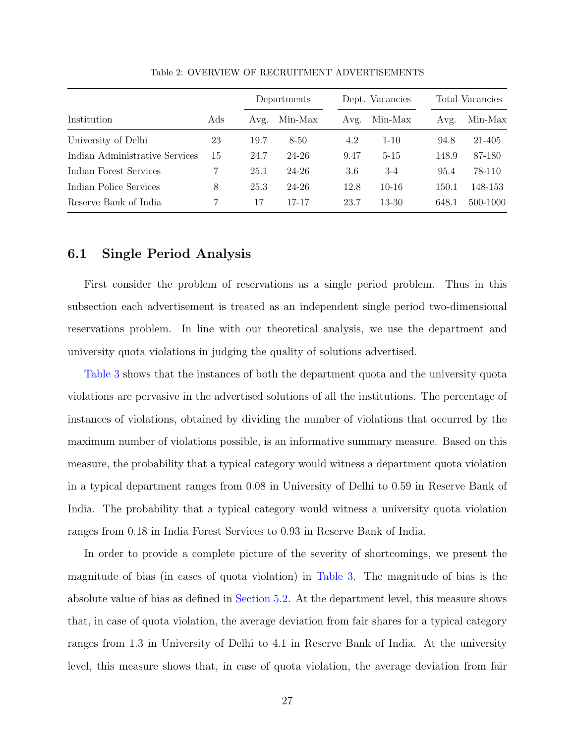Table 2: OVERVIEW OF RECRUITMENT ADVERTISEMENTS

| Institution | Ads | Departments | | Dept. Vacancies | | Total Vacancies | |
|---|---|---|---|---|---|---|---|
| | | Avg. | Min-Max | Avg. | Min-Max | Avg. | Min-Max |
| University of Delhi | 23 | 19.7 | 8-50 | 4.2 | 1-10 | 94.8 | 21-405 |
| Indian Administrative Services | 15 | 24.7 | 24-26 | 9.47 | 5-15 | 148.9 | 87-180 |
| Indian Forest Services | 7 | 25.1 | 24-26 | 3.6 | 3-4 | 95.4 | 78-110 |
| Indian Police Services | 8 | 25.3 | 24-26 | 12.8 | 10-16 | 150.1 | 148-153 |
| Reserve Bank of India | 7 | 17 | 17-17 | 23.7 | 13-30 | 648.1 | 500-1000 |

### 6.1 Single Period Analysis

First consider the problem of reservations as a single period problem. Thus in this subsection each advertisement is treated as an independent single period two-dimensional reservations problem. In line with our theoretical analysis, we use the department and university quota violations in judging the quality of solutions advertised.

Table 3 shows that the instances of both the department quota and the university quota violations are pervasive in the advertised solutions of all the institutions. The percentage of instances of violations, obtained by dividing the number of violations that occurred by the maximum number of violations possible, is an informative summary measure. Based on this measure, the probability that a typical category would witness a department quota violation in a typical department ranges from 0.08 in University of Delhi to 0.59 in Reserve Bank of India. The probability that a typical category would witness a university quota violation ranges from 0.18 in India Forest Services to 0.93 in Reserve Bank of India.

In order to provide a complete picture of the severity of shortcomings, we present the magnitude of bias (in cases of quota violation) in Table 3. The magnitude of bias is the absolute value of bias as defined in Section 5.2. At the department level, this measure shows that, in case of quota violation, the average deviation from fair shares for a typical category ranges from 1.3 in University of Delhi to 4.1 in Reserve Bank of India. At the university level, this measure shows that, in case of quota violation, the average deviation from fair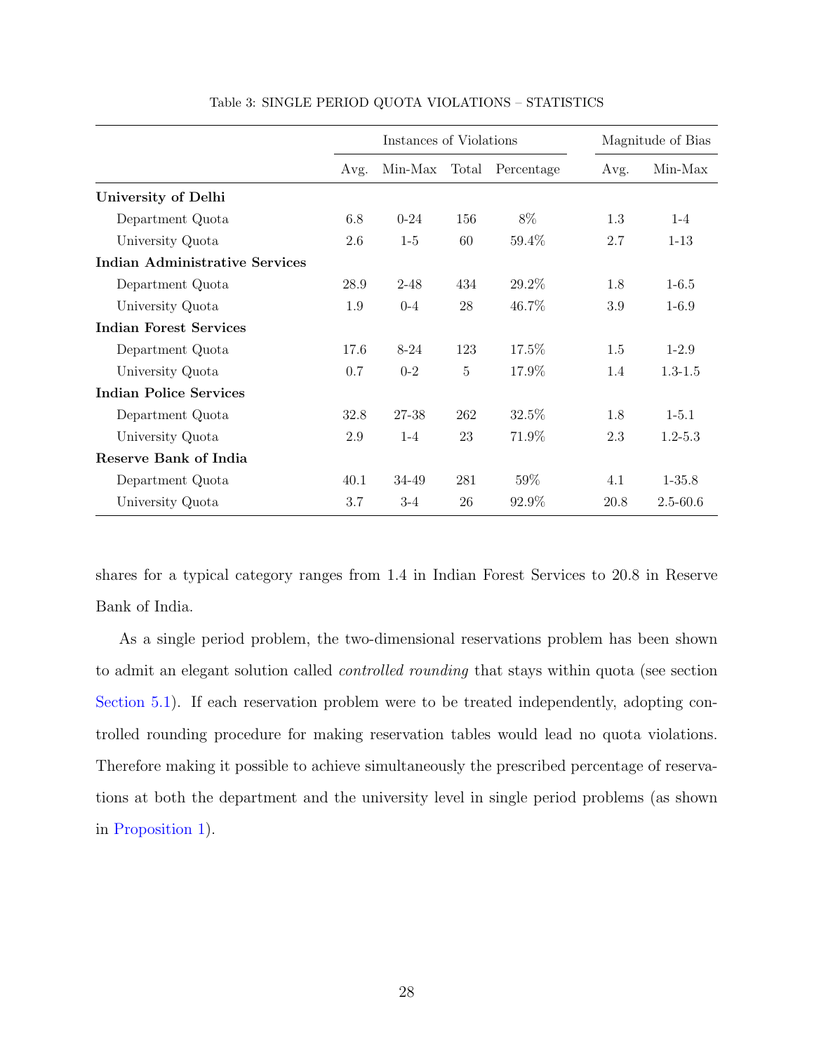Table 3: SINGLE PERIOD QUOTA VIOLATIONS – STATISTICS

| | Instances of Violations | | | | Magnitude of Bias | |
|---|---|---|---|---|---|---|
| | Avg. | Min-Max | Total | Percentage | Avg. | Min-Max |
| **University of Delhi** | | | | | | |
| Department Quota | 6.8 | 0-24 | 156 | 8% | 1.3 | 1-4 |
| University Quota | 2.6 | 1-5 | 60 | 59.4% | 2.7 | 1-13 |
| **Indian Administrative Services** | | | | | | |
| Department Quota | 28.9 | 2-48 | 434 | 29.2% | 1.8 | 1-6.5 |
| University Quota | 1.9 | 0-4 | 28 | 46.7% | 3.9 | 1-6.9 |
| **Indian Forest Services** | | | | | | |
| Department Quota | 17.6 | 8-24 | 123 | 17.5% | 1.5 | 1-2.9 |
| University Quota | 0.7 | 0-2 | 5 | 17.9% | 1.4 | 1.3-1.5 |
| **Indian Police Services** | | | | | | |
| Department Quota | 32.8 | 27-38 | 262 | 32.5% | 1.8 | 1-5.1 |
| University Quota | 2.9 | 1-4 | 23 | 71.9% | 2.3 | 1.2-5.3 |
| **Reserve Bank of India** | | | | | | |
| Department Quota | 40.1 | 34-49 | 281 | 59% | 4.1 | 1-35.8 |
| University Quota | 3.7 | 3-4 | 26 | 92.9% | 20.8 | 2.5-60.6 |

shares for a typical category ranges from 1.4 in Indian Forest Services to 20.8 in Reserve Bank of India.

As a single period problem, the two-dimensional reservations problem has been shown to admit an elegant solution called *controlled rounding* that stays within quota (see section Section 5.1). If each reservation problem were to be treated independently, adopting controlled rounding procedure for making reservation tables would lead no quota violations. Therefore making it possible to achieve simultaneously the prescribed percentage of reservations at both the department and the university level in single period problems (as shown in Proposition 1).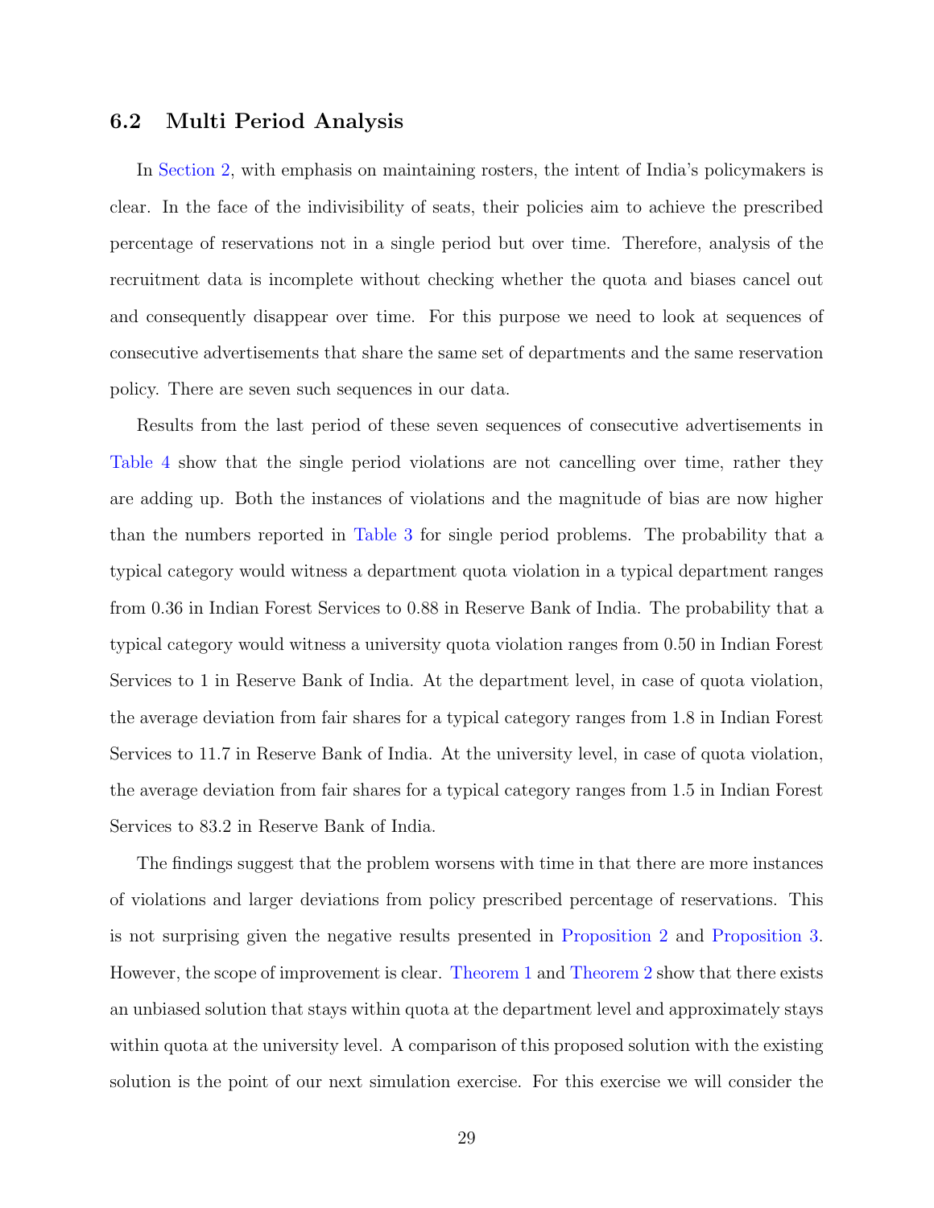### 6.2 Multi Period Analysis

In Section 2, with emphasis on maintaining rosters, the intent of India's policymakers is clear. In the face of the indivisibility of seats, their policies aim to achieve the prescribed percentage of reservations not in a single period but over time. Therefore, analysis of the recruitment data is incomplete without checking whether the quota and biases cancel out and consequently disappear over time. For this purpose we need to look at sequences of consecutive advertisements that share the same set of departments and the same reservation policy. There are seven such sequences in our data.

Results from the last period of these seven sequences of consecutive advertisements in Table 4 show that the single period violations are not cancelling over time, rather they are adding up. Both the instances of violations and the magnitude of bias are now higher than the numbers reported in Table 3 for single period problems. The probability that a typical category would witness a department quota violation in a typical department ranges from 0.36 in Indian Forest Services to 0.88 in Reserve Bank of India. The probability that a typical category would witness a university quota violation ranges from 0.50 in Indian Forest Services to 1 in Reserve Bank of India. At the department level, in case of quota violation, the average deviation from fair shares for a typical category ranges from 1.8 in Indian Forest Services to 11.7 in Reserve Bank of India. At the university level, in case of quota violation, the average deviation from fair shares for a typical category ranges from 1.5 in Indian Forest Services to 83.2 in Reserve Bank of India.

The findings suggest that the problem worsens with time in that there are more instances of violations and larger deviations from policy prescribed percentage of reservations. This is not surprising given the negative results presented in Proposition 2 and Proposition 3. However, the scope of improvement is clear. Theorem 1 and Theorem 2 show that there exists an unbiased solution that stays within quota at the department level and approximately stays within quota at the university level. A comparison of this proposed solution with the existing solution is the point of our next simulation exercise. For this exercise we will consider the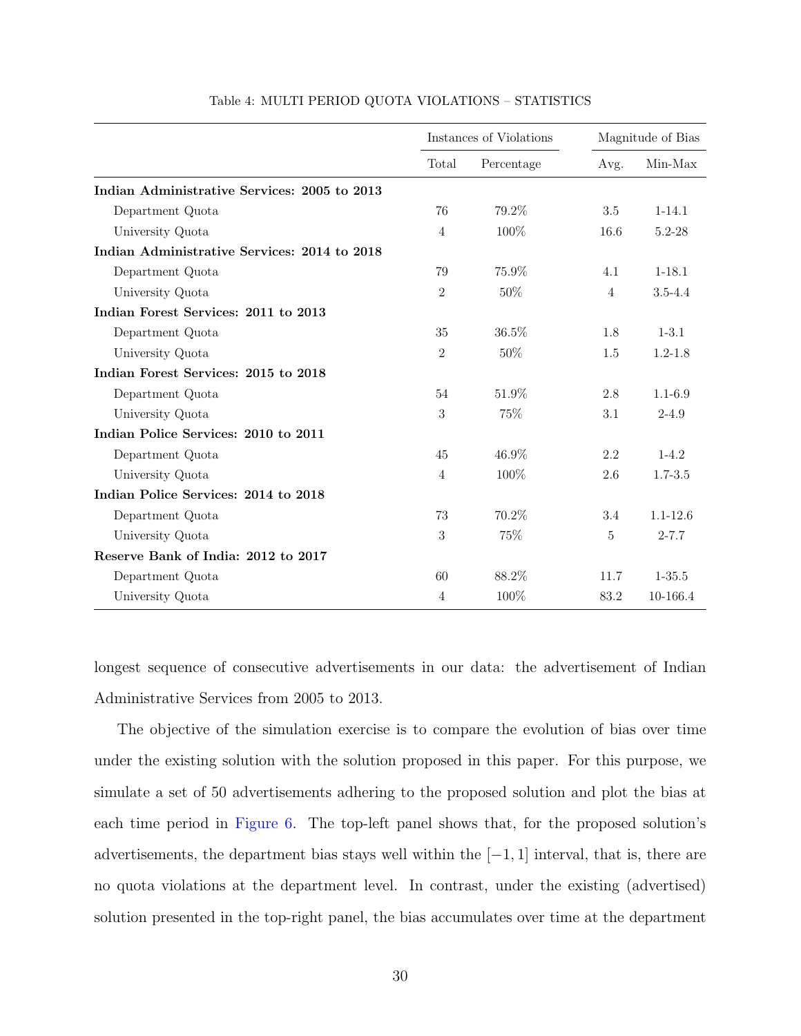Table 4: MULTI PERIOD QUOTA VIOLATIONS – STATISTICS

| | Instances of Violations | | Magnitude of Bias | |
|---|---|---|---|---|
| | Total | Percentage | Avg. | Min-Max |
| **Indian Administrative Services: 2005 to 2013** | | | | |
| Department Quota | 76 | 79.2% | 3.5 | 1-14.1 |
| University Quota | 4 | 100% | 16.6 | 5.2-28 |
| **Indian Administrative Services: 2014 to 2018** | | | | |
| Department Quota | 79 | 75.9% | 4.1 | 1-18.1 |
| University Quota | 2 | 50% | 4 | 3.5-4.4 |
| **Indian Forest Services: 2011 to 2013** | | | | |
| Department Quota | 35 | 36.5% | 1.8 | 1-3.1 |
| University Quota | 2 | 50% | 1.5 | 1.2-1.8 |
| **Indian Forest Services: 2015 to 2018** | | | | |
| Department Quota | 54 | 51.9% | 2.8 | 1.1-6.9 |
| University Quota | 3 | 75% | 3.1 | 2-4.9 |
| **Indian Police Services: 2010 to 2011** | | | | |
| Department Quota | 45 | 46.9% | 2.2 | 1-4.2 |
| University Quota | 4 | 100% | 2.6 | 1.7-3.5 |
| **Indian Police Services: 2014 to 2018** | | | | |
| Department Quota | 73 | 70.2% | 3.4 | 1.1-12.6 |
| University Quota | 3 | 75% | 5 | 2-7.7 |
| **Reserve Bank of India: 2012 to 2017** | | | | |
| Department Quota | 60 | 88.2% | 11.7 | 1-35.5 |
| University Quota | 4 | 100% | 83.2 | 10-166.4 |

longest sequence of consecutive advertisements in our data: the advertisement of Indian Administrative Services from 2005 to 2013.

The objective of the simulation exercise is to compare the evolution of bias over time under the existing solution with the solution proposed in this paper. For this purpose, we simulate a set of 50 advertisements adhering to the proposed solution and plot the bias at each time period in Figure 6. The top-left panel shows that, for the proposed solution's advertisements, the department bias stays well within the $[-1, 1]$ interval, that is, there are no quota violations at the department level. In contrast, under the existing (advertised) solution presented in the top-right panel, the bias accumulates over time at the department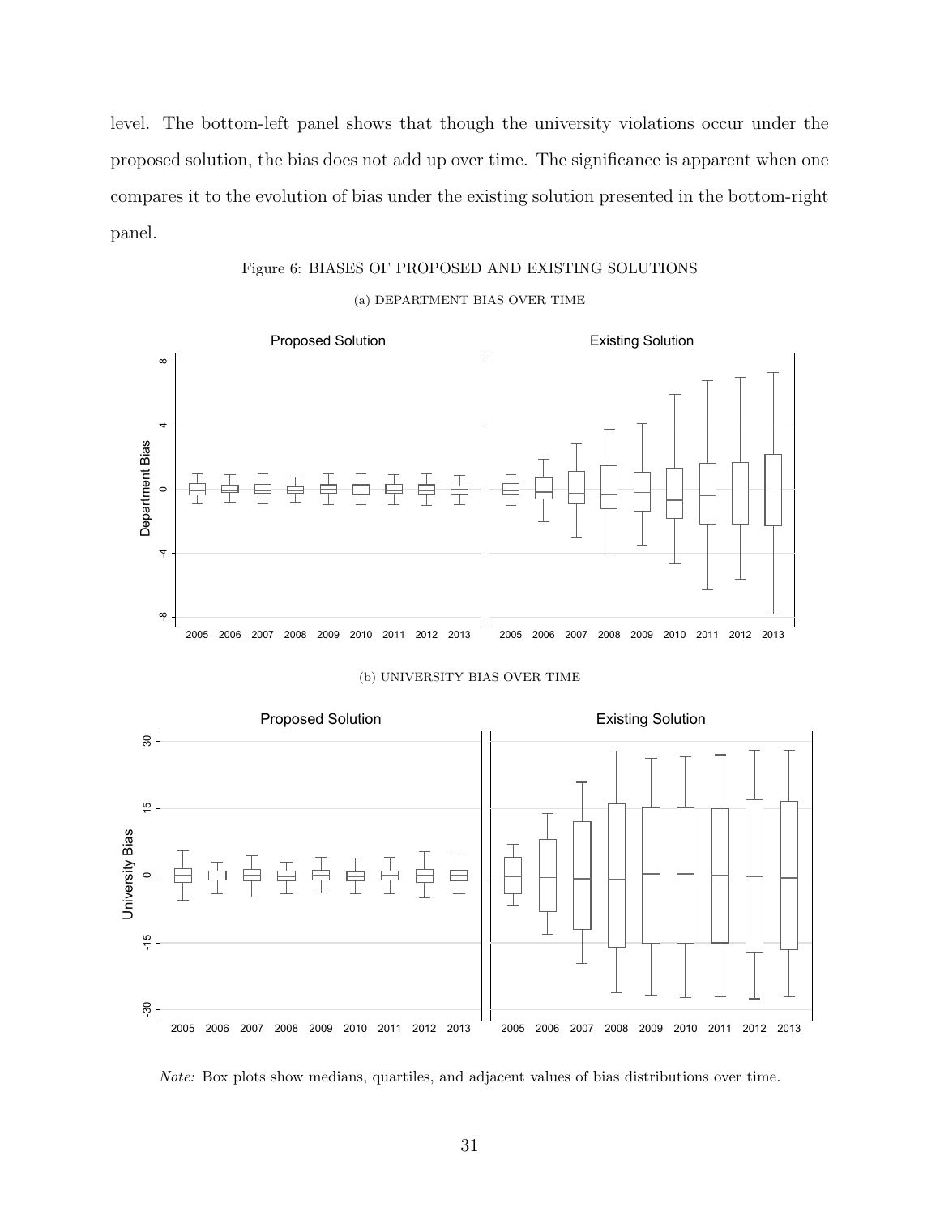level. The bottom-left panel shows that though the university violations occur under the proposed solution, the bias does not add up over time. The significance is apparent when one compares it to the evolution of bias under the existing solution presented in the bottom-right panel.

Figure 6: BIASES OF PROPOSED AND EXISTING SOLUTIONS

(a) DEPARTMENT BIAS OVER TIME

(b) UNIVERSITY BIAS OVER TIME

*Note:* Box plots show medians, quartiles, and adjacent values of bias distributions over time.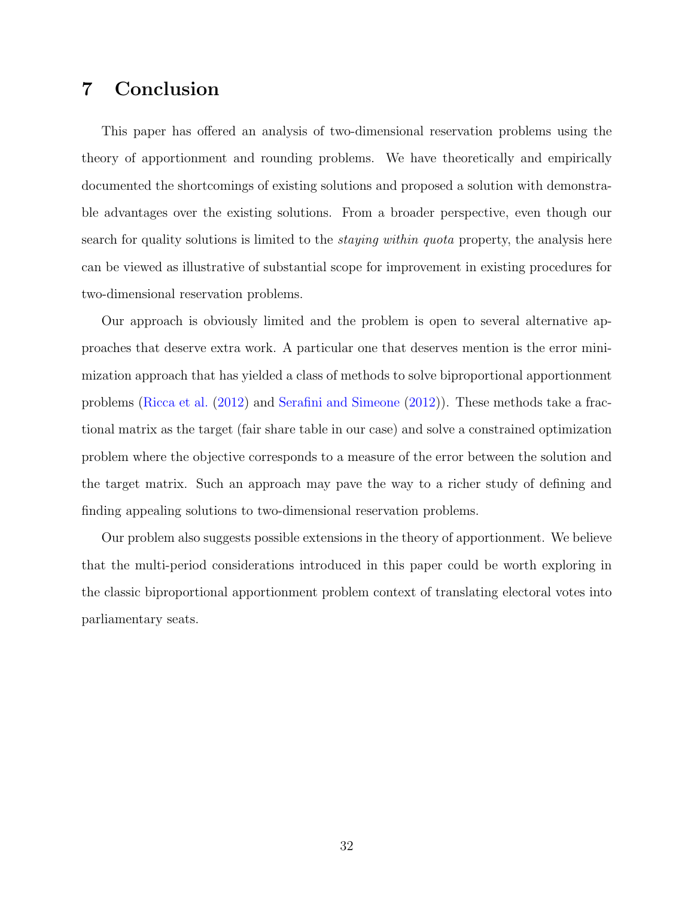# 7 Conclusion

This paper has offered an analysis of two-dimensional reservation problems using the theory of apportionment and rounding problems. We have theoretically and empirically documented the shortcomings of existing solutions and proposed a solution with demonstrable advantages over the existing solutions. From a broader perspective, even though our search for quality solutions is limited to the *staying within quota* property, the analysis here can be viewed as illustrative of substantial scope for improvement in existing procedures for two-dimensional reservation problems.

Our approach is obviously limited and the problem is open to several alternative approaches that deserve extra work. A particular one that deserves mention is the error minimization approach that has yielded a class of methods to solve biproportional apportionment problems (Ricca et al. (2012) and Serafini and Simeone (2012)). These methods take a fractional matrix as the target (fair share table in our case) and solve a constrained optimization problem where the objective corresponds to a measure of the error between the solution and the target matrix. Such an approach may pave the way to a richer study of defining and finding appealing solutions to two-dimensional reservation problems.

Our problem also suggests possible extensions in the theory of apportionment. We believe that the multi-period considerations introduced in this paper could be worth exploring in the classic biproportional apportionment problem context of translating electoral votes into parliamentary seats.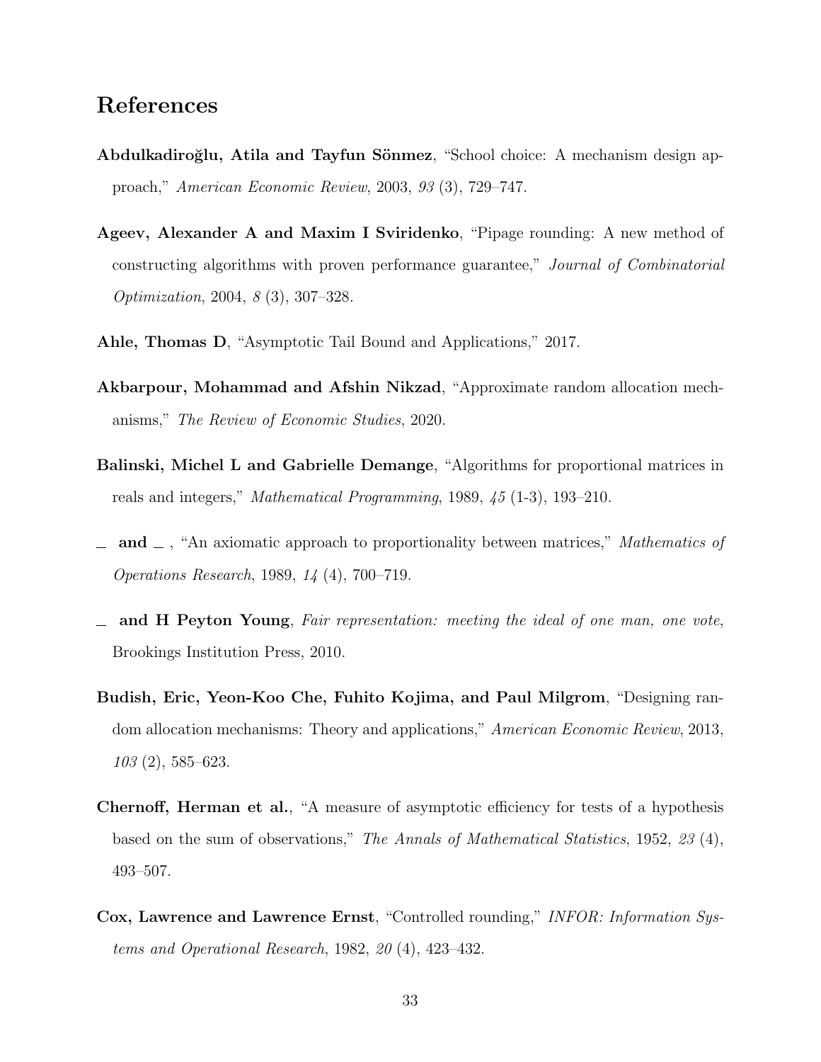# References

**Abdulkadiroğlu, Atila and Tayfun Sönmez**, "School choice: A mechanism design approach," *American Economic Review*, 2003, *93* (3), 729–747.

**Ageev, Alexander A and Maxim I Sviridenko**, "Pipage rounding: A new method of constructing algorithms with proven performance guarantee," *Journal of Combinatorial Optimization*, 2004, *8* (3), 307–328.

**Ahle, Thomas D**, "Asymptotic Tail Bound and Applications," 2017.

**Akbarpour, Mohammad and Afshin Nikzad**, "Approximate random allocation mechanisms," *The Review of Economic Studies*, 2020.

**Balinski, Michel L and Gabrielle Demange**, "Algorithms for proportional matrices in reals and integers," *Mathematical Programming*, 1989, *45* (1-3), 193–210.

**_ and _** , "An axiomatic approach to proportionality between matrices," *Mathematics of Operations Research*, 1989, *14* (4), 700–719.

**_ and H Peyton Young**, *Fair representation: meeting the ideal of one man, one vote*, Brookings Institution Press, 2010.

**Budish, Eric, Yeon-Koo Che, Fuhito Kojima, and Paul Milgrom**, "Designing random allocation mechanisms: Theory and applications," *American Economic Review*, 2013, *103* (2), 585–623.

**Chernoff, Herman et al.**, "A measure of asymptotic efficiency for tests of a hypothesis based on the sum of observations," *The Annals of Mathematical Statistics*, 1952, *23* (4), 493–507.

**Cox, Lawrence and Lawrence Ernst**, "Controlled rounding," *INFOR: Information Systems and Operational Research*, 1982, *20* (4), 423–432.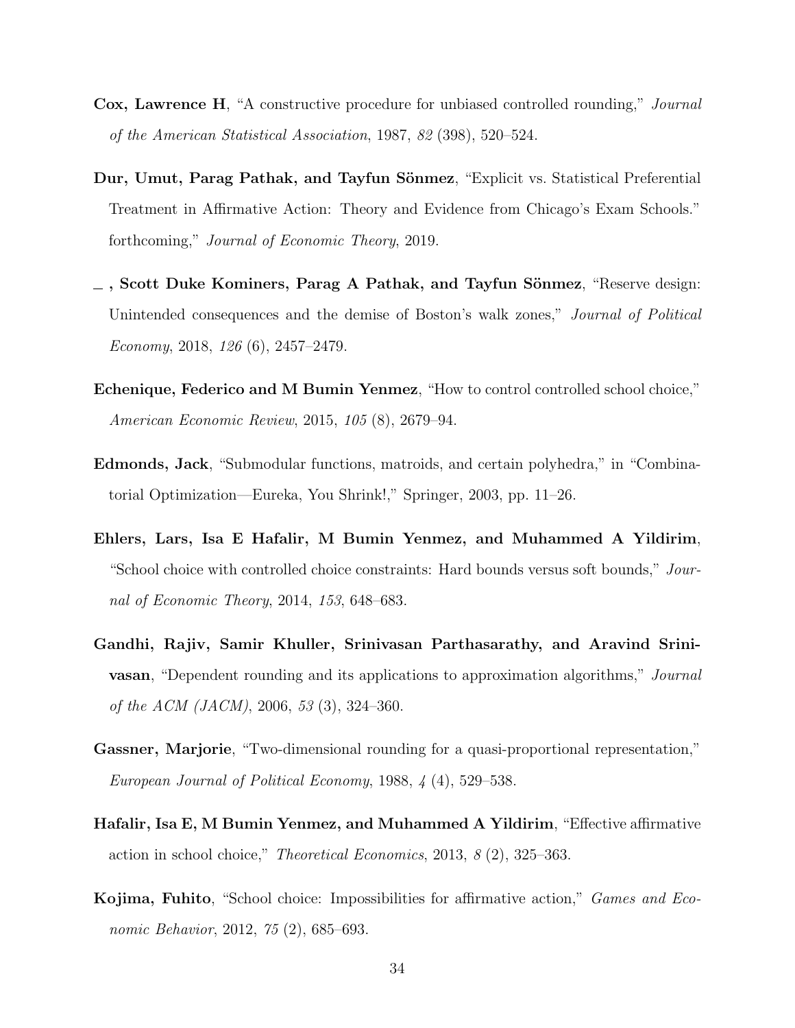**Cox, Lawrence H**, "A constructive procedure for unbiased controlled rounding," *Journal of the American Statistical Association*, 1987, *82* (398), 520–524.

**Dur, Umut, Parag Pathak, and Tayfun Sönmez**, "Explicit vs. Statistical Preferential Treatment in Affirmative Action: Theory and Evidence from Chicago's Exam Schools." forthcoming," *Journal of Economic Theory*, 2019.

**_ , Scott Duke Kominers, Parag A Pathak, and Tayfun Sönmez**, "Reserve design: Unintended consequences and the demise of Boston's walk zones," *Journal of Political Economy*, 2018, *126* (6), 2457–2479.

**Echenique, Federico and M Bumin Yenmez**, "How to control controlled school choice," *American Economic Review*, 2015, *105* (8), 2679–94.

**Edmonds, Jack**, "Submodular functions, matroids, and certain polyhedra," in "Combinatorial Optimization—Eureka, You Shrink!," Springer, 2003, pp. 11–26.

**Ehlers, Lars, Isa E Hafalir, M Bumin Yenmez, and Muhammed A Yildirim**, "School choice with controlled choice constraints: Hard bounds versus soft bounds," *Journal of Economic Theory*, 2014, *153*, 648–683.

**Gandhi, Rajiv, Samir Khuller, Srinivasan Parthasarathy, and Aravind Srinivasan**, "Dependent rounding and its applications to approximation algorithms," *Journal of the ACM (JACM)*, 2006, *53* (3), 324–360.

**Gassner, Marjorie**, "Two-dimensional rounding for a quasi-proportional representation," *European Journal of Political Economy*, 1988, *4* (4), 529–538.

**Hafalir, Isa E, M Bumin Yenmez, and Muhammed A Yildirim**, "Effective affirmative action in school choice," *Theoretical Economics*, 2013, *8* (2), 325–363.

**Kojima, Fuhito**, "School choice: Impossibilities for affirmative action," *Games and Economic Behavior*, 2012, *75* (2), 685–693.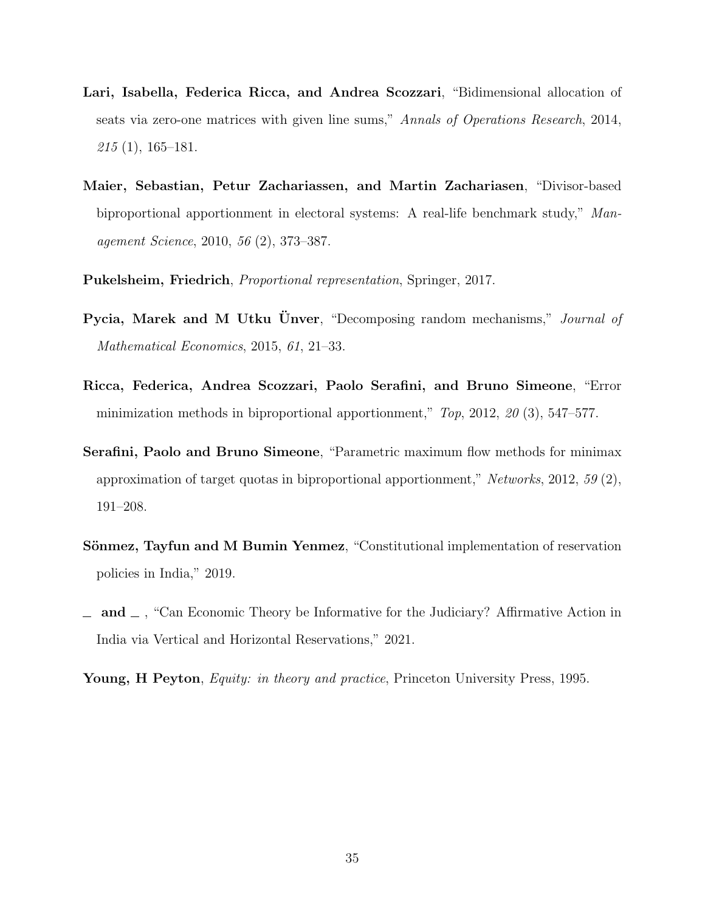**Lari, Isabella, Federica Ricca, and Andrea Scozzari**, "Bidimensional allocation of seats via zero-one matrices with given line sums," *Annals of Operations Research*, 2014, *215* (1), 165–181.

**Maier, Sebastian, Petur Zachariassen, and Martin Zachariasen**, "Divisor-based biproportional apportionment in electoral systems: A real-life benchmark study," *Management Science*, 2010, *56* (2), 373–387.

**Pukelsheim, Friedrich**, *Proportional representation*, Springer, 2017.

**Pycia, Marek and M Utku Ünver**, "Decomposing random mechanisms," *Journal of Mathematical Economics*, 2015, *61*, 21–33.

**Ricca, Federica, Andrea Scozzari, Paolo Serafini, and Bruno Simeone**, "Error minimization methods in biproportional apportionment," *Top*, 2012, *20* (3), 547–577.

**Serafini, Paolo and Bruno Simeone**, "Parametric maximum flow methods for minimax approximation of target quotas in biproportional apportionment," *Networks*, 2012, *59* (2), 191–208.

**Sönmez, Tayfun and M Bumin Yenmez**, "Constitutional implementation of reservation policies in India," 2019.

**_ and _** , "Can Economic Theory be Informative for the Judiciary? Affirmative Action in India via Vertical and Horizontal Reservations," 2021.

**Young, H Peyton**, *Equity: in theory and practice*, Princeton University Press, 1995.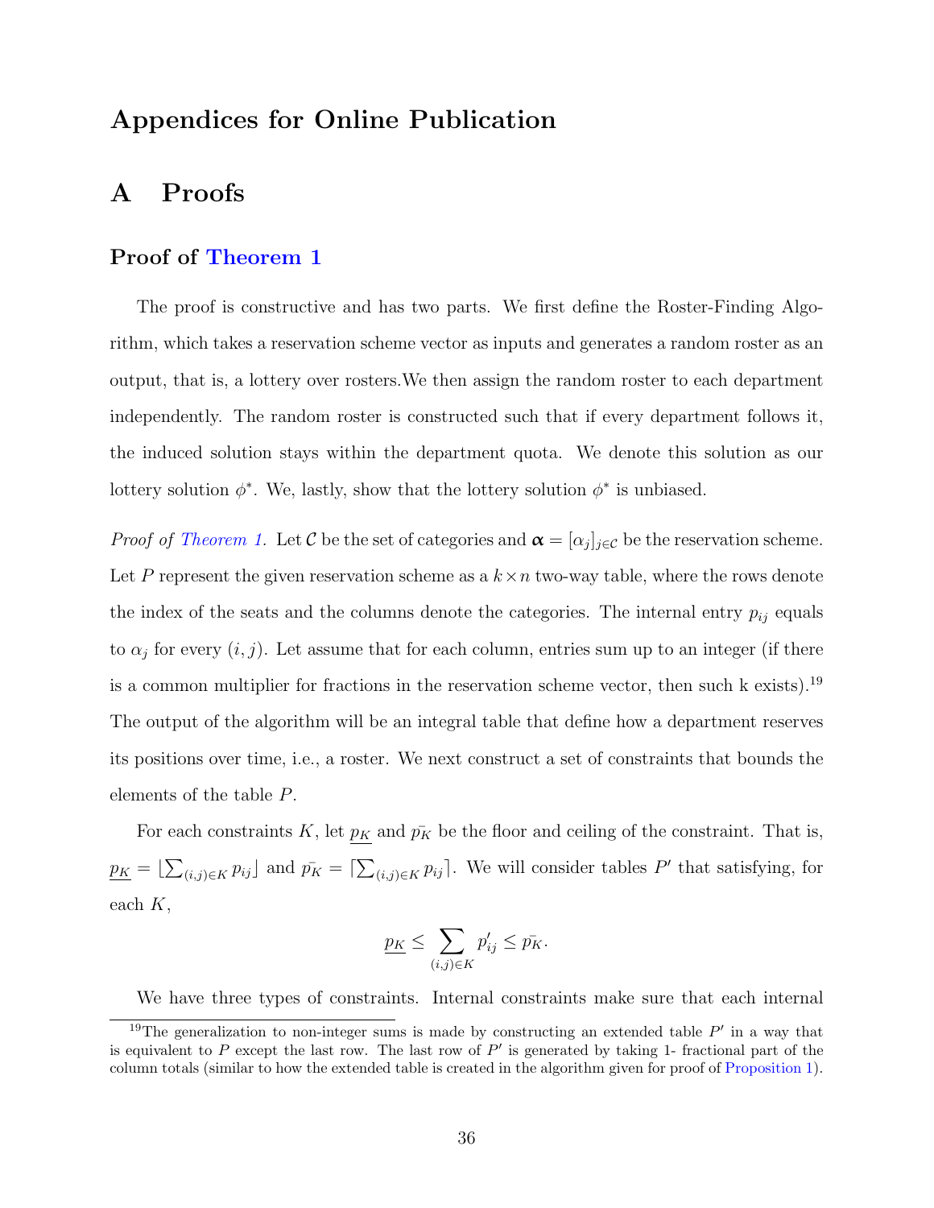# Appendices for Online Publication

## A Proofs

### Proof of Theorem 1

The proof is constructive and has two parts. We first define the Roster-Finding Algorithm, which takes a reservation scheme vector as inputs and generates a random roster as an output, that is, a lottery over rosters.We then assign the random roster to each department independently. The random roster is constructed such that if every department follows it, the induced solution stays within the department quota. We denote this solution as our lottery solution $\phi^*$. We, lastly, show that the lottery solution $\phi^*$ is unbiased.

*Proof of Theorem 1.* Let $\mathcal{C}$ be the set of categories and $\boldsymbol{\alpha} = [\alpha_j]_{j \in \mathcal{C}}$ be the reservation scheme. Let $P$ represent the given reservation scheme as a $k \times n$ two-way table, where the rows denote the index of the seats and the columns denote the categories. The internal entry $p_{ij}$ equals to $\alpha_j$ for every $(i, j)$. Let assume that for each column, entries sum up to an integer (if there is a common multiplier for fractions in the reservation scheme vector, then such k exists).[19] The output of the algorithm will be an integral table that define how a department reserves its positions over time, i.e., a roster. We next construct a set of constraints that bounds the elements of the table $P$.

For each constraints $K$, let $\underline{p_K}$ and $\bar{p_K}$ be the floor and ceiling of the constraint. That is, $\underline{p_K} = \lfloor \sum_{(i,j) \in K} p_{ij} \rfloor$ and $\bar{p_K} = \lceil \sum_{(i,j) \in K} p_{ij} \rceil$. We will consider tables $P'$ that satisfying, for each $K$,

$$\underline{p_K} \leq \sum_{(i,j) \in K} p'_{ij} \leq \bar{p_K}.$$

We have three types of constraints. Internal constraints make sure that each internal

[19] The generalization to non-integer sums is made by constructing an extended table $P'$ in a way that is equivalent to $P$ except the last row. The last row of $P'$ is generated by taking 1- fractional part of the column totals (similar to how the extended table is created in the algorithm given for proof of Proposition 1).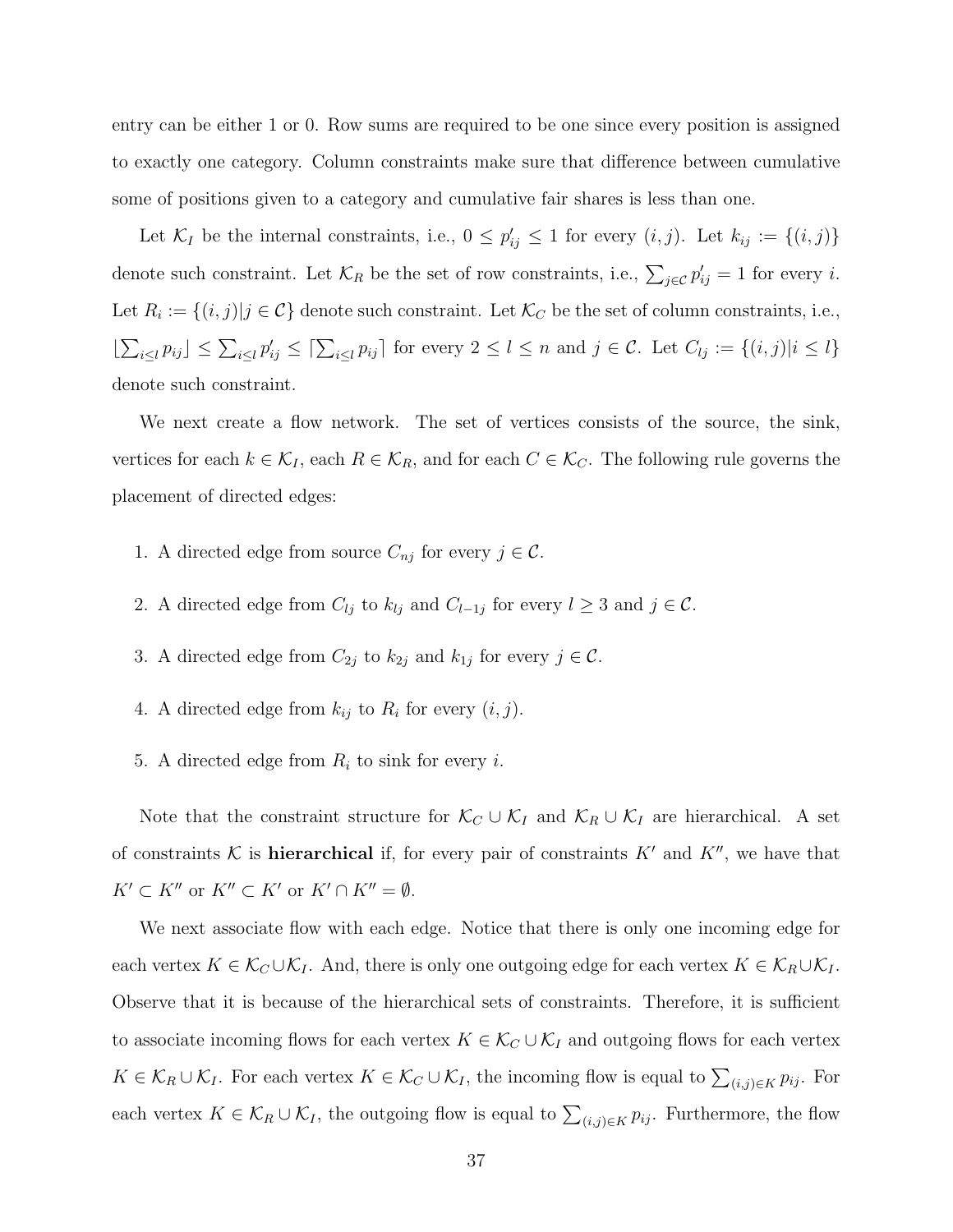entry can be either 1 or 0. Row sums are required to be one since every position is assigned to exactly one category. Column constraints make sure that difference between cumulative some of positions given to a category and cumulative fair shares is less than one.

Let $\mathcal{K}_I$ be the internal constraints, i.e., $0 \leq p'_{ij} \leq 1$ for every $(i,j)$. Let $k_{ij} := \{(i,j)\}$ denote such constraint. Let $\mathcal{K}_R$ be the set of row constraints, i.e., $\sum_{j \in \mathcal{C}} p'_{ij} = 1$ for every $i$. Let $R_i := \{(i,j) | j \in \mathcal{C}\}$ denote such constraint. Let $\mathcal{K}_C$ be the set of column constraints, i.e., $\lfloor \sum_{i \leq l} p_{ij} \rfloor \leq \sum_{i \leq l} p'_{ij} \leq \lceil \sum_{i \leq l} p_{ij} \rceil$ for every $2 \leq l \leq n$ and $j \in \mathcal{C}$. Let $C_{lj} := \{(i,j) | i \leq l\}$ denote such constraint.

We next create a flow network. The set of vertices consists of the source, the sink, vertices for each $k \in \mathcal{K}_I$, each $R \in \mathcal{K}_R$, and for each $C \in \mathcal{K}_C$. The following rule governs the placement of directed edges:

1. A directed edge from source $C_{nj}$ for every $j \in \mathcal{C}$.
2. A directed edge from $C_{lj}$ to $k_{lj}$ and $C_{l-1j}$ for every $l \geq 3$ and $j \in \mathcal{C}$.
3. A directed edge from $C_{2j}$ to $k_{2j}$ and $k_{1j}$ for every $j \in \mathcal{C}$.
4. A directed edge from $k_{ij}$ to $R_i$ for every $(i,j)$.
5. A directed edge from $R_i$ to sink for every $i$.

Note that the constraint structure for $\mathcal{K}_C \cup \mathcal{K}_I$ and $\mathcal{K}_R \cup \mathcal{K}_I$ are hierarchical. A set of constraints $\mathcal{K}$ is **hierarchical** if, for every pair of constraints $K'$ and $K''$, we have that $K' \subset K''$ or $K'' \subset K'$ or $K' \cap K'' = \emptyset$.

We next associate flow with each edge. Notice that there is only one incoming edge for each vertex $K \in \mathcal{K}_C \cup \mathcal{K}_I$. And, there is only one outgoing edge for each vertex $K \in \mathcal{K}_R \cup \mathcal{K}_I$. Observe that it is because of the hierarchical sets of constraints. Therefore, it is sufficient to associate incoming flows for each vertex $K \in \mathcal{K}_C \cup \mathcal{K}_I$ and outgoing flows for each vertex $K \in \mathcal{K}_R \cup \mathcal{K}_I$. For each vertex $K \in \mathcal{K}_C \cup \mathcal{K}_I$, the incoming flow is equal to $\sum_{(i,j) \in K} p_{ij}$. For each vertex $K \in \mathcal{K}_R \cup \mathcal{K}_I$, the outgoing flow is equal to $\sum_{(i,j) \in K} p_{ij}$. Furthermore, the flow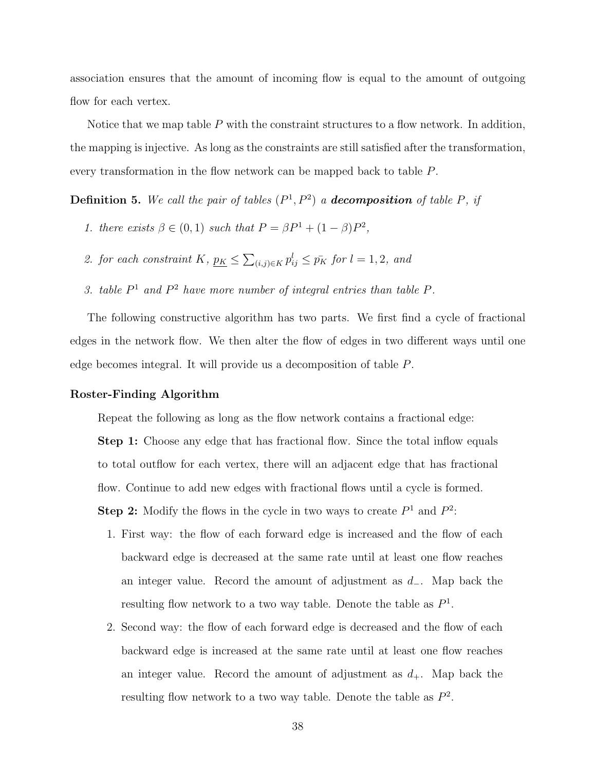association ensures that the amount of incoming flow is equal to the amount of outgoing flow for each vertex.

Notice that we map table $P$ with the constraint structures to a flow network. In addition, the mapping is injective. As long as the constraints are still satisfied after the transformation, every transformation in the flow network can be mapped back to table $P$.

**Definition 5.** *We call the pair of tables $(P^1, P^2)$ a **decomposition** of table $P$, if*

1. *there exists $\beta \in (0,1)$ such that $P = \beta P^1 + (1-\beta)P^2$,*
2. *for each constraint $K$, $\underline{p_K} \leq \sum_{(i,j)\in K} p^l_{ij} \leq \bar{p_K}$ for $l = 1, 2$, and*
3. *table $P^1$ and $P^2$ have more number of integral entries than table $P$.*

The following constructive algorithm has two parts. We first find a cycle of fractional edges in the network flow. We then alter the flow of edges in two different ways until one edge becomes integral. It will provide us a decomposition of table $P$.

**Roster-Finding Algorithm**

Repeat the following as long as the flow network contains a fractional edge:

**Step 1:** Choose any edge that has fractional flow. Since the total inflow equals to total outflow for each vertex, there will an adjacent edge that has fractional flow. Continue to add new edges with fractional flows until a cycle is formed.

**Step 2:** Modify the flows in the cycle in two ways to create $P^1$ and $P^2$:

1. First way: the flow of each forward edge is increased and the flow of each backward edge is decreased at the same rate until at least one flow reaches an integer value. Record the amount of adjustment as $d_-$. Map back the resulting flow network to a two way table. Denote the table as $P^1$.
2. Second way: the flow of each forward edge is decreased and the flow of each backward edge is increased at the same rate until at least one flow reaches an integer value. Record the amount of adjustment as $d_+$. Map back the resulting flow network to a two way table. Denote the table as $P^2$.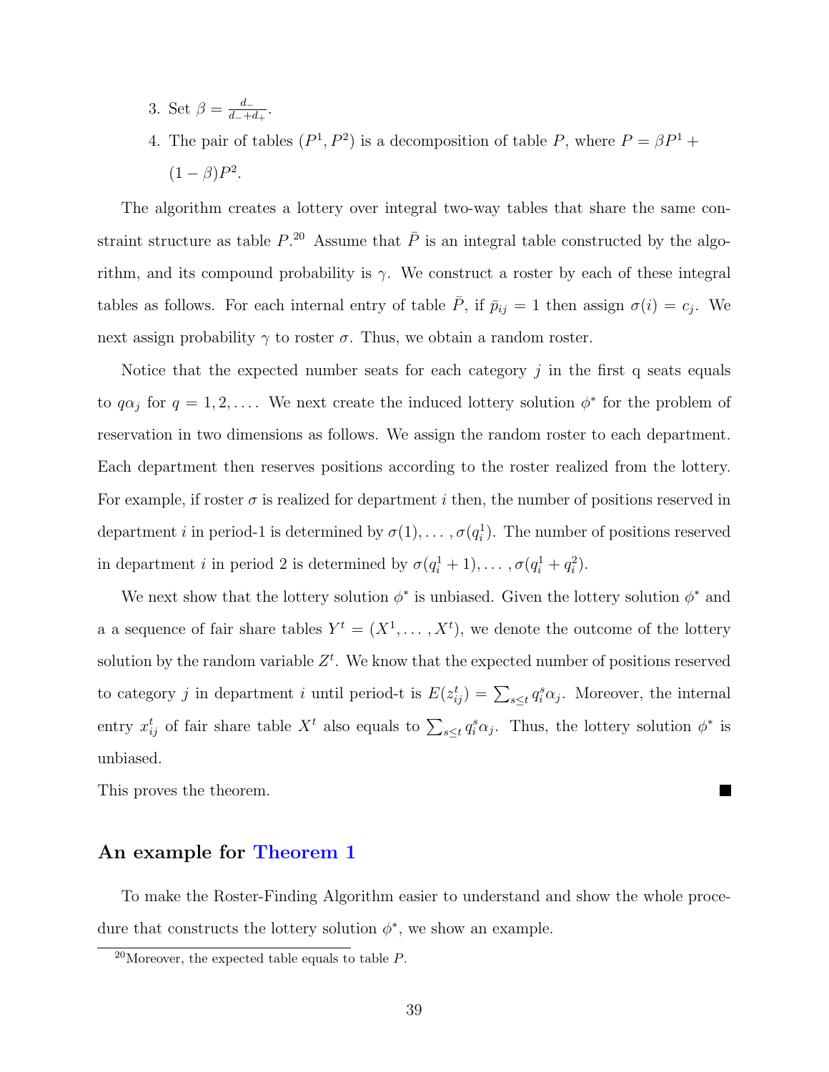3. Set $\beta = \frac{d_-}{d_- + d_+}$.
4. The pair of tables $(P^1, P^2)$ is a decomposition of table $P$, where $P = \beta P^1 + (1 - \beta)P^2$.

The algorithm creates a lottery over integral two-way tables that share the same constraint structure as table $P$.[20] Assume that $\bar{P}$ is an integral table constructed by the algorithm, and its compound probability is $\gamma$. We construct a roster by each of these integral tables as follows. For each internal entry of table $\bar{P}$, if $\bar{p}_{ij} = 1$ then assign $\sigma(i) = c_j$. We next assign probability $\gamma$ to roster $\sigma$. Thus, we obtain a random roster.

Notice that the expected number seats for each category $j$ in the first q seats equals to $q\alpha_j$ for $q = 1, 2, \ldots$. We next create the induced lottery solution $\phi^*$ for the problem of reservation in two dimensions as follows. We assign the random roster to each department. Each department then reserves positions according to the roster realized from the lottery. For example, if roster $\sigma$ is realized for department $i$ then, the number of positions reserved in department $i$ in period-1 is determined by $\sigma(1), \ldots, \sigma(q_i^1)$. The number of positions reserved in department $i$ in period 2 is determined by $\sigma(q_i^1 + 1), \ldots, \sigma(q_i^1 + q_i^2)$.

We next show that the lottery solution $\phi^*$ is unbiased. Given the lottery solution $\phi^*$ and a a sequence of fair share tables $Y^t = (X^1, \ldots, X^t)$, we denote the outcome of the lottery solution by the random variable $Z^t$. We know that the expected number of positions reserved to category $j$ in department $i$ until period-t is $E(z_{ij}^t) = \sum_{s \leq t} q_i^s \alpha_j$. Moreover, the internal entry $x_{ij}^t$ of fair share table $X^t$ also equals to $\sum_{s \leq t} q_i^s \alpha_j$. Thus, the lottery solution $\phi^*$ is unbiased.

This proves the theorem. ■

## An example for Theorem 1

To make the Roster-Finding Algorithm easier to understand and show the whole procedure that constructs the lottery solution $\phi^*$, we show an example.

[20] Moreover, the expected table equals to table $P$.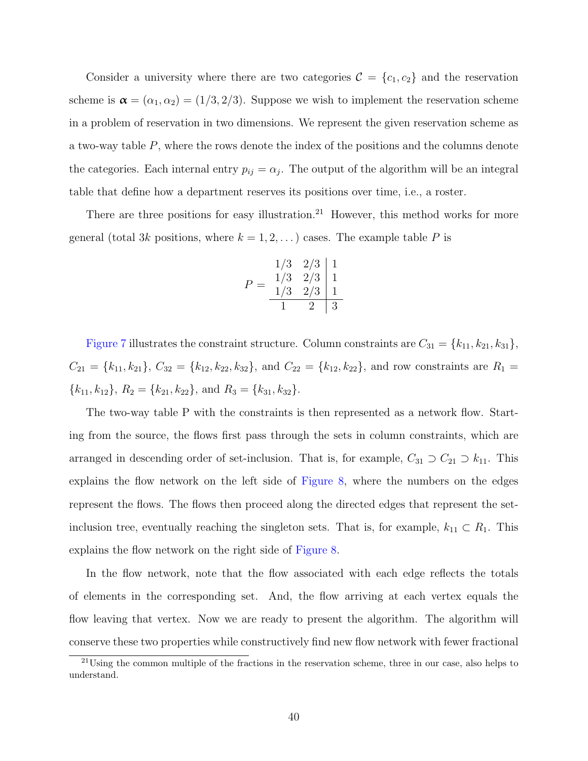Consider a university where there are two categories $\mathcal{C} = \{c_1, c_2\}$ and the reservation scheme is $\boldsymbol{\alpha} = (\alpha_1, \alpha_2) = (1/3, 2/3)$. Suppose we wish to implement the reservation scheme in a problem of reservation in two dimensions. We represent the given reservation scheme as a two-way table $P$, where the rows denote the index of the positions and the columns denote the categories. Each internal entry $p_{ij} = \alpha_j$. The output of the algorithm will be an integral table that define how a department reserves its positions over time, i.e., a roster.

There are three positions for easy illustration.[21] However, this method works for more general (total $3k$ positions, where $k = 1, 2, \dots$) cases. The example table $P$ is

$$P = \begin{array}{cc|c} 1/3 & 2/3 & 1 \\ 1/3 & 2/3 & 1 \\ 1/3 & 2/3 & 1 \\ \hline 1 & 2 & 3 \end{array}$$

Figure 7 illustrates the constraint structure. Column constraints are $C_{31} = \{k_{11}, k_{21}, k_{31}\}$, $C_{21} = \{k_{11}, k_{21}\}$, $C_{32} = \{k_{12}, k_{22}, k_{32}\}$, and $C_{22} = \{k_{12}, k_{22}\}$, and row constraints are $R_1 = \{k_{11}, k_{12}\}$, $R_2 = \{k_{21}, k_{22}\}$, and $R_3 = \{k_{31}, k_{32}\}$.

The two-way table P with the constraints is then represented as a network flow. Starting from the source, the flows first pass through the sets in column constraints, which are arranged in descending order of set-inclusion. That is, for example, $C_{31} \supset C_{21} \supset k_{11}$. This explains the flow network on the left side of Figure 8, where the numbers on the edges represent the flows. The flows then proceed along the directed edges that represent the set-inclusion tree, eventually reaching the singleton sets. That is, for example, $k_{11} \subset R_1$. This explains the flow network on the right side of Figure 8.

In the flow network, note that the flow associated with each edge reflects the totals of elements in the corresponding set. And, the flow arriving at each vertex equals the flow leaving that vertex. Now we are ready to present the algorithm. The algorithm will conserve these two properties while constructively find new flow network with fewer fractional

[21] Using the common multiple of the fractions in the reservation scheme, three in our case, also helps to understand.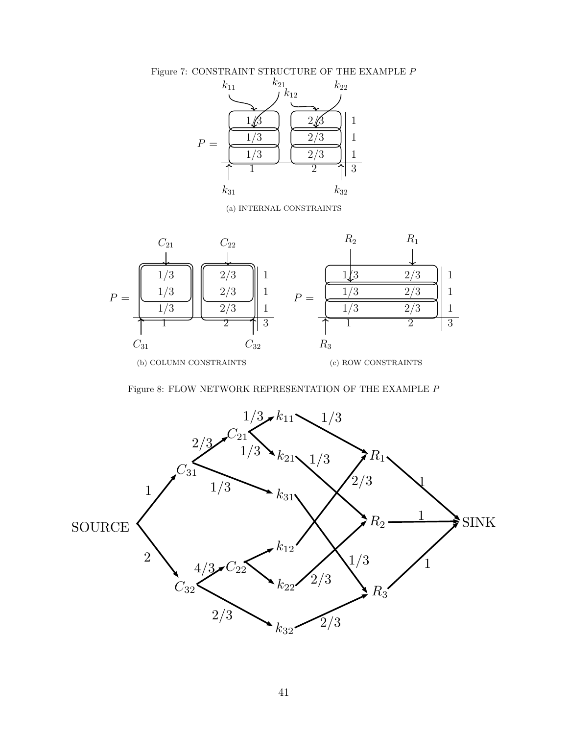Figure 7: CONSTRAINT STRUCTURE OF THE EXAMPLE $P$

$$P = \begin{array}{cc|c} 1/3 & 2/3 & 1 \\ 1/3 & 2/3 & 1 \\ 1/3 & 2/3 & 1 \\ \hline 1 & 2 & 3 \end{array}$$

(a) INTERNAL CONSTRAINTS

(b) COLUMN CONSTRAINTS

(c) ROW CONSTRAINTS

Figure 8: FLOW NETWORK REPRESENTATION OF THE EXAMPLE $P$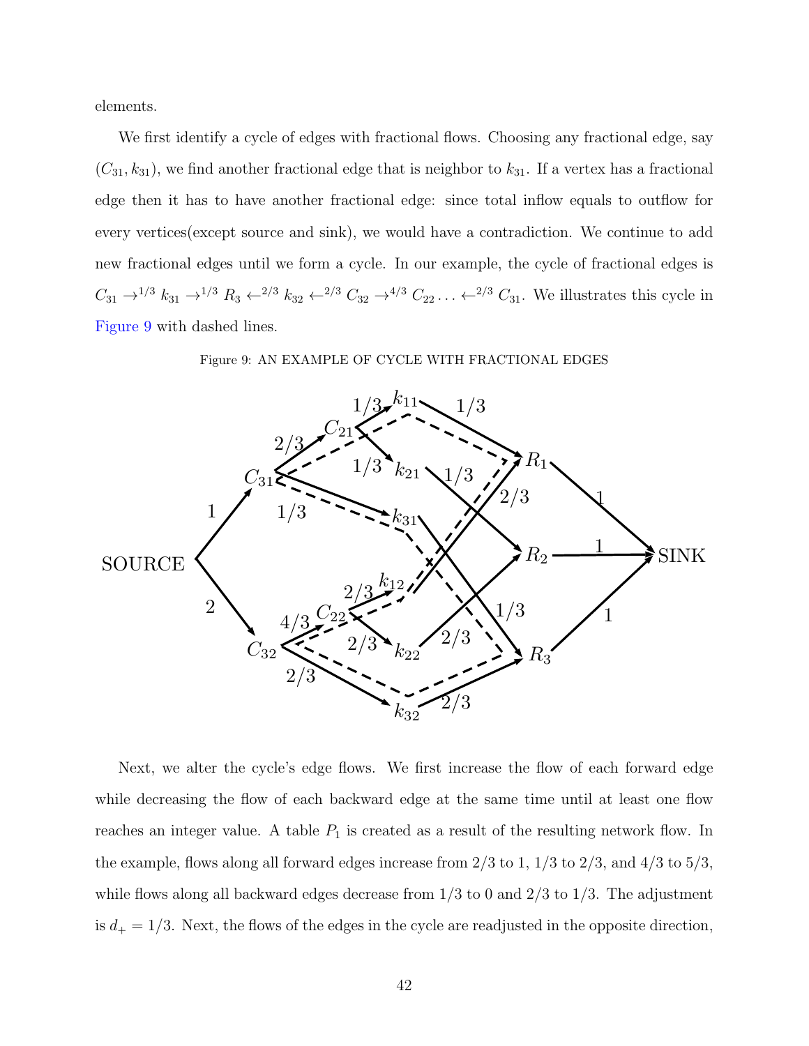elements.

We first identify a cycle of edges with fractional flows. Choosing any fractional edge, say $(C_{31}, k_{31})$, we find another fractional edge that is neighbor to $k_{31}$. If a vertex has a fractional edge then it has to have another fractional edge: since total inflow equals to outflow for every vertices(except source and sink), we would have a contradiction. We continue to add new fractional edges until we form a cycle. In our example, the cycle of fractional edges is $C_{31} \rightarrow^{1/3} k_{31} \rightarrow^{1/3} R_3 \leftarrow^{2/3} k_{32} \leftarrow^{2/3} C_{32} \rightarrow^{4/3} C_{22} \ldots \leftarrow^{2/3} C_{31}$. We illustrates this cycle in Figure 9 with dashed lines.

Figure 9: AN EXAMPLE OF CYCLE WITH FRACTIONAL EDGES

Next, we alter the cycle's edge flows. We first increase the flow of each forward edge while decreasing the flow of each backward edge at the same time until at least one flow reaches an integer value. A table $P_1$ is created as a result of the resulting network flow. In the example, flows along all forward edges increase from 2/3 to 1, 1/3 to 2/3, and 4/3 to 5/3, while flows along all backward edges decrease from 1/3 to 0 and 2/3 to 1/3. The adjustment is $d_+ = 1/3$. Next, the flows of the edges in the cycle are readjusted in the opposite direction,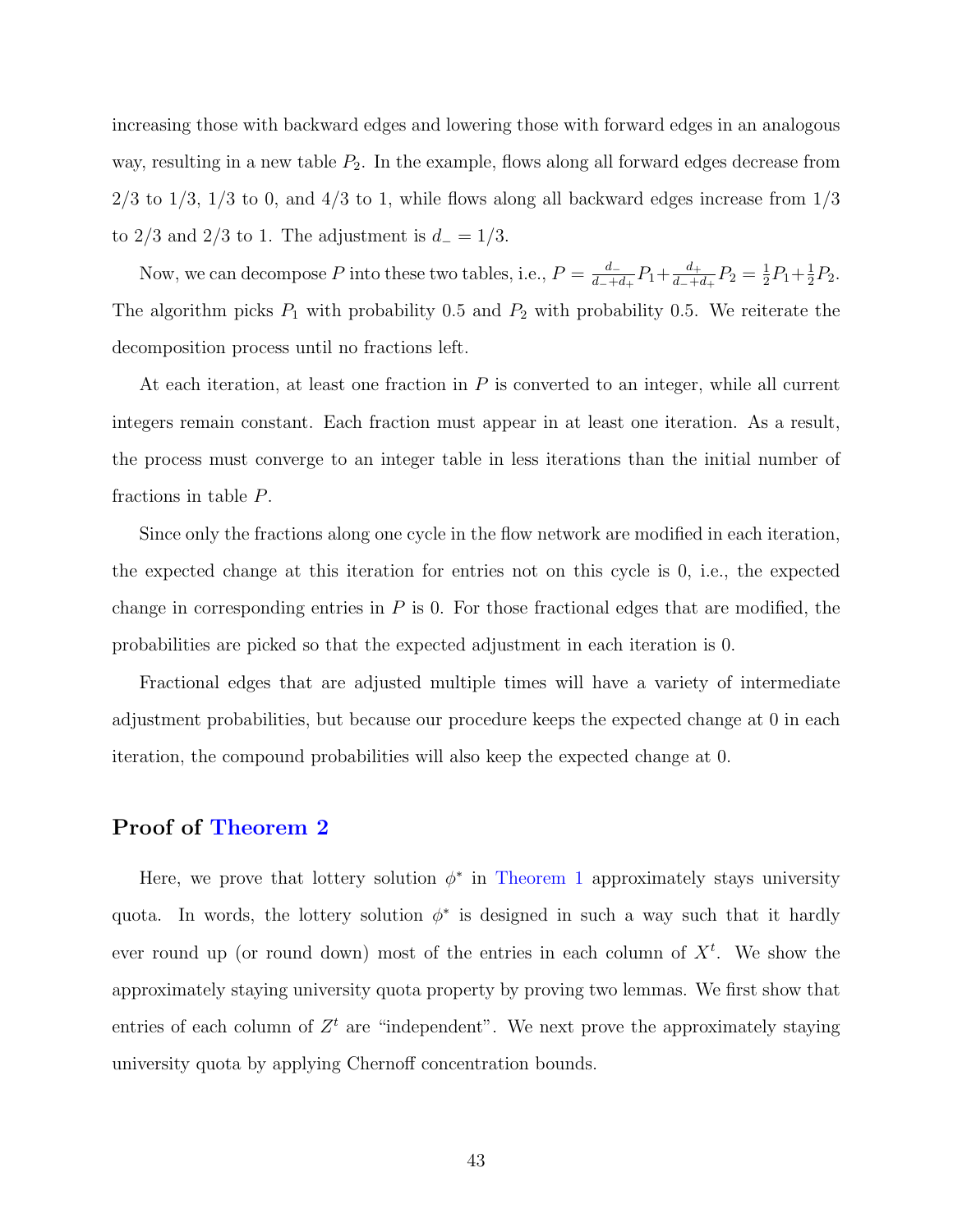increasing those with backward edges and lowering those with forward edges in an analogous way, resulting in a new table $P_2$. In the example, flows along all forward edges decrease from 2/3 to 1/3, 1/3 to 0, and 4/3 to 1, while flows along all backward edges increase from 1/3 to 2/3 and 2/3 to 1. The adjustment is $d_- = 1/3$.

Now, we can decompose $P$ into these two tables, i.e., $P = \frac{d_-}{d_-+d_+}P_1 + \frac{d_+}{d_-+d_+}P_2 = \frac{1}{2}P_1 + \frac{1}{2}P_2$. The algorithm picks $P_1$ with probability 0.5 and $P_2$ with probability 0.5. We reiterate the decomposition process until no fractions left.

At each iteration, at least one fraction in $P$ is converted to an integer, while all current integers remain constant. Each fraction must appear in at least one iteration. As a result, the process must converge to an integer table in less iterations than the initial number of fractions in table $P$.

Since only the fractions along one cycle in the flow network are modified in each iteration, the expected change at this iteration for entries not on this cycle is 0, i.e., the expected change in corresponding entries in $P$ is 0. For those fractional edges that are modified, the probabilities are picked so that the expected adjustment in each iteration is 0.

Fractional edges that are adjusted multiple times will have a variety of intermediate adjustment probabilities, but because our procedure keeps the expected change at 0 in each iteration, the compound probabilities will also keep the expected change at 0.

## Proof of Theorem 2

Here, we prove that lottery solution $\phi^*$ in Theorem 1 approximately stays university quota. In words, the lottery solution $\phi^*$ is designed in such a way such that it hardly ever round up (or round down) most of the entries in each column of $X^t$. We show the approximately staying university quota property by proving two lemmas. We first show that entries of each column of $Z^t$ are "independent". We next prove the approximately staying university quota by applying Chernoff concentration bounds.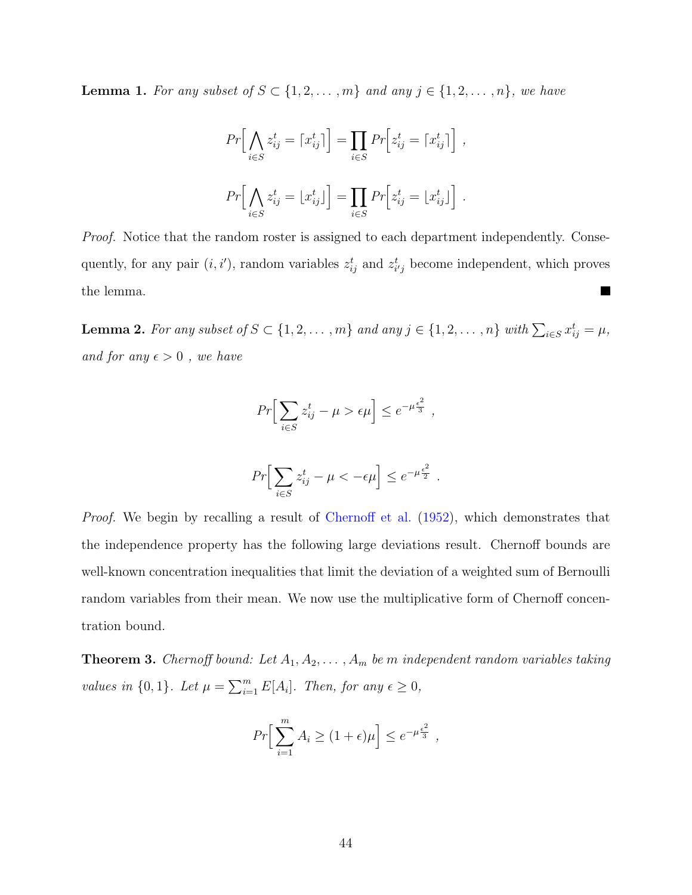**Lemma 1.** *For any subset of $S \subset \{1, 2, \ldots, m\}$ and any $j \in \{1, 2, \ldots, n\}$, we have*

$$Pr\Big[\bigwedge_{i \in S} z_{ij}^t = \lceil x_{ij}^t \rceil\Big] = \prod_{i \in S} Pr\Big[z_{ij}^t = \lceil x_{ij}^t \rceil\Big] \ ,$$

$$Pr\Big[\bigwedge_{i \in S} z_{ij}^t = \lfloor x_{ij}^t \rfloor\Big] = \prod_{i \in S} Pr\Big[z_{ij}^t = \lfloor x_{ij}^t \rfloor\Big] \ .$$

*Proof.* Notice that the random roster is assigned to each department independently. Consequently, for any pair $(i, i')$, random variables $z_{ij}^t$ and $z_{i'j}^t$ become independent, which proves the lemma. ∎

**Lemma 2.** *For any subset of $S \subset \{1, 2, \ldots, m\}$ and any $j \in \{1, 2, \ldots, n\}$ with $\sum_{i \in S} x_{ij}^t = \mu$, and for any $\epsilon > 0$ , we have*

$$Pr\Big[\sum_{i \in S} z_{ij}^t - \mu > \epsilon\mu\Big] \leq e^{-\mu\frac{\epsilon^2}{3}} \ ,$$

$$Pr\Big[\sum_{i \in S} z_{ij}^t - \mu < -\epsilon\mu\Big] \leq e^{-\mu\frac{\epsilon^2}{2}} \ .$$

*Proof.* We begin by recalling a result of Chernoff et al. (1952), which demonstrates that the independence property has the following large deviations result. Chernoff bounds are well-known concentration inequalities that limit the deviation of a weighted sum of Bernoulli random variables from their mean. We now use the multiplicative form of Chernoff concentration bound.

**Theorem 3.** *Chernoff bound: Let $A_1, A_2, \ldots, A_m$ be $m$ independent random variables taking values in $\{0, 1\}$. Let $\mu = \sum_{i=1}^{m} E[A_i]$. Then, for any $\epsilon \geq 0$,*

$$Pr\Big[\sum_{i=1}^{m} A_i \geq (1 + \epsilon)\mu\Big] \leq e^{-\mu\frac{\epsilon^2}{3}} \ ,$$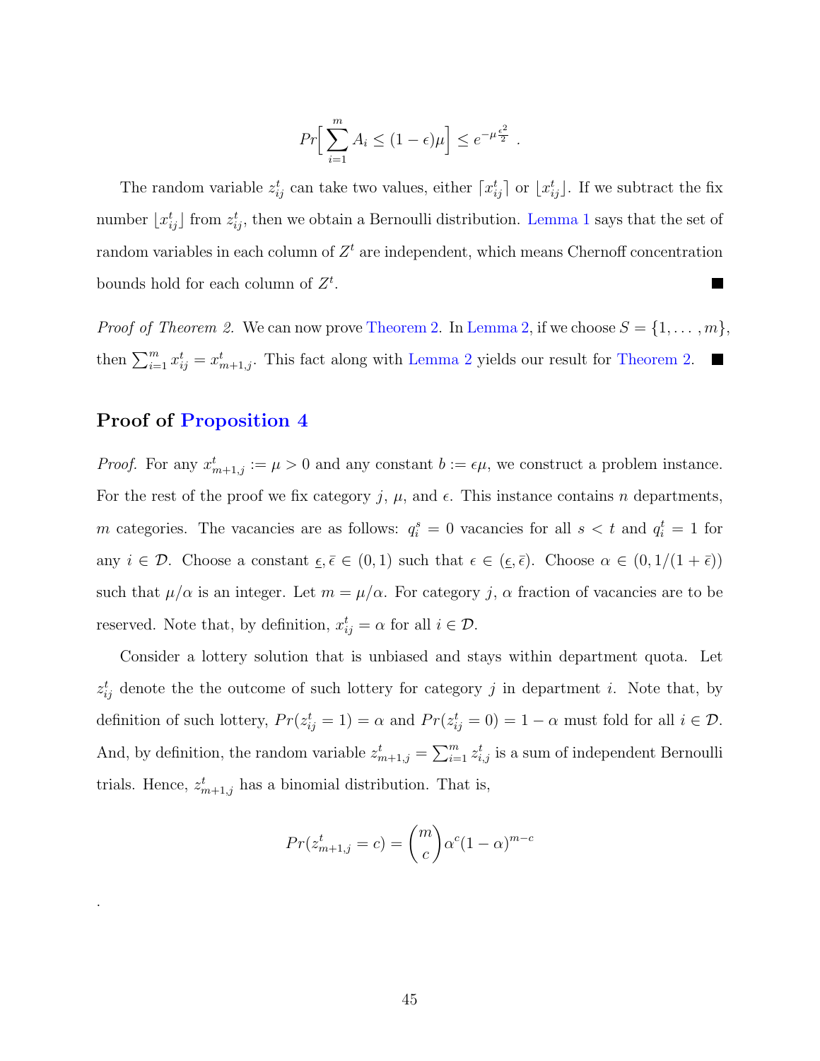$$Pr\Big[\sum_{i=1}^{m} A_i \leq (1-\epsilon)\mu\Big] \leq e^{-\mu\frac{\epsilon^2}{2}} \ .$$

The random variable $z_{ij}^t$ can take two values, either $\lceil x_{ij}^t \rceil$ or $\lfloor x_{ij}^t \rfloor$. If we subtract the fix number $\lfloor x_{ij}^t \rfloor$ from $z_{ij}^t$, then we obtain a Bernoulli distribution. Lemma 1 says that the set of random variables in each column of $Z^t$ are independent, which means Chernoff concentration bounds hold for each column of $Z^t$. ■

*Proof of Theorem 2.* We can now prove Theorem 2. In Lemma 2, if we choose $S = \{1, \ldots, m\}$, then $\sum_{i=1}^{m} x_{ij}^t = x_{m+1,j}^t$. This fact along with Lemma 2 yields our result for Theorem 2. ■

## Proof of Proposition 4

*Proof.* For any $x_{m+1,j}^t := \mu > 0$ and any constant $b := \epsilon\mu$, we construct a problem instance. For the rest of the proof we fix category $j$, $\mu$, and $\epsilon$. This instance contains $n$ departments, $m$ categories. The vacancies are as follows: $q_i^s = 0$ vacancies for all $s < t$ and $q_i^t = 1$ for any $i \in \mathcal{D}$. Choose a constant $\underline{\epsilon}, \bar{\epsilon} \in (0,1)$ such that $\epsilon \in (\underline{\epsilon}, \bar{\epsilon})$. Choose $\alpha \in (0, 1/(1+\bar{\epsilon}))$ such that $\mu/\alpha$ is an integer. Let $m = \mu/\alpha$. For category $j$, $\alpha$ fraction of vacancies are to be reserved. Note that, by definition, $x_{ij}^t = \alpha$ for all $i \in \mathcal{D}$.

Consider a lottery solution that is unbiased and stays within department quota. Let $z_{ij}^t$ denote the the outcome of such lottery for category $j$ in department $i$. Note that, by definition of such lottery, $Pr(z_{ij}^t = 1) = \alpha$ and $Pr(z_{ij}^t = 0) = 1 - \alpha$ must fold for all $i \in \mathcal{D}$. And, by definition, the random variable $z_{m+1,j}^t = \sum_{i=1}^{m} z_{i,j}^t$ is a sum of independent Bernoulli trials. Hence, $z_{m+1,j}^t$ has a binomial distribution. That is,

$$Pr(z_{m+1,j}^t = c) = \binom{m}{c} \alpha^c (1-\alpha)^{m-c}$$

.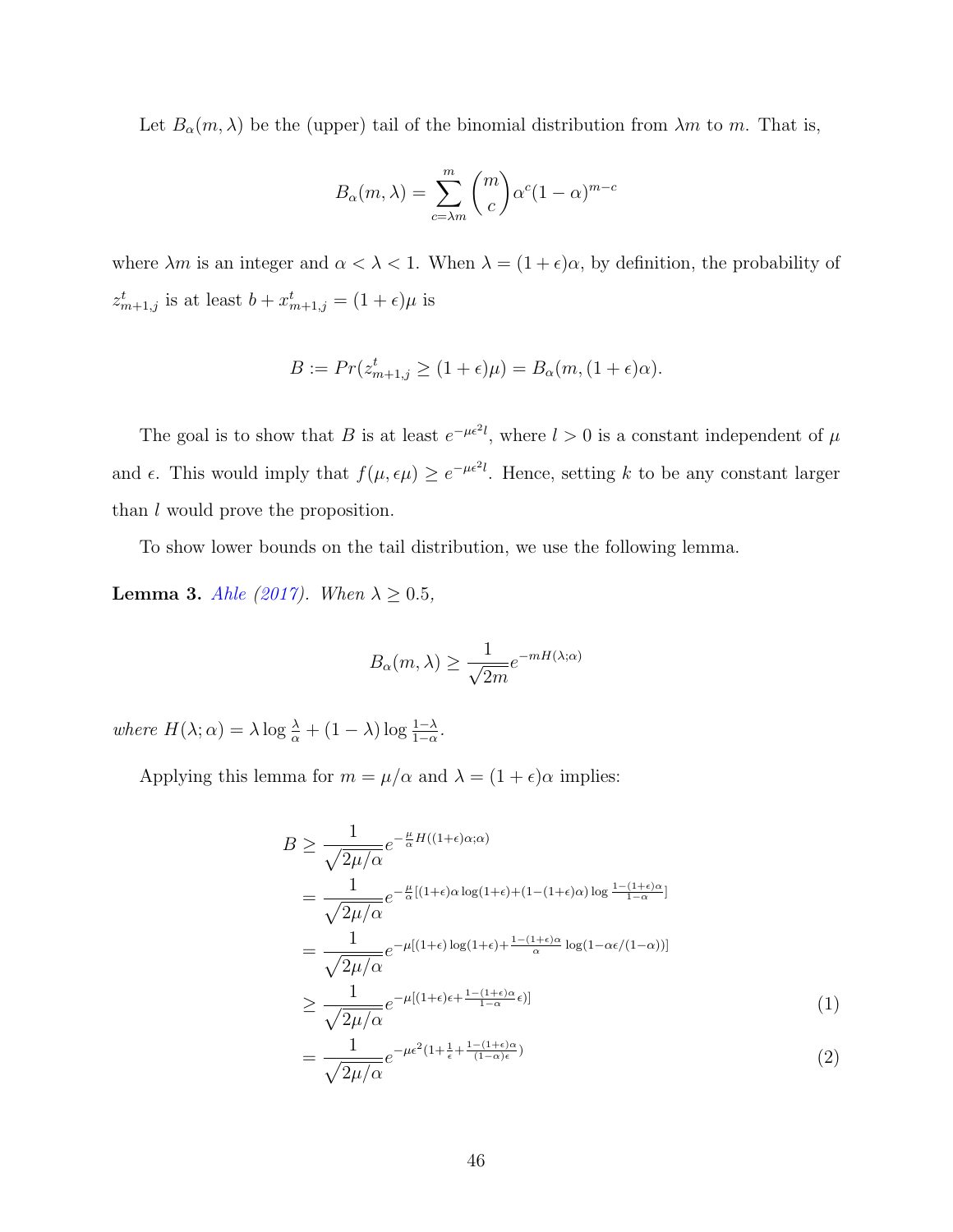Let $B_\alpha(m, \lambda)$ be the (upper) tail of the binomial distribution from $\lambda m$ to $m$. That is,

$$B_\alpha(m, \lambda) = \sum_{c=\lambda m}^{m} \binom{m}{c} \alpha^c (1-\alpha)^{m-c}$$

where $\lambda m$ is an integer and $\alpha < \lambda < 1$. When $\lambda = (1+\epsilon)\alpha$, by definition, the probability of $z^t_{m+1,j}$ is at least $b + x^t_{m+1,j} = (1+\epsilon)\mu$ is

$$B := Pr(z^t_{m+1,j} \geq (1+\epsilon)\mu) = B_\alpha(m, (1+\epsilon)\alpha).$$

The goal is to show that $B$ is at least $e^{-\mu\epsilon^2 l}$, where $l > 0$ is a constant independent of $\mu$ and $\epsilon$. This would imply that $f(\mu, \epsilon\mu) \geq e^{-\mu\epsilon^2 l}$. Hence, setting $k$ to be any constant larger than $l$ would prove the proposition.

To show lower bounds on the tail distribution, we use the following lemma.

**Lemma 3.** Ahle (2017). *When $\lambda \geq 0.5$,*

$$B_\alpha(m, \lambda) \geq \frac{1}{\sqrt{2m}} e^{-mH(\lambda;\alpha)}$$

*where $H(\lambda; \alpha) = \lambda \log \frac{\lambda}{\alpha} + (1-\lambda) \log \frac{1-\lambda}{1-\alpha}$.*

Applying this lemma for $m = \mu/\alpha$ and $\lambda = (1+\epsilon)\alpha$ implies:

$$\begin{aligned}
B &\geq \frac{1}{\sqrt{2\mu/\alpha}} e^{-\frac{\mu}{\alpha} H((1+\epsilon)\alpha;\alpha)} \\
&= \frac{1}{\sqrt{2\mu/\alpha}} e^{-\frac{\mu}{\alpha}[(1+\epsilon)\alpha \log(1+\epsilon) + (1-(1+\epsilon)\alpha) \log \frac{1-(1+\epsilon)\alpha}{1-\alpha}]} \\
&= \frac{1}{\sqrt{2\mu/\alpha}} e^{-\mu[(1+\epsilon)\log(1+\epsilon) + \frac{1-(1+\epsilon)\alpha}{\alpha} \log(1-\alpha\epsilon/(1-\alpha))]} \\
&\geq \frac{1}{\sqrt{2\mu/\alpha}} e^{-\mu[(1+\epsilon)\epsilon + \frac{1-(1+\epsilon)\alpha}{1-\alpha}\epsilon)]} && (1) \\
&= \frac{1}{\sqrt{2\mu/\alpha}} e^{-\mu\epsilon^2(1+\frac{1}{\epsilon}+\frac{1-(1+\epsilon)\alpha}{(1-\alpha)\epsilon})} && (2)
\end{aligned}$$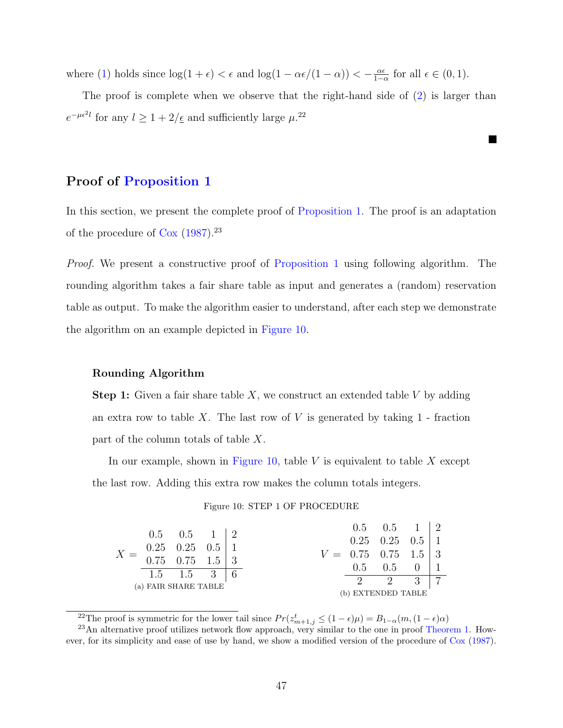where (1) holds since $\log(1+\epsilon) < \epsilon$ and $\log(1 - \alpha\epsilon/(1-\alpha)) < -\frac{\alpha\epsilon}{1-\alpha}$ for all $\epsilon \in (0, 1)$.

The proof is complete when we observe that the right-hand side of (2) is larger than $e^{-\mu\epsilon^2 l}$ for any $l \geq 1 + 2/\underline{\epsilon}$ and sufficiently large $\mu$.[22]

■

## Proof of Proposition 1

In this section, we present the complete proof of Proposition 1. The proof is an adaptation of the procedure of Cox (1987).[23]

*Proof.* We present a constructive proof of Proposition 1 using following algorithm. The rounding algorithm takes a fair share table as input and generates a (random) reservation table as output. To make the algorithm easier to understand, after each step we demonstrate the algorithm on an example depicted in Figure 10.

**Rounding Algorithm**

**Step 1:** Given a fair share table $X$, we construct an extended table $V$ by adding an extra row to table $X$. The last row of $V$ is generated by taking 1 - fraction part of the column totals of table $X$.

In our example, shown in Figure 10, table $V$ is equivalent to table $X$ except the last row. Adding this extra row makes the column totals integers.

Figure 10: STEP 1 OF PROCEDURE

$$X = \begin{array}{ccc|c} 0.5 & 0.5 & 1 & 2 \\ 0.25 & 0.25 & 0.5 & 1 \\ 0.75 & 0.75 & 1.5 & 3 \\ \hline 1.5 & 1.5 & 3 & 6 \end{array}$$

(a) FAIR SHARE TABLE

$$V = \begin{array}{ccc|c} 0.5 & 0.5 & 1 & 2 \\ 0.25 & 0.25 & 0.5 & 1 \\ 0.75 & 0.75 & 1.5 & 3 \\ 0.5 & 0.5 & 0 & 1 \\ \hline 2 & 2 & 3 & 7 \end{array}$$

(b) EXTENDED TABLE

[22] The proof is symmetric for the lower tail since $Pr(z^t_{m+1,j} \leq (1-\epsilon)\mu) = B_{1-\alpha}(m, (1-\epsilon)\alpha)$

[23] An alternative proof utilizes network flow approach, very similar to the one in proof Theorem 1. However, for its simplicity and ease of use by hand, we show a modified version of the procedure of Cox (1987).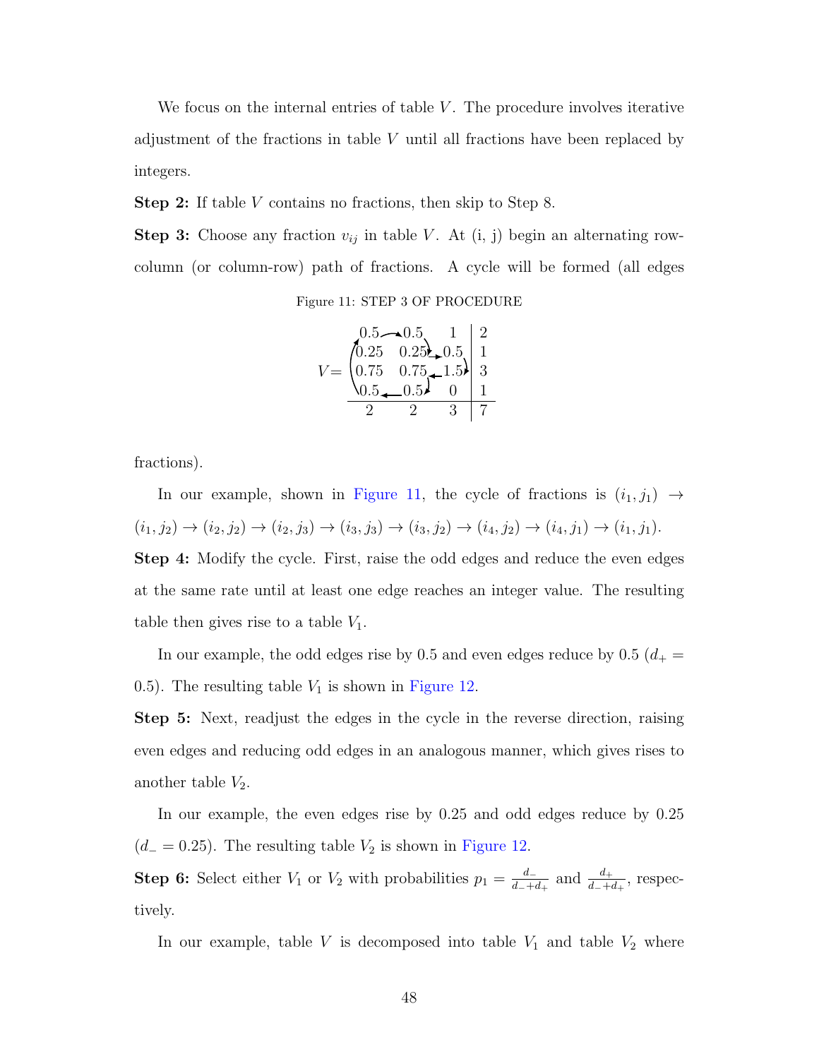We focus on the internal entries of table $V$. The procedure involves iterative adjustment of the fractions in table $V$ until all fractions have been replaced by integers.

**Step 2:** If table $V$ contains no fractions, then skip to Step 8.

**Step 3:** Choose any fraction $v_{ij}$ in table $V$. At (i, j) begin an alternating row-column (or column-row) path of fractions. A cycle will be formed (all edges fractions).

Figure 11: STEP 3 OF PROCEDURE

$$V = \left(\begin{array}{ccc|c} 0.5 & 0.5 & 1 & 2 \\ 0.25 & 0.25 & 0.5 & 1 \\ 0.75 & 0.75 & 1.5 & 3 \\ 0.5 & 0.5 & 0 & 1 \\ \hline 2 & 2 & 3 & 7 \end{array}\right)$$

In our example, shown in Figure 11, the cycle of fractions is $(i_1, j_1) \rightarrow (i_1, j_2) \rightarrow (i_2, j_2) \rightarrow (i_2, j_3) \rightarrow (i_3, j_3) \rightarrow (i_3, j_2) \rightarrow (i_4, j_2) \rightarrow (i_4, j_1) \rightarrow (i_1, j_1)$.

**Step 4:** Modify the cycle. First, raise the odd edges and reduce the even edges at the same rate until at least one edge reaches an integer value. The resulting table then gives rise to a table $V_1$.

In our example, the odd edges rise by 0.5 and even edges reduce by 0.5 ($d_+ = 0.5$). The resulting table $V_1$ is shown in Figure 12.

**Step 5:** Next, readjust the edges in the cycle in the reverse direction, raising even edges and reducing odd edges in an analogous manner, which gives rises to another table $V_2$.

In our example, the even edges rise by 0.25 and odd edges reduce by 0.25 ($d_- = 0.25$). The resulting table $V_2$ is shown in Figure 12.

**Step 6:** Select either $V_1$ or $V_2$ with probabilities $p_1 = \frac{d_-}{d_- + d_+}$ and $\frac{d_+}{d_- + d_+}$, respectively.

In our example, table $V$ is decomposed into table $V_1$ and table $V_2$ where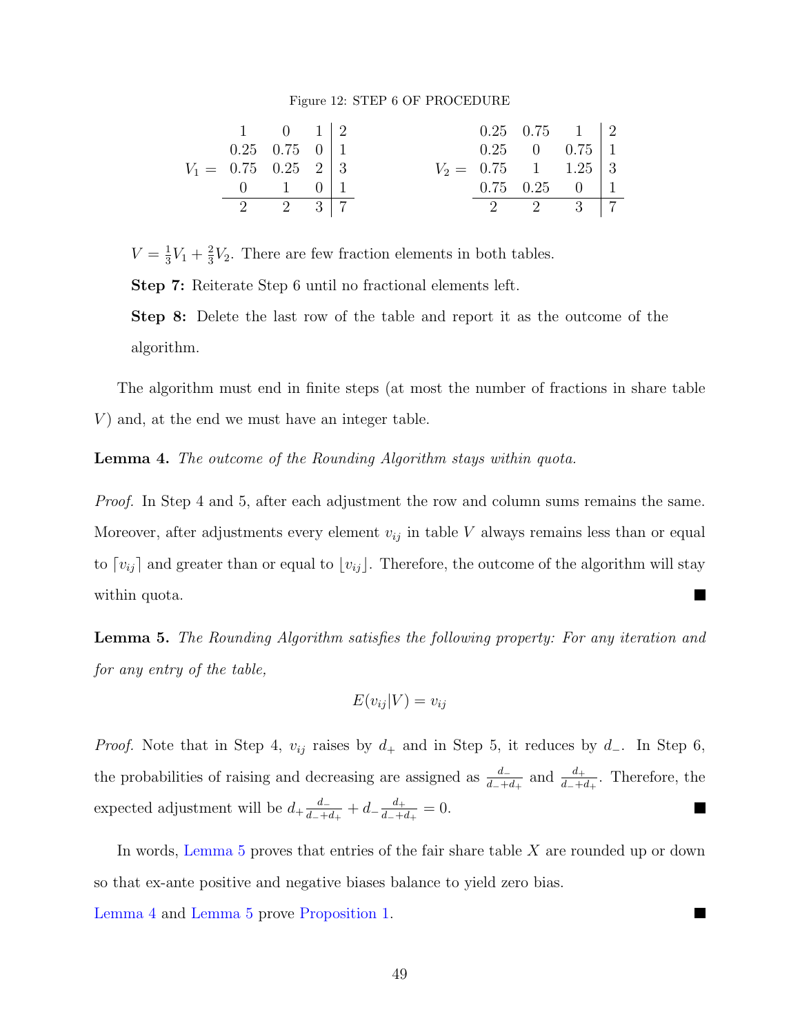Figure 12: STEP 6 OF PROCEDURE

$$V_1 = \begin{array}{ccc|c} 1 & 0 & 1 & 2 \\ 0.25 & 0.75 & 0 & 1 \\ 0.75 & 0.25 & 2 & 3 \\ 0 & 1 & 0 & 1 \\ \hline 2 & 2 & 3 & 7 \end{array} \qquad V_2 = \begin{array}{ccc|c} 0.25 & 0.75 & 1 & 2 \\ 0.25 & 0 & 0.75 & 1 \\ 0.75 & 1 & 1.25 & 3 \\ 0.75 & 0.25 & 0 & 1 \\ \hline 2 & 2 & 3 & 7 \end{array}$$

$V = \frac{1}{3}V_1 + \frac{2}{3}V_2$. There are few fraction elements in both tables.

**Step 7:** Reiterate Step 6 until no fractional elements left.

**Step 8:** Delete the last row of the table and report it as the outcome of the algorithm.

The algorithm must end in finite steps (at most the number of fractions in share table $V$) and, at the end we must have an integer table.

**Lemma 4.** *The outcome of the Rounding Algorithm stays within quota.*

*Proof.* In Step 4 and 5, after each adjustment the row and column sums remains the same. Moreover, after adjustments every element $v_{ij}$ in table $V$ always remains less than or equal to $\lceil v_{ij} \rceil$ and greater than or equal to $\lfloor v_{ij} \rfloor$. Therefore, the outcome of the algorithm will stay within quota. ∎

**Lemma 5.** *The Rounding Algorithm satisfies the following property: For any iteration and for any entry of the table,*

$$E(v_{ij}|V) = v_{ij}$$

*Proof.* Note that in Step 4, $v_{ij}$ raises by $d_+$ and in Step 5, it reduces by $d_-$. In Step 6, the probabilities of raising and decreasing are assigned as $\frac{d_-}{d_- + d_+}$ and $\frac{d_+}{d_- + d_+}$. Therefore, the expected adjustment will be $d_+ \frac{d_-}{d_- + d_+} + d_- \frac{d_+}{d_- + d_+} = 0$. ∎

In words, Lemma 5 proves that entries of the fair share table $X$ are rounded up or down so that ex-ante positive and negative biases balance to yield zero bias.

Lemma 4 and Lemma 5 prove Proposition 1. ∎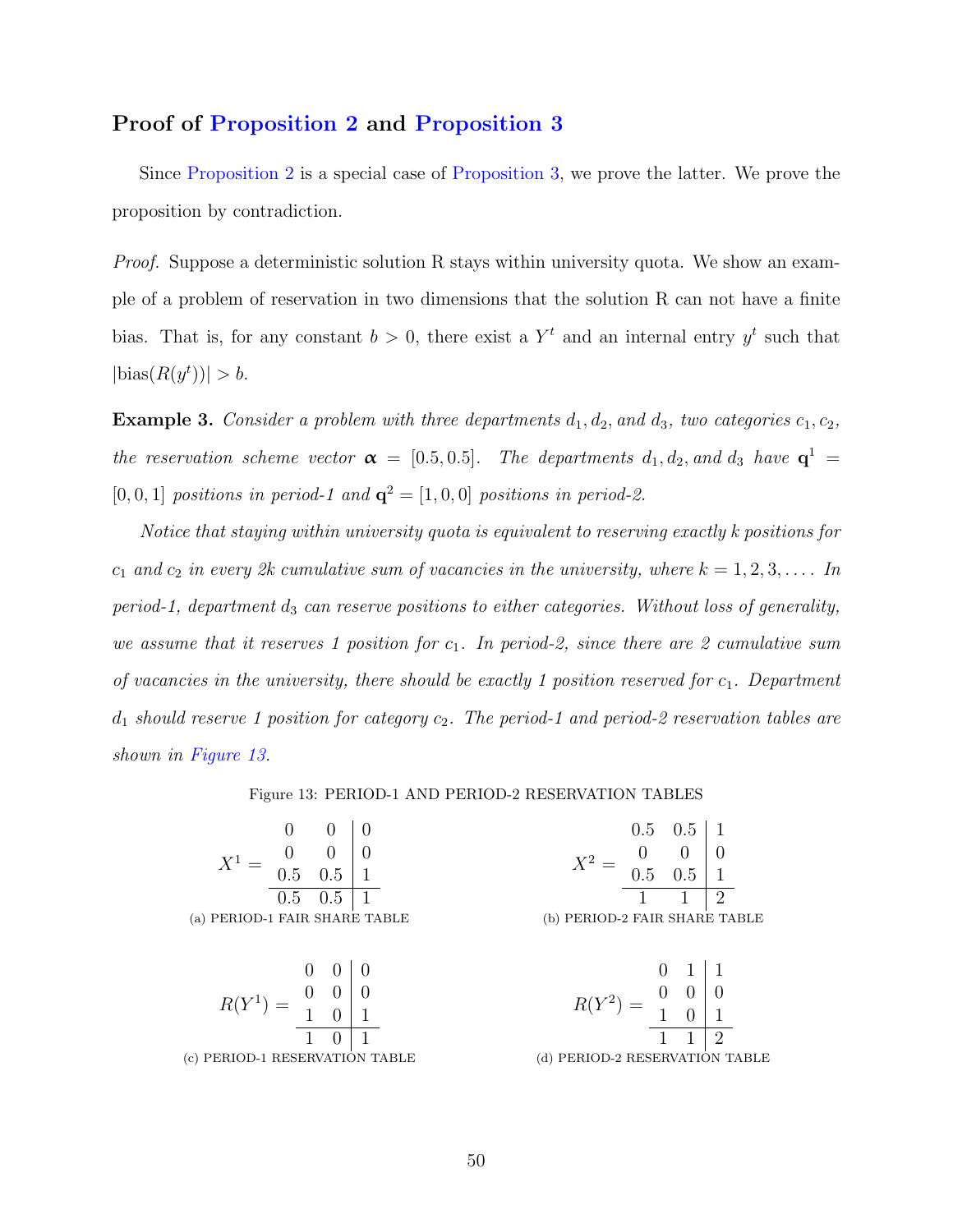## Proof of Proposition 2 and Proposition 3

Since Proposition 2 is a special case of Proposition 3, we prove the latter. We prove the proposition by contradiction.

*Proof.* Suppose a deterministic solution R stays within university quota. We show an example of a problem of reservation in two dimensions that the solution R can not have a finite bias. That is, for any constant $b > 0$, there exist a $Y^t$ and an internal entry $y^t$ such that $|\text{bias}(R(y^t))| > b$.

**Example 3.** *Consider a problem with three departments $d_1, d_2$, and $d_3$, two categories $c_1, c_2$, the reservation scheme vector $\boldsymbol{\alpha} = [0.5, 0.5]$. The departments $d_1, d_2$, and $d_3$ have $\mathbf{q}^1 = [0, 0, 1]$ positions in period-1 and $\mathbf{q}^2 = [1, 0, 0]$ positions in period-2.*

*Notice that staying within university quota is equivalent to reserving exactly k positions for $c_1$ and $c_2$ in every 2k cumulative sum of vacancies in the university, where $k = 1, 2, 3, \ldots$. In period-1, department $d_3$ can reserve positions to either categories. Without loss of generality, we assume that it reserves 1 position for $c_1$. In period-2, since there are 2 cumulative sum of vacancies in the university, there should be exactly 1 position reserved for $c_1$. Department $d_1$ should reserve 1 position for category $c_2$. The period-1 and period-2 reservation tables are shown in Figure 13.*

Figure 13: PERIOD-1 AND PERIOD-2 RESERVATION TABLES

$$X^1 = \begin{array}{cc|c} 0 & 0 & 0 \\ 0 & 0 & 0 \\ 0.5 & 0.5 & 1 \\ \hline 0.5 & 0.5 & 1 \end{array}$$

(a) PERIOD-1 FAIR SHARE TABLE

$$X^2 = \begin{array}{cc|c} 0.5 & 0.5 & 1 \\ 0 & 0 & 0 \\ 0.5 & 0.5 & 1 \\ \hline 1 & 1 & 2 \end{array}$$

(b) PERIOD-2 FAIR SHARE TABLE

$$R(Y^1) = \begin{array}{cc|c} 0 & 0 & 0 \\ 0 & 0 & 0 \\ 1 & 0 & 1 \\ \hline 1 & 0 & 1 \end{array}$$

(c) PERIOD-1 RESERVATION TABLE

$$R(Y^2) = \begin{array}{cc|c} 0 & 1 & 1 \\ 0 & 0 & 0 \\ 1 & 0 & 1 \\ \hline 1 & 1 & 2 \end{array}$$

(d) PERIOD-2 RESERVATION TABLE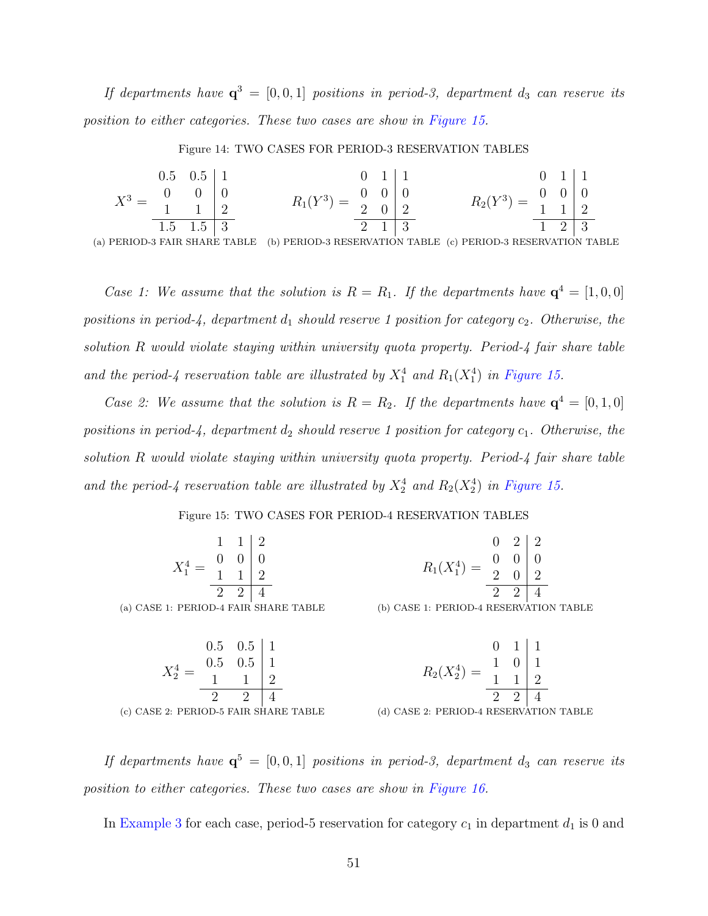*If departments have $\mathbf{q}^3 = [0, 0, 1]$ positions in period-3, department $d_3$ can reserve its position to either categories. These two cases are show in Figure 15.*

Figure 14: TWO CASES FOR PERIOD-3 RESERVATION TABLES

$$X^3 = \begin{array}{cc|c} 0.5 & 0.5 & 1 \\ 0 & 0 & 0 \\ 1 & 1 & 2 \\ \hline 1.5 & 1.5 & 3 \end{array}$$

(a) PERIOD-3 FAIR SHARE TABLE

$$R_1(Y^3) = \begin{array}{cc|c} 0 & 1 & 1 \\ 0 & 0 & 0 \\ 2 & 0 & 2 \\ \hline 2 & 1 & 3 \end{array}$$

(b) PERIOD-3 RESERVATION TABLE

$$R_2(Y^3) = \begin{array}{cc|c} 0 & 1 & 1 \\ 0 & 0 & 0 \\ 1 & 1 & 2 \\ \hline 1 & 2 & 3 \end{array}$$

(c) PERIOD-3 RESERVATION TABLE

*Case 1: We assume that the solution is $R = R_1$. If the departments have $\mathbf{q}^4 = [1, 0, 0]$ positions in period-4, department $d_1$ should reserve 1 position for category $c_2$. Otherwise, the solution $R$ would violate staying within university quota property. Period-4 fair share table and the period-4 reservation table are illustrated by $X_1^4$ and $R_1(X_1^4)$ in Figure 15.*

*Case 2: We assume that the solution is $R = R_2$. If the departments have $\mathbf{q}^4 = [0, 1, 0]$ positions in period-4, department $d_2$ should reserve 1 position for category $c_1$. Otherwise, the solution $R$ would violate staying within university quota property. Period-4 fair share table and the period-4 reservation table are illustrated by $X_2^4$ and $R_2(X_2^4)$ in Figure 15.*

Figure 15: TWO CASES FOR PERIOD-4 RESERVATION TABLES

$$X_1^4 = \begin{array}{cc|c} 1 & 1 & 2 \\ 0 & 0 & 0 \\ 1 & 1 & 2 \\ \hline 2 & 2 & 4 \end{array}$$

(a) CASE 1: PERIOD-4 FAIR SHARE TABLE

$$R_1(X_1^4) = \begin{array}{cc|c} 0 & 2 & 2 \\ 0 & 0 & 0 \\ 2 & 0 & 2 \\ \hline 2 & 2 & 4 \end{array}$$

(b) CASE 1: PERIOD-4 RESERVATION TABLE

$$X_2^4 = \begin{array}{cc|c} 0.5 & 0.5 & 1 \\ 0.5 & 0.5 & 1 \\ 1 & 1 & 2 \\ \hline 2 & 2 & 4 \end{array}$$

(c) CASE 2: PERIOD-5 FAIR SHARE TABLE

$$R_2(X_2^4) = \begin{array}{cc|c} 0 & 1 & 1 \\ 1 & 0 & 1 \\ 1 & 1 & 2 \\ \hline 2 & 2 & 4 \end{array}$$

(d) CASE 2: PERIOD-4 RESERVATION TABLE

*If departments have $\mathbf{q}^5 = [0, 0, 1]$ positions in period-3, department $d_3$ can reserve its position to either categories. These two cases are show in Figure 16.*

In Example 3 for each case, period-5 reservation for category $c_1$ in department $d_1$ is 0 and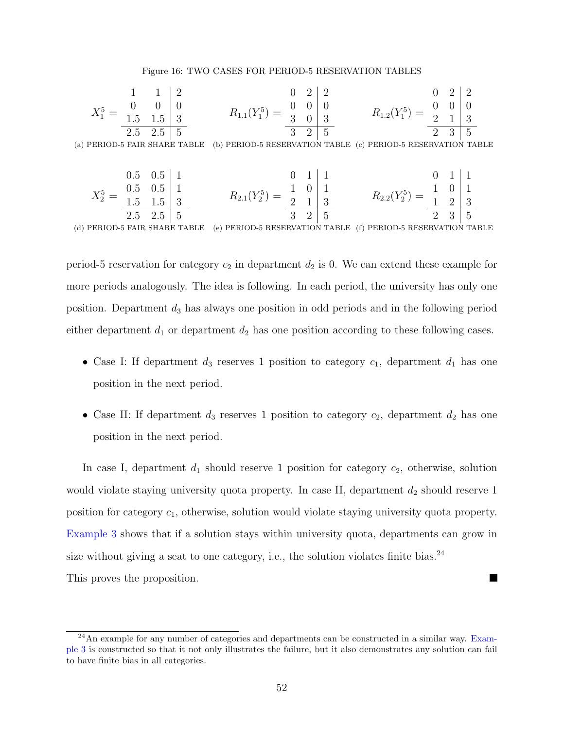Figure 16: TWO CASES FOR PERIOD-5 RESERVATION TABLES

$$X_1^5 = \begin{array}{cc|c} 1 & 1 & 2 \\ 0 & 0 & 0 \\ 1.5 & 1.5 & 3 \\ \hline 2.5 & 2.5 & 5 \end{array}$$

(a) PERIOD-5 FAIR SHARE TABLE

$$R_{1.1}(Y_1^5) = \begin{array}{cc|c} 0 & 2 & 2 \\ 0 & 0 & 0 \\ 3 & 0 & 3 \\ \hline 3 & 2 & 5 \end{array}$$

(b) PERIOD-5 RESERVATION TABLE

$$R_{1.2}(Y_1^5) = \begin{array}{cc|c} 0 & 2 & 2 \\ 0 & 0 & 0 \\ 2 & 1 & 3 \\ \hline 2 & 3 & 5 \end{array}$$

(c) PERIOD-5 RESERVATION TABLE

$$X_2^5 = \begin{array}{cc|c} 0.5 & 0.5 & 1 \\ 0.5 & 0.5 & 1 \\ 1.5 & 1.5 & 3 \\ \hline 2.5 & 2.5 & 5 \end{array}$$

(d) PERIOD-5 FAIR SHARE TABLE

$$R_{2.1}(Y_2^5) = \begin{array}{cc|c} 0 & 1 & 1 \\ 1 & 0 & 1 \\ 2 & 1 & 3 \\ \hline 3 & 2 & 5 \end{array}$$

(e) PERIOD-5 RESERVATION TABLE

$$R_{2.2}(Y_2^5) = \begin{array}{cc|c} 0 & 1 & 1 \\ 1 & 0 & 1 \\ 1 & 2 & 3 \\ \hline 2 & 3 & 5 \end{array}$$

(f) PERIOD-5 RESERVATION TABLE

period-5 reservation for category $c_2$ in department $d_2$ is 0. We can extend these example for more periods analogously. The idea is following. In each period, the university has only one position. Department $d_3$ has always one position in odd periods and in the following period either department $d_1$ or department $d_2$ has one position according to these following cases.

- Case I: If department $d_3$ reserves 1 position to category $c_1$, department $d_1$ has one position in the next period.
- Case II: If department $d_3$ reserves 1 position to category $c_2$, department $d_2$ has one position in the next period.

In case I, department $d_1$ should reserve 1 position for category $c_2$, otherwise, solution would violate staying university quota property. In case II, department $d_2$ should reserve 1 position for category $c_1$, otherwise, solution would violate staying university quota property. Example 3 shows that if a solution stays within university quota, departments can grow in size without giving a seat to one category, i.e., the solution violates finite bias.[24]

This proves the proposition. ■

[24] An example for any number of categories and departments can be constructed in a similar way. Example 3 is constructed so that it not only illustrates the failure, but it also demonstrates any solution can fail to have finite bias in all categories.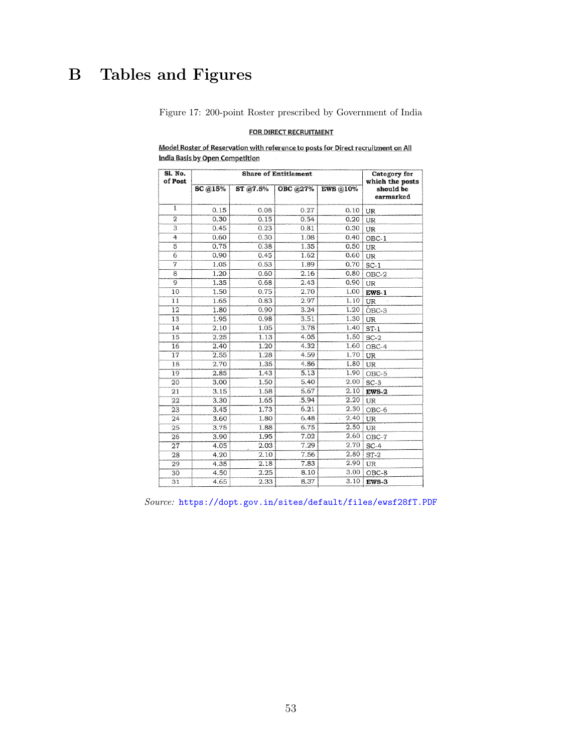# B Tables and Figures

Figure 17: 200-point Roster prescribed by Government of India

**FOR DIRECT RECRUITMENT**

**Model Roster of Reservation with reference to posts for Direct recruitment on All India Basis by Open Competition**

| Sl. No. of Post | Share of Entitlement | | | | Category for which the posts should be earmarked |
|---|---|---|---|---|---|
| | SC @15% | ST @7.5% | OBC @27% | EWS @10% | |
| 1 | 0.15 | 0.08 | 0.27 | 0.10 | UR |
| 2 | 0.30 | 0.15 | 0.54 | 0.20 | UR |
| 3 | 0.45 | 0.23 | 0.81 | 0.30 | UR |
| 4 | 0.60 | 0.30 | 1.08 | 0.40 | OBC-1 |
| 5 | 0.75 | 0.38 | 1.35 | 0.50 | UR |
| 6 | 0.90 | 0.45 | 1.62 | 0.60 | UR |
| 7 | 1.05 | 0.53 | 1.89 | 0.70 | SC-1 |
| 8 | 1.20 | 0.60 | 2.16 | 0.80 | OBC-2 |
| 9 | 1.35 | 0.68 | 2.43 | 0.90 | UR |
| 10 | 1.50 | 0.75 | 2.70 | 1.00 | **EWS-1** |
| 11 | 1.65 | 0.83 | 2.97 | 1.10 | UR |
| 12 | 1.80 | 0.90 | 3.24 | 1.20 | OBC-3 |
| 13 | 1.95 | 0.98 | 3.51 | 1.30 | UR |
| 14 | 2.10 | 1.05 | 3.78 | 1.40 | ST-1 |
| 15 | 2.25 | 1.13 | 4.05 | 1.50 | SC-2 |
| 16 | 2.40 | 1.20 | 4.32 | 1.60 | OBC-4 |
| 17 | 2.55 | 1.28 | 4.59 | 1.70 | UR |
| 18 | 2.70 | 1.35 | 4.86 | 1.80 | UR |
| 19 | 2.85 | 1.43 | 5.13 | 1.90 | OBC-5 |
| 20 | 3.00 | 1.50 | 5.40 | 2.00 | SC-3 |
| 21 | 3.15 | 1.58 | 5.67 | 2.10 | **EWS-2** |
| 22 | 3.30 | 1.65 | 5.94 | 2.20 | UR |
| 23 | 3.45 | 1.73 | 6.21 | 2.30 | OBC-6 |
| 24 | 3.60 | 1.80 | 6.48 | 2.40 | UR |
| 25 | 3.75 | 1.88 | 6.75 | 2.50 | UR |
| 26 | 3.90 | 1.95 | 7.02 | 2.60 | OBC-7 |
| 27 | 4.05 | 2.03 | 7.29 | 2.70 | SC-4 |
| 28 | 4.20 | 2.10 | 7.56 | 2.80 | ST-2 |
| 29 | 4.35 | 2.18 | 7.83 | 2.90 | UR |
| 30 | 4.50 | 2.25 | 8.10 | 3.00 | OBC-8 |
| 31 | 4.65 | 2.33 | 8.37 | 3.10 | **EWS-3** |

*Source:* https://dopt.gov.in/sites/default/files/ewsf28fT.PDF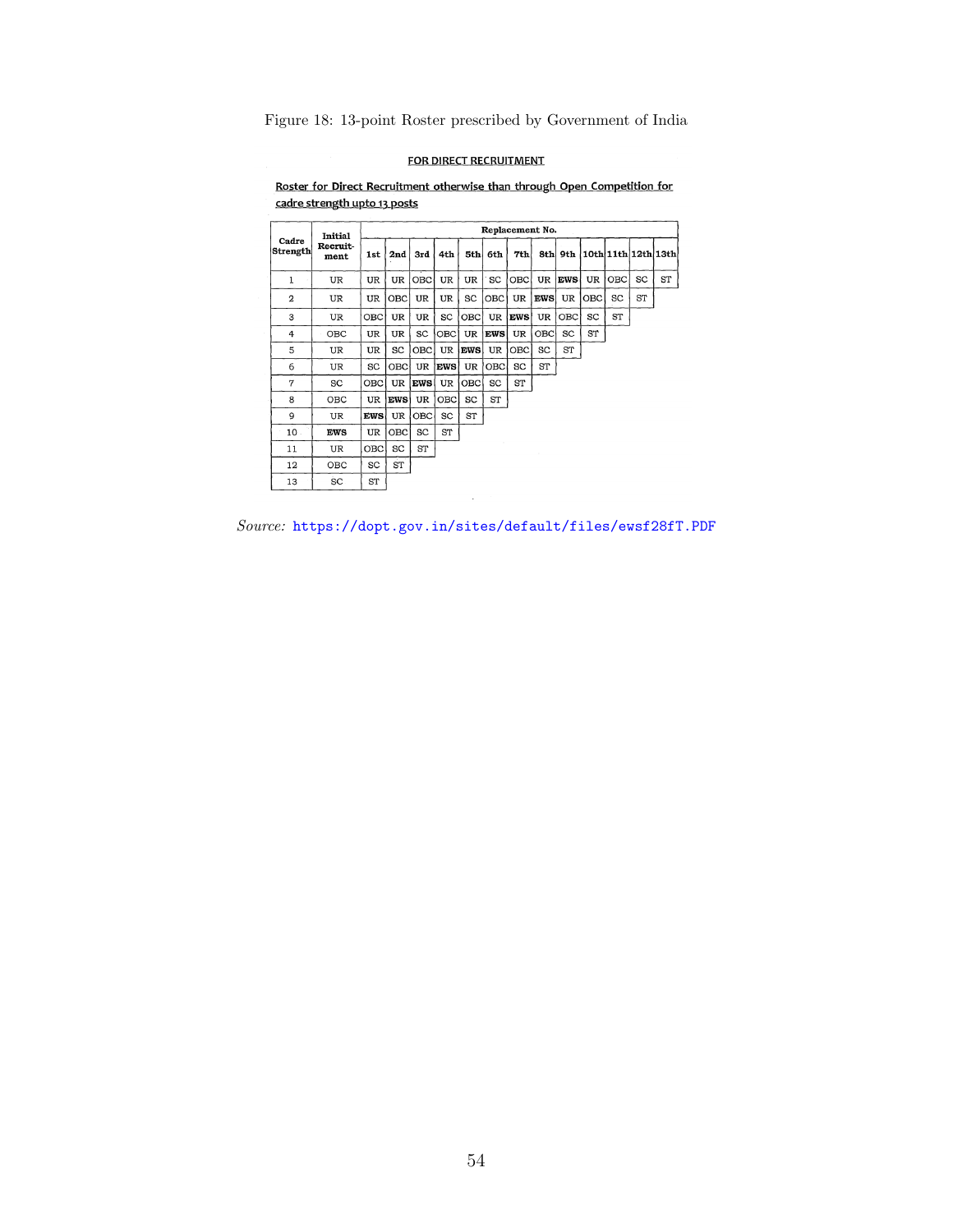Figure 18: 13-point Roster prescribed by Government of India

**FOR DIRECT RECRUITMENT**

**Roster for Direct Recruitment otherwise than through Open Competition for cadre strength upto 13 posts**

| Cadre Strength | Initial Recruit-ment | Replacement No. | | | | | | | | | | | | |
|---|---|---|---|---|---|---|---|---|---|---|---|---|---|---|
| | | 1st | 2nd | 3rd | 4th | 5th | 6th | 7th | 8th | 9th | 10th | 11th | 12th | 13th |
| 1 | UR | UR | UR | OBC | UR | UR | SC | OBC | UR | **EWS** | UR | OBC | SC | ST |
| 2 | UR | UR | OBC | UR | UR | SC | OBC | UR | **EWS** | UR | OBC | SC | ST | |
| 3 | UR | OBC | UR | UR | SC | OBC | UR | **EWS** | UR | OBC | SC | ST | | |
| 4 | OBC | UR | UR | SC | OBC | UR | **EWS** | UR | OBC | SC | ST | | | |
| 5 | UR | UR | SC | OBC | UR | **EWS** | UR | OBC | SC | ST | | | | |
| 6 | UR | SC | OBC | UR | **EWS** | UR | OBC | SC | ST | | | | | |
| 7 | SC | OBC | UR | **EWS** | UR | OBC | SC | ST | | | | | | |
| 8 | OBC | UR | **EWS** | UR | OBC | SC | ST | | | | | | | |
| 9 | UR | **EWS** | UR | OBC | SC | ST | | | | | | | | |
| 10 | **EWS** | UR | OBC | SC | ST | | | | | | | | | |
| 11 | UR | OBC | SC | ST | | | | | | | | | | |
| 12 | OBC | SC | ST | | | | | | | | | | | |
| 13 | SC | ST | | | | | | | | | | | | |

*Source:* https://dopt.gov.in/sites/default/files/ewsf28fT.PDF